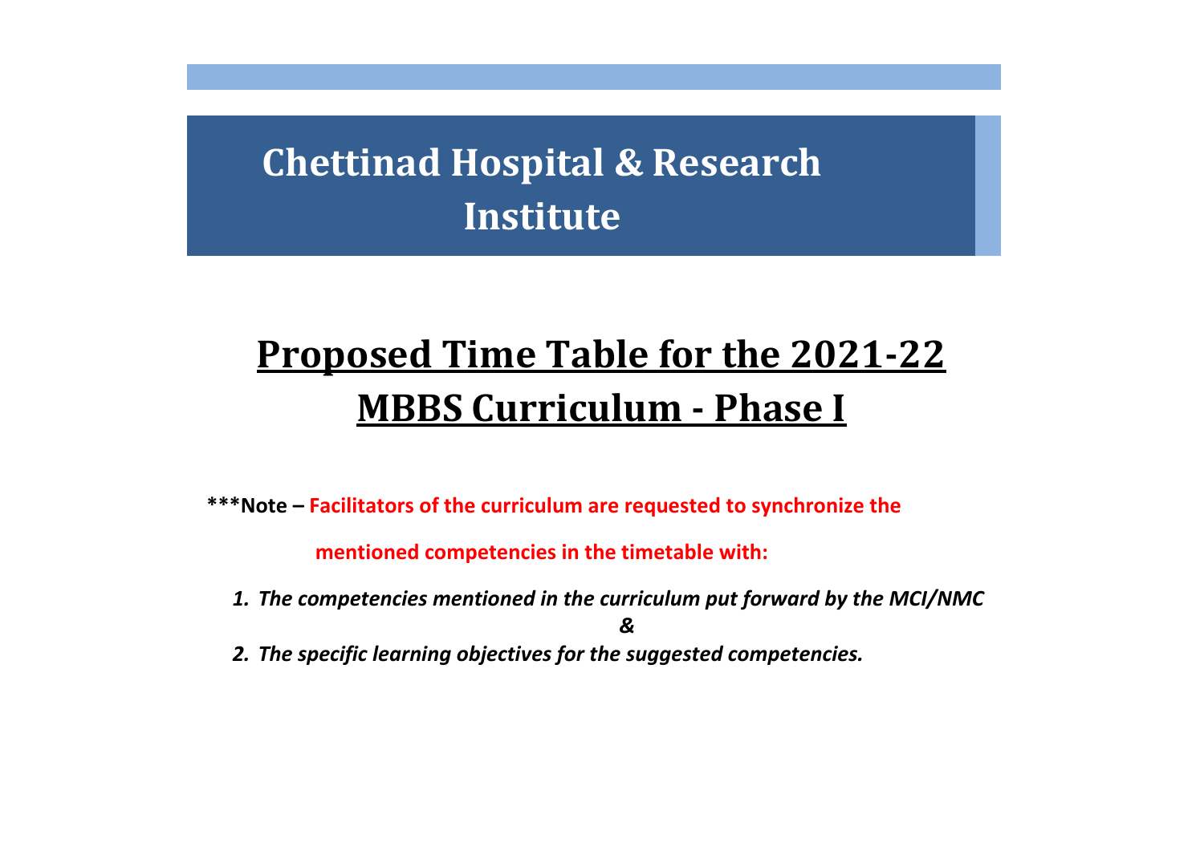# Chettinad Hospital & Research Institute

## Proposed Time Table for the 2021-22 MBBS Curriculum - Phase I

**\*\*\*Note – Facilitators of the curriculum are requested to synchronize the mentioned competencies in the timetable with:**

1. ***The competencies mentioned in the curriculum put forward by the MCI/NMC***

   ***&***

2. ***The specific learning objectives for the suggested competencies.***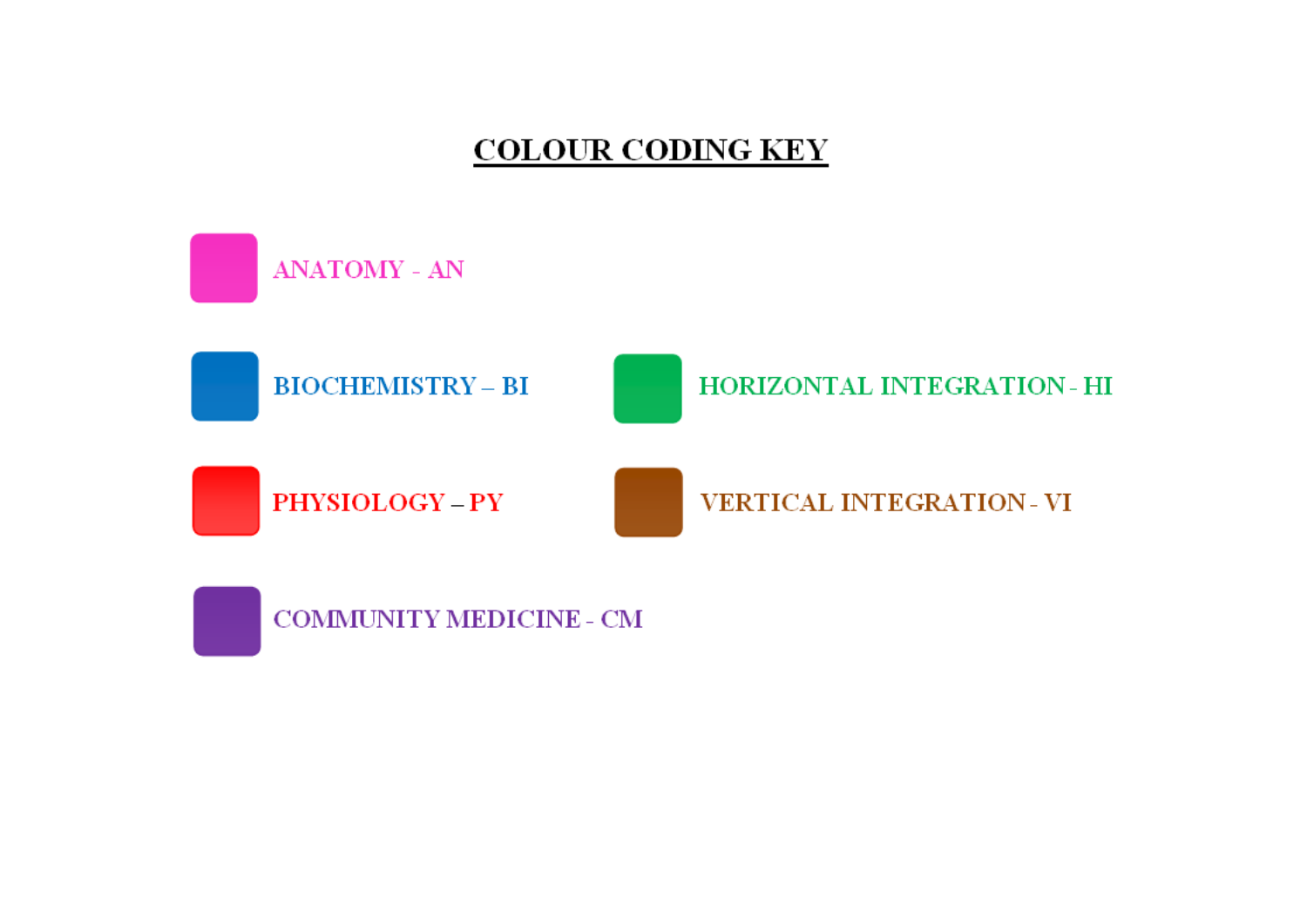# COLOUR CODING KEY

- ANATOMY - AN
- BIOCHEMISTRY – BI
- HORIZONTAL INTEGRATION - HI
- PHYSIOLOGY – PY
- VERTICAL INTEGRATION - VI
- COMMUNITY MEDICINE - CM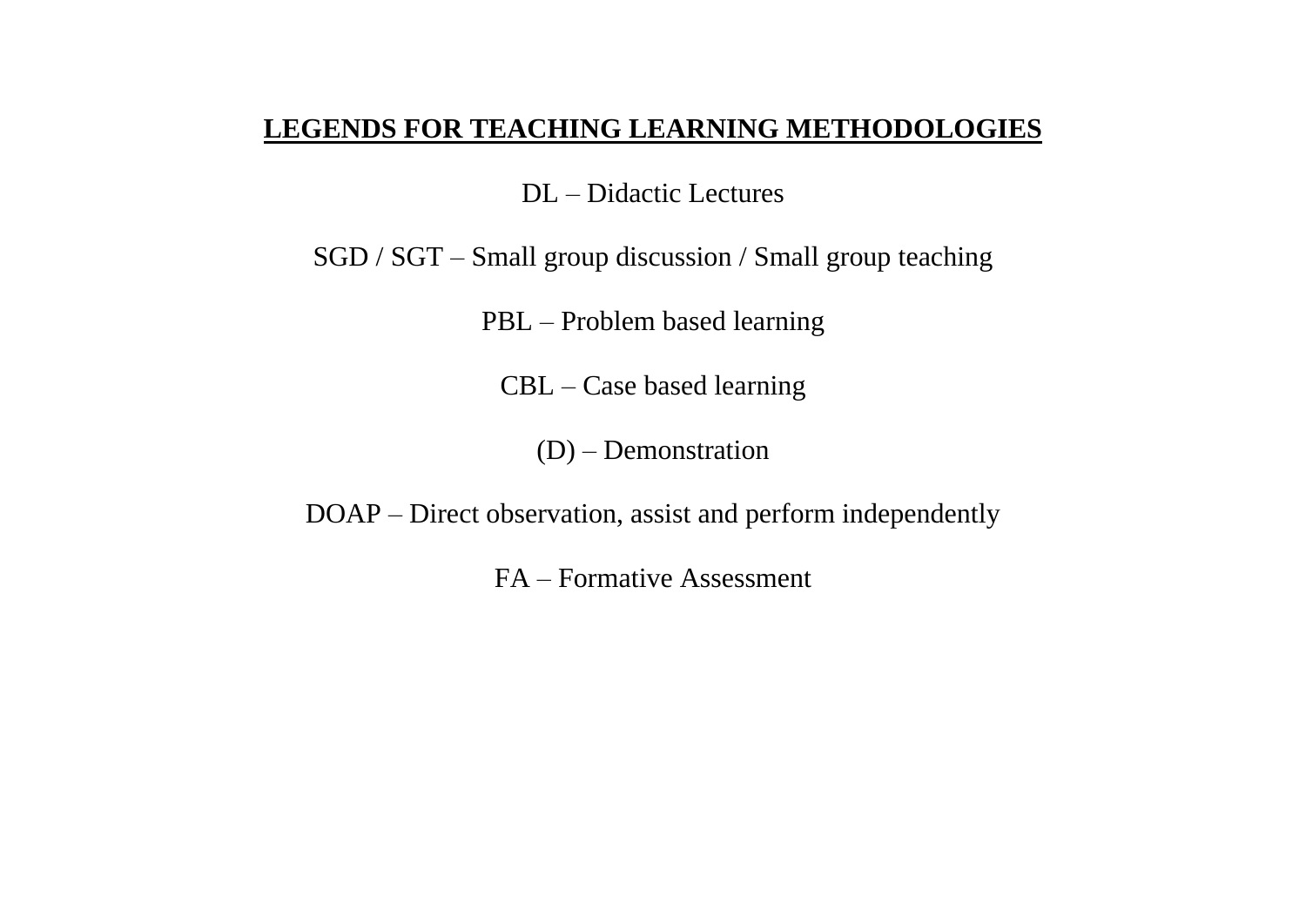## **LEGENDS FOR TEACHING LEARNING METHODOLOGIES**

DL – Didactic Lectures

SGD / SGT – Small group discussion / Small group teaching

PBL – Problem based learning

CBL – Case based learning

(D) – Demonstration

DOAP – Direct observation, assist and perform independently

FA – Formative Assessment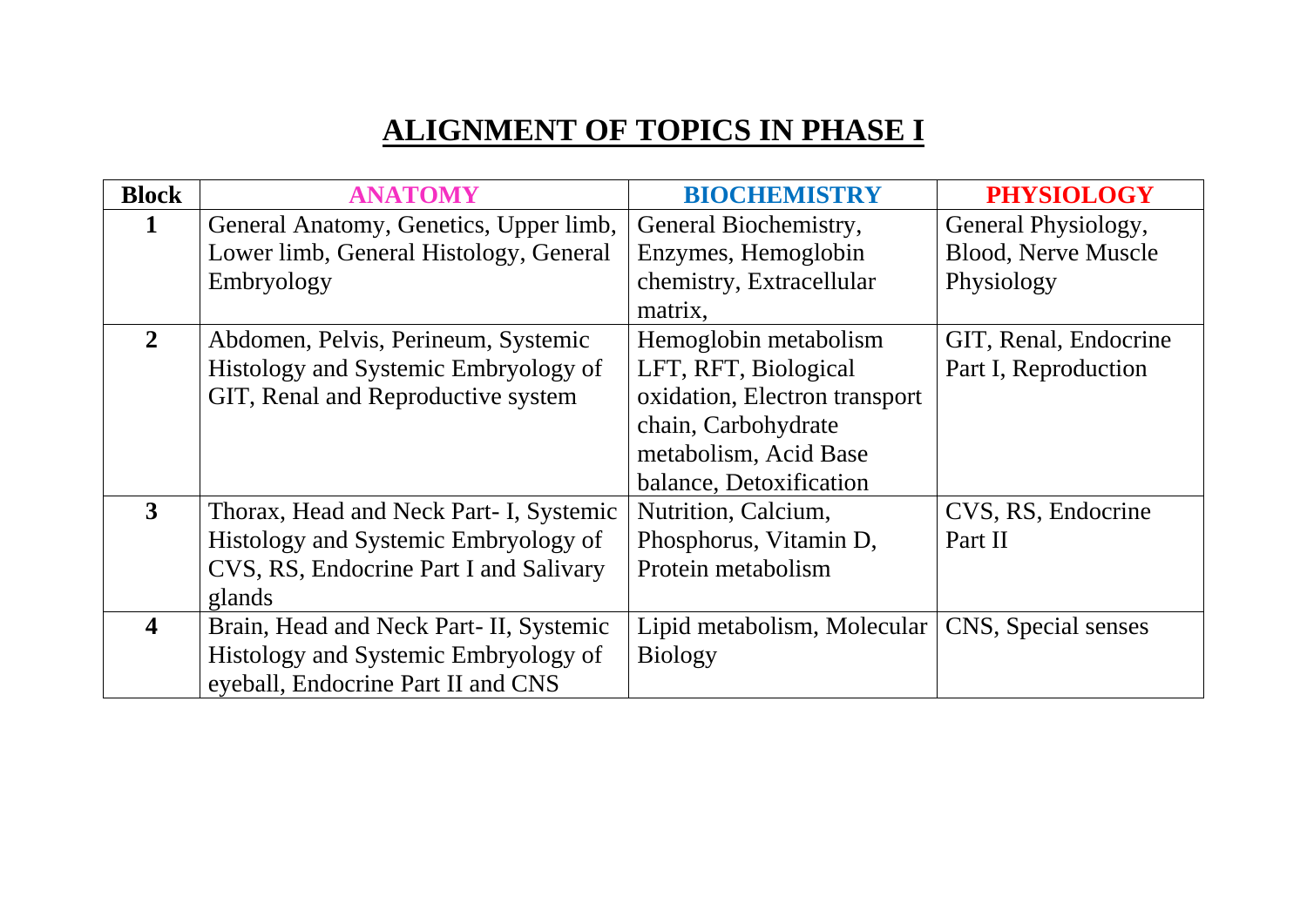# ALIGNMENT OF TOPICS IN PHASE I

| Block | ANATOMY | BIOCHEMISTRY | PHYSIOLOGY |
|---|---|---|---|
| 1 | General Anatomy, Genetics, Upper limb, Lower limb, General Histology, General Embryology | General Biochemistry, Enzymes, Hemoglobin chemistry, Extracellular matrix, | General Physiology, Blood, Nerve Muscle Physiology |
| 2 | Abdomen, Pelvis, Perineum, Systemic Histology and Systemic Embryology of GIT, Renal and Reproductive system | Hemoglobin metabolism LFT, RFT, Biological oxidation, Electron transport chain, Carbohydrate metabolism, Acid Base balance, Detoxification | GIT, Renal, Endocrine Part I, Reproduction |
| 3 | Thorax, Head and Neck Part- I, Systemic Histology and Systemic Embryology of CVS, RS, Endocrine Part I and Salivary glands | Nutrition, Calcium, Phosphorus, Vitamin D, Protein metabolism | CVS, RS, Endocrine Part II |
| 4 | Brain, Head and Neck Part- II, Systemic Histology and Systemic Embryology of eyeball, Endocrine Part II and CNS | Lipid metabolism, Molecular Biology | CNS, Special senses |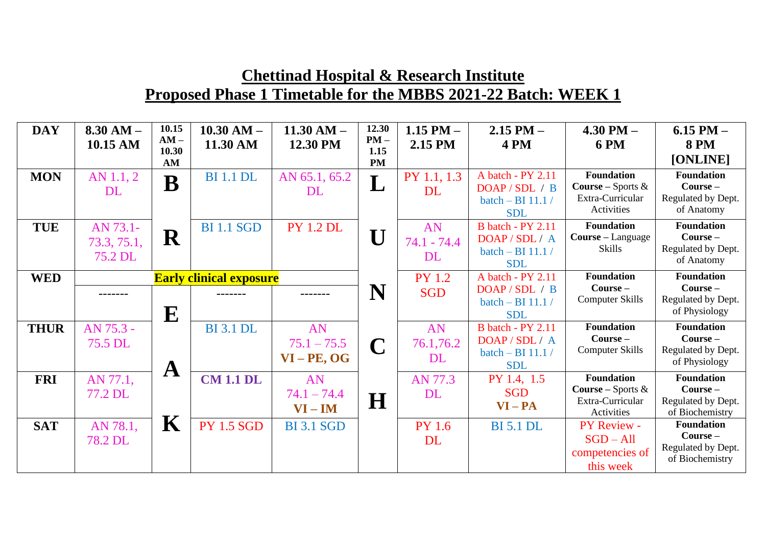# Chettinad Hospital & Research Institute

## Proposed Phase 1 Timetable for the MBBS 2021-22 Batch: WEEK 1

| DAY | 8.30 AM – 10.15 AM | 10.15 AM – 10.30 AM | 10.30 AM – 11.30 AM | 11.30 AM – 12.30 PM | 12.30 PM – 1.15 PM | 1.15 PM – 2.15 PM | 2.15 PM – 4 PM | 4.30 PM – 6 PM | 6.15 PM – 8 PM [ONLINE] |
|---|---|---|---|---|---|---|---|---|---|
| MON | AN 1.1, 2 DL | B | BI 1.1 DL | AN 65.1, 65.2 DL | L | PY 1.1, 1.3 DL | A batch - PY 2.11 DOAP / SDL / B batch – BI 11.1 / SDL | **Foundation Course** – Sports & Extra-Curricular Activities | **Foundation Course** – Regulated by Dept. of Anatomy |
| TUE | AN 73.1-73.3, 75.1, 75.2 DL | R | BI 1.1 SGD | PY 1.2 DL | U | AN 74.1 - 74.4 DL | B batch - PY 2.11 DOAP / SDL / A batch – BI 11.1 / SDL | **Foundation Course** – Language Skills | **Foundation Course** – Regulated by Dept. of Anatomy |
| WED | **Early clinical exposure** | | | | | PY 1.2 SGD | A batch - PY 2.11 DOAP / SDL / B batch – BI 11.1 / SDL | **Foundation Course** – Computer Skills | **Foundation Course** – Regulated by Dept. of Physiology |
| | ------- | E | ------- | ------- | N | | | | |
| THUR | AN 75.3 - 75.5 DL | | BI 3.1 DL | AN 75.1 – 75.5 **VI – PE, OG** | C | AN 76.1,76.2 DL | B batch - PY 2.11 DOAP / SDL / A batch – BI 11.1 / SDL | **Foundation Course** – Computer Skills | **Foundation Course** – Regulated by Dept. of Physiology |
| FRI | AN 77.1, 77.2 DL | A | **CM 1.1 DL** | AN 74.1 – 74.4 **VI – IM** | H | AN 77.3 DL | PY 1.4, 1.5 SGD **VI – PA** | **Foundation Course** – Sports & Extra-Curricular Activities | **Foundation Course** – Regulated by Dept. of Biochemistry |
| SAT | AN 78.1, 78.2 DL | K | PY 1.5 SGD | BI 3.1 SGD | | PY 1.6 DL | BI 5.1 DL | PY Review - SGD – All competencies of this week | **Foundation Course** – Regulated by Dept. of Biochemistry |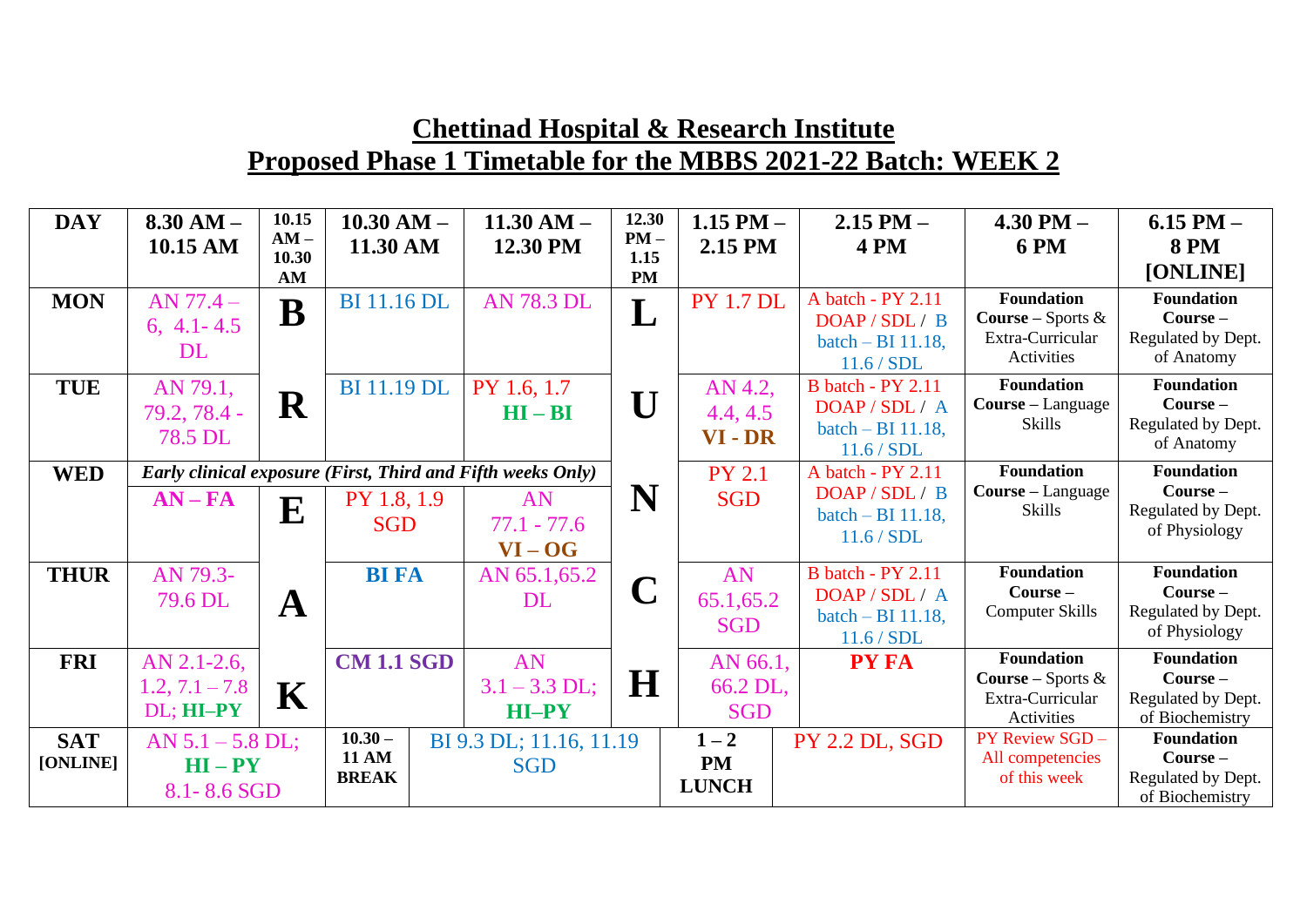# Chettinad Hospital & Research Institute

## Proposed Phase 1 Timetable for the MBBS 2021-22 Batch: WEEK 2

| DAY | 8.30 AM – 10.15 AM | 10.15 AM – 10.30 AM | 10.30 AM – 11.30 AM | 11.30 AM – 12.30 PM | 12.30 PM – 1.15 PM | 1.15 PM – 2.15 PM | 2.15 PM – 4 PM | 4.30 PM – 6 PM | 6.15 PM – 8 PM [ONLINE] |
|---|---|---|---|---|---|---|---|---|---|
| MON | AN 77.4 – 6, 4.1- 4.5 DL | B | BI 11.16 DL | AN 78.3 DL | L | PY 1.7 DL | A batch - PY 2.11 DOAP / SDL / B batch – BI 11.18, 11.6 / SDL | **Foundation Course** – Sports & Extra-Curricular Activities | **Foundation Course** – Regulated by Dept. of Anatomy |
| TUE | AN 79.1, 79.2, 78.4 - 78.5 DL | R | BI 11.19 DL | PY 1.6, 1.7 **HI – BI** | U | AN 4.2, 4.4, 4.5 **VI - DR** | B batch - PY 2.11 DOAP / SDL / A batch – BI 11.18, 11.6 / SDL | **Foundation Course** – Language Skills | **Foundation Course** – Regulated by Dept. of Anatomy |
| WED | ***Early clinical exposure (First, Third and Fifth weeks Only)*** | | | | N | PY 2.1 SGD | A batch - PY 2.11 DOAP / SDL / B batch – BI 11.18, 11.6 / SDL | **Foundation Course** – Language Skills | **Foundation Course** – Regulated by Dept. of Physiology |
| | **AN – FA** | E | PY 1.8, 1.9 SGD | AN 77.1 - 77.6 **VI – OG** | | | | | |
| THUR | AN 79.3- 79.6 DL | A | **BI FA** | AN 65.1,65.2 DL | C | AN 65.1,65.2 SGD | B batch - PY 2.11 DOAP / SDL / A batch – BI 11.18, 11.6 / SDL | **Foundation Course** – Computer Skills | **Foundation Course** – Regulated by Dept. of Physiology |
| FRI | AN 2.1-2.6, 1.2, 7.1 – 7.8 DL; **HI–PY** | K | **CM 1.1 SGD** | AN 3.1 – 3.3 DL; **HI–PY** | H | AN 66.1, 66.2 DL, SGD | **PY FA** | **Foundation Course** – Sports & Extra-Curricular Activities | **Foundation Course** – Regulated by Dept. of Biochemistry |
| SAT [ONLINE] | AN 5.1 – 5.8 DL; **HI – PY** 8.1- 8.6 SGD | | **10.30 – 11 AM BREAK** | BI 9.3 DL; 11.16, 11.19 SGD | | **1 – 2 PM LUNCH** | PY 2.2 DL, SGD | PY Review SGD – All competencies of this week | **Foundation Course** – Regulated by Dept. of Biochemistry |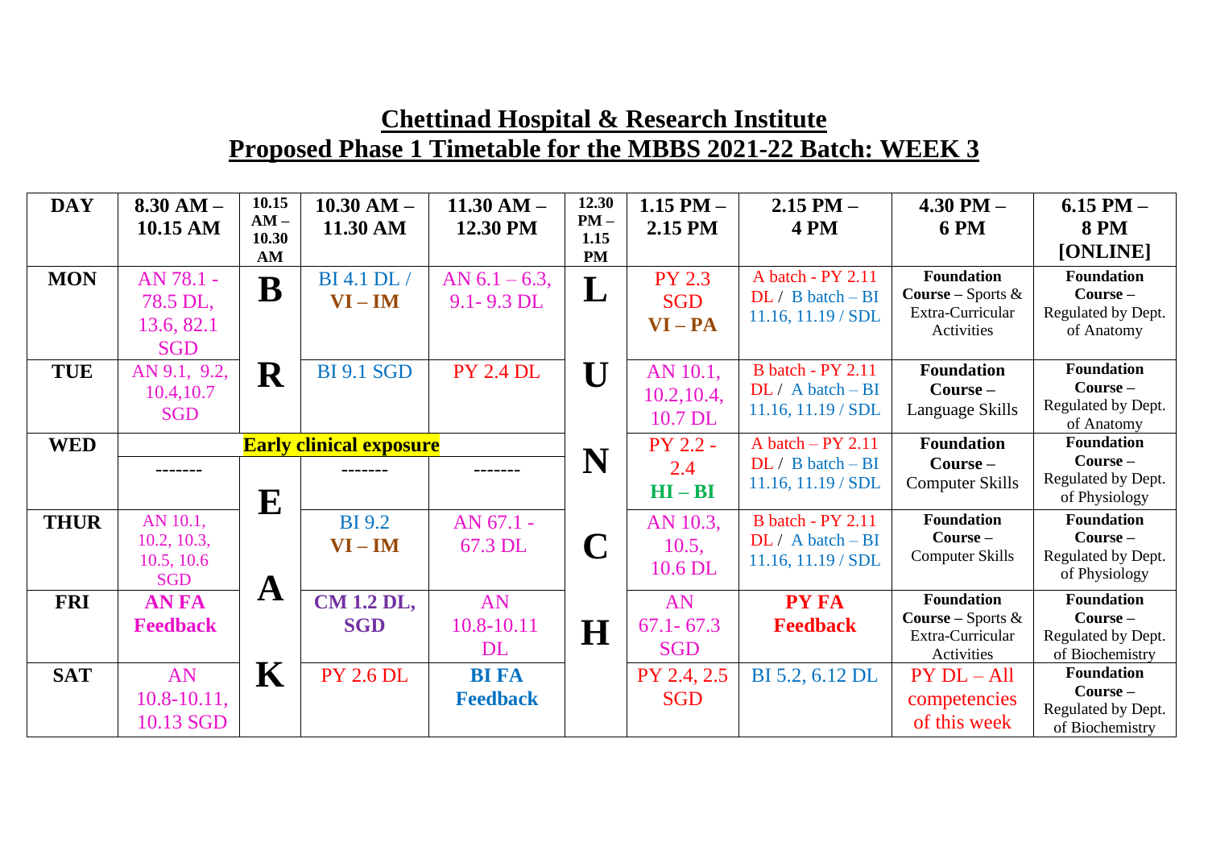## Chettinad Hospital & Research Institute
## Proposed Phase 1 Timetable for the MBBS 2021-22 Batch: WEEK 3

| DAY | 8.30 AM – 10.15 AM | 10.15 AM – 10.30 AM | 10.30 AM – 11.30 AM | 11.30 AM – 12.30 PM | 12.30 PM – 1.15 PM | 1.15 PM – 2.15 PM | 2.15 PM – 4 PM | 4.30 PM – 6 PM | 6.15 PM – 8 PM [ONLINE] |
|---|---|---|---|---|---|---|---|---|---|
| MON | AN 78.1 - 78.5 DL, 13.6, 82.1 SGD | B | BI 4.1 DL / **VI – IM** | AN 6.1 – 6.3, 9.1- 9.3 DL | L | PY 2.3 SGD **VI – PA** | A batch - PY 2.11 DL / B batch – BI 11.16, 11.19 / SDL | **Foundation Course** – Sports & Extra-Curricular Activities | **Foundation Course** – Regulated by Dept. of Anatomy |
| TUE | AN 9.1, 9.2, 10.4,10.7 SGD | R | BI 9.1 SGD | PY 2.4 DL | U | AN 10.1, 10.2,10.4, 10.7 DL | B batch - PY 2.11 DL / A batch – BI 11.16, 11.19 / SDL | **Foundation Course** – Language Skills | **Foundation Course** – Regulated by Dept. of Anatomy |
| WED | **Early clinical exposure** ------- | E | ------- | ------- | N | PY 2.2 - 2.4 **HI – BI** | A batch – PY 2.11 DL / B batch – BI 11.16, 11.19 / SDL | **Foundation Course** – Computer Skills | **Foundation Course** – Regulated by Dept. of Physiology |
| THUR | AN 10.1, 10.2, 10.3, 10.5, 10.6 SGD | A | BI 9.2 **VI – IM** | AN 67.1 - 67.3 DL | C | AN 10.3, 10.5, 10.6 DL | B batch - PY 2.11 DL / A batch – BI 11.16, 11.19 / SDL | **Foundation Course** – Computer Skills | **Foundation Course** – Regulated by Dept. of Physiology |
| FRI | **AN FA Feedback** | K | **CM 1.2 DL, SGD** | AN 10.8-10.11 DL | H | AN 67.1- 67.3 SGD | **PY FA Feedback** | **Foundation Course** – Sports & Extra-Curricular Activities | **Foundation Course** – Regulated by Dept. of Biochemistry |
| SAT | AN 10.8-10.11, 10.13 SGD | | PY 2.6 DL | **BI FA Feedback** | | PY 2.4, 2.5 SGD | BI 5.2, 6.12 DL | PY DL – All competencies of this week | **Foundation Course** – Regulated by Dept. of Biochemistry |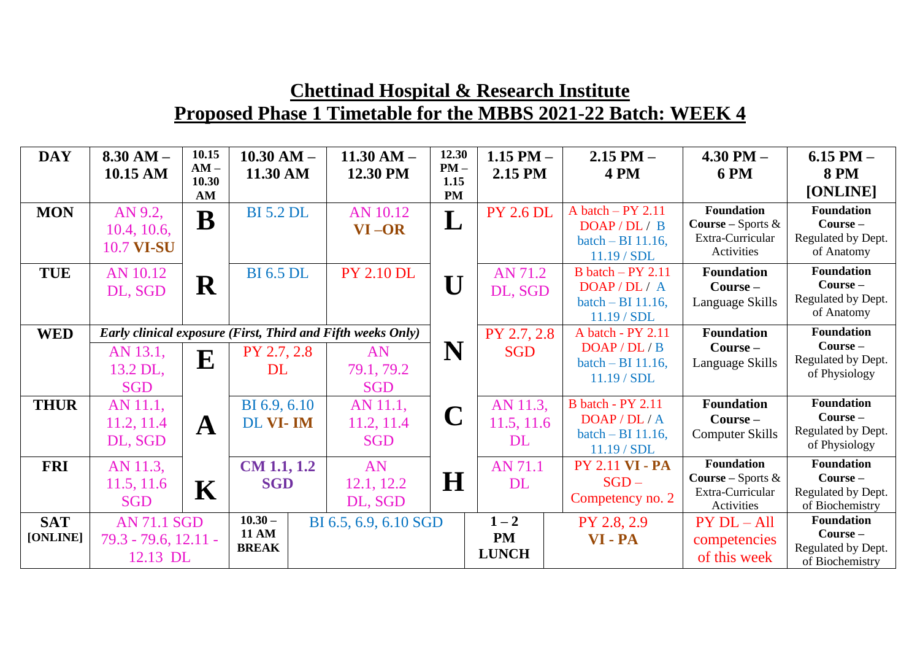## Chettinad Hospital & Research Institute
## Proposed Phase 1 Timetable for the MBBS 2021-22 Batch: WEEK 4

| DAY | 8.30 AM – 10.15 AM | 10.15 AM – 10.30 AM | 10.30 AM – 11.30 AM | 11.30 AM – 12.30 PM | 12.30 PM – 1.15 PM | 1.15 PM – 2.15 PM | 2.15 PM – 4 PM | 4.30 PM – 6 PM | 6.15 PM – 8 PM [ONLINE] |
|---|---|---|---|---|---|---|---|---|---|
| MON | AN 9.2, 10.4, 10.6, 10.7 **VI-SU** | B | BI 5.2 DL | AN 10.12 **VI –OR** | L | PY 2.6 DL | A batch – PY 2.11 DOAP / DL / B batch – BI 11.16, 11.19 / SDL | **Foundation Course** – Sports & Extra-Curricular Activities | **Foundation Course** – Regulated by Dept. of Anatomy |
| TUE | AN 10.12 DL, SGD | R | BI 6.5 DL | PY 2.10 DL | U | AN 71.2 DL, SGD | B batch – PY 2.11 DOAP / DL / A batch – BI 11.16, 11.19 / SDL | **Foundation Course** – Language Skills | **Foundation Course** – Regulated by Dept. of Anatomy |
| WED | *Early clinical exposure (First, Third and Fifth weeks Only)* AN 13.1, 13.2 DL, SGD | E | PY 2.7, 2.8 DL | AN 79.1, 79.2 SGD | N | PY 2.7, 2.8 SGD | A batch - PY 2.11 DOAP / DL / B batch – BI 11.16, 11.19 / SDL | **Foundation Course** – Language Skills | **Foundation Course** – Regulated by Dept. of Physiology |
| THUR | AN 11.1, 11.2, 11.4 DL, SGD | A | BI 6.9, 6.10 DL **VI- IM** | AN 11.1, 11.2, 11.4 SGD | C | AN 11.3, 11.5, 11.6 DL | B batch - PY 2.11 DOAP / DL / A batch – BI 11.16, 11.19 / SDL | **Foundation Course** – Computer Skills | **Foundation Course** – Regulated by Dept. of Physiology |
| FRI | AN 11.3, 11.5, 11.6 SGD | K | **CM 1.1, 1.2 SGD** | AN 12.1, 12.2 DL, SGD | H | AN 71.1 DL | PY 2.11 **VI - PA** SGD – Competency no. 2 | **Foundation Course** – Sports & Extra-Curricular Activities | **Foundation Course** – Regulated by Dept. of Biochemistry |
| SAT [ONLINE] | AN 71.1 SGD 79.3 - 79.6, 12.11 - 12.13 DL | | **10.30 – 11 AM BREAK** | BI 6.5, 6.9, 6.10 SGD | | **1 – 2 PM LUNCH** | PY 2.8, 2.9 **VI - PA** | PY DL – All competencies of this week | **Foundation Course** – Regulated by Dept. of Biochemistry |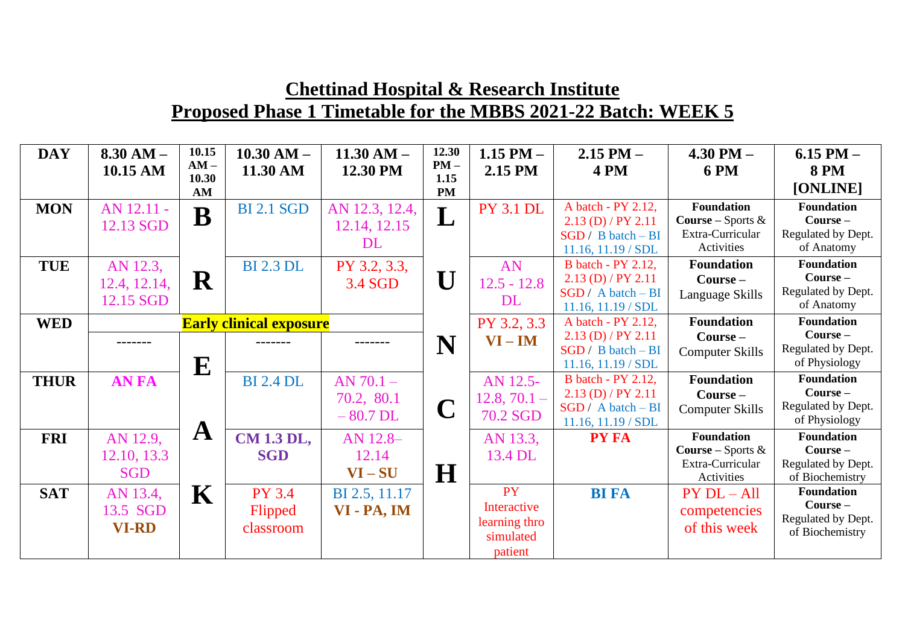# Chettinad Hospital & Research Institute
## Proposed Phase 1 Timetable for the MBBS 2021-22 Batch: WEEK 5

| DAY | 8.30 AM – 10.15 AM | 10.15 AM – 10.30 AM | 10.30 AM – 11.30 AM | 11.30 AM – 12.30 PM | 12.30 PM – 1.15 PM | 1.15 PM – 2.15 PM | 2.15 PM – 4 PM | 4.30 PM – 6 PM | 6.15 PM – 8 PM [ONLINE] |
|---|---|---|---|---|---|---|---|---|---|
| MON | AN 12.11 - 12.13 SGD | B | BI 2.1 SGD | AN 12.3, 12.4, 12.14, 12.15 DL | L | PY 3.1 DL | A batch - PY 2.12, 2.13 (D) / PY 2.11 SGD / B batch – BI 11.16, 11.19 / SDL | **Foundation Course** – Sports & Extra-Curricular Activities | **Foundation Course** – Regulated by Dept. of Anatomy |
| TUE | AN 12.3, 12.4, 12.14, 12.15 SGD | R | BI 2.3 DL | PY 3.2, 3.3, 3.4 SGD | U | AN 12.5 - 12.8 DL | B batch - PY 2.12, 2.13 (D) / PY 2.11 SGD / A batch – BI 11.16, 11.19 / SDL | **Foundation Course** – Language Skills | **Foundation Course** – Regulated by Dept. of Anatomy |
| WED | **Early clinical exposure** | | | | N | PY 3.2, 3.3 **VI – IM** | A batch - PY 2.12, 2.13 (D) / PY 2.11 SGD / B batch – BI 11.16, 11.19 / SDL | **Foundation Course** – Computer Skills | **Foundation Course** – Regulated by Dept. of Physiology |
| | ------- | E | ------- | ------- | | | | | |
| THUR | **AN FA** | | BI 2.4 DL | AN 70.1 – 70.2, 80.1 – 80.7 DL | C | AN 12.5-12.8, 70.1 – 70.2 SGD | B batch - PY 2.12, 2.13 (D) / PY 2.11 SGD / A batch – BI 11.16, 11.19 / SDL | **Foundation Course** – Computer Skills | **Foundation Course** – Regulated by Dept. of Physiology |
| FRI | AN 12.9, 12.10, 13.3 SGD | A | **CM 1.3 DL, SGD** | AN 12.8–12.14 **VI – SU** | H | AN 13.3, 13.4 DL | **PY FA** | **Foundation Course** – Sports & Extra-Curricular Activities | **Foundation Course** – Regulated by Dept. of Biochemistry |
| SAT | AN 13.4, 13.5 SGD **VI-RD** | K | PY 3.4 Flipped classroom | BI 2.5, 11.17 **VI - PA, IM** | | PY Interactive learning thro simulated patient | **BI FA** | PY DL – All competencies of this week | **Foundation Course** – Regulated by Dept. of Biochemistry |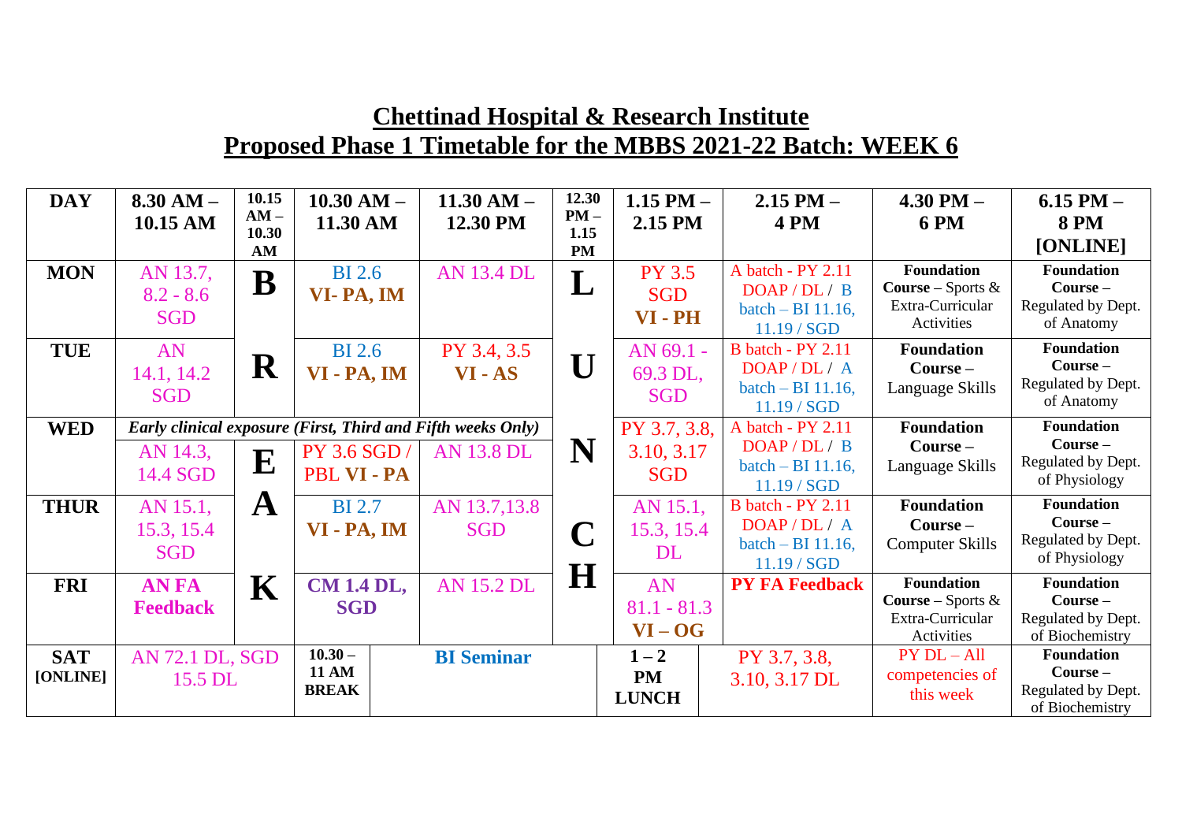# Chettinad Hospital & Research Institute

## Proposed Phase 1 Timetable for the MBBS 2021-22 Batch: WEEK 6

| DAY | 8.30 AM – 10.15 AM | 10.15 AM – 10.30 AM | 10.30 AM – 11.30 AM | 11.30 AM – 12.30 PM | 12.30 PM – 1.15 PM | 1.15 PM – 2.15 PM | 2.15 PM – 4 PM | 4.30 PM – 6 PM | 6.15 PM – 8 PM [ONLINE] |
|---|---|---|---|---|---|---|---|---|---|
| MON | AN 13.7, 8.2 - 8.6 SGD | B | BI 2.6 VI- PA, IM | AN 13.4 DL | L | PY 3.5 SGD VI - PH | A batch - PY 2.11 DOAP / DL / B batch – BI 11.16, 11.19 / SGD | **Foundation Course** – Sports & Extra-Curricular Activities | **Foundation Course** – Regulated by Dept. of Anatomy |
| TUE | AN 14.1, 14.2 SGD | R | BI 2.6 VI - PA, IM | PY 3.4, 3.5 VI - AS | U | AN 69.1 - 69.3 DL, SGD | B batch - PY 2.11 DOAP / DL / A batch – BI 11.16, 11.19 / SGD | **Foundation Course** – Language Skills | **Foundation Course** – Regulated by Dept. of Anatomy |
| WED | *Early clinical exposure (First, Third and Fifth weeks Only)* | | | | N | PY 3.7, 3.8, 3.10, 3.17 SGD | A batch - PY 2.11 DOAP / DL / B batch – BI 11.16, 11.19 / SGD | **Foundation Course** – Language Skills | **Foundation Course** – Regulated by Dept. of Physiology |
| | AN 14.3, 14.4 SGD | E | PY 3.6 SGD / PBL VI - PA | AN 13.8 DL | | | | | |
| THUR | AN 15.1, 15.3, 15.4 SGD | A | BI 2.7 VI - PA, IM | AN 13.7,13.8 SGD | C | AN 15.1, 15.3, 15.4 DL | B batch - PY 2.11 DOAP / DL / A batch – BI 11.16, 11.19 / SGD | **Foundation Course** – Computer Skills | **Foundation Course** – Regulated by Dept. of Physiology |
| FRI | **AN FA Feedback** | K | **CM 1.4 DL, SGD** | AN 15.2 DL | H | AN 81.1 - 81.3 VI – OG | **PY FA Feedback** | **Foundation Course** – Sports & Extra-Curricular Activities | **Foundation Course** – Regulated by Dept. of Biochemistry |
| SAT [ONLINE] | AN 72.1 DL, SGD 15.5 DL | | **10.30 – 11 AM BREAK** | **BI Seminar** | | **1 – 2 PM LUNCH** | PY 3.7, 3.8, 3.10, 3.17 DL | PY DL – All competencies of this week | **Foundation Course** – Regulated by Dept. of Biochemistry |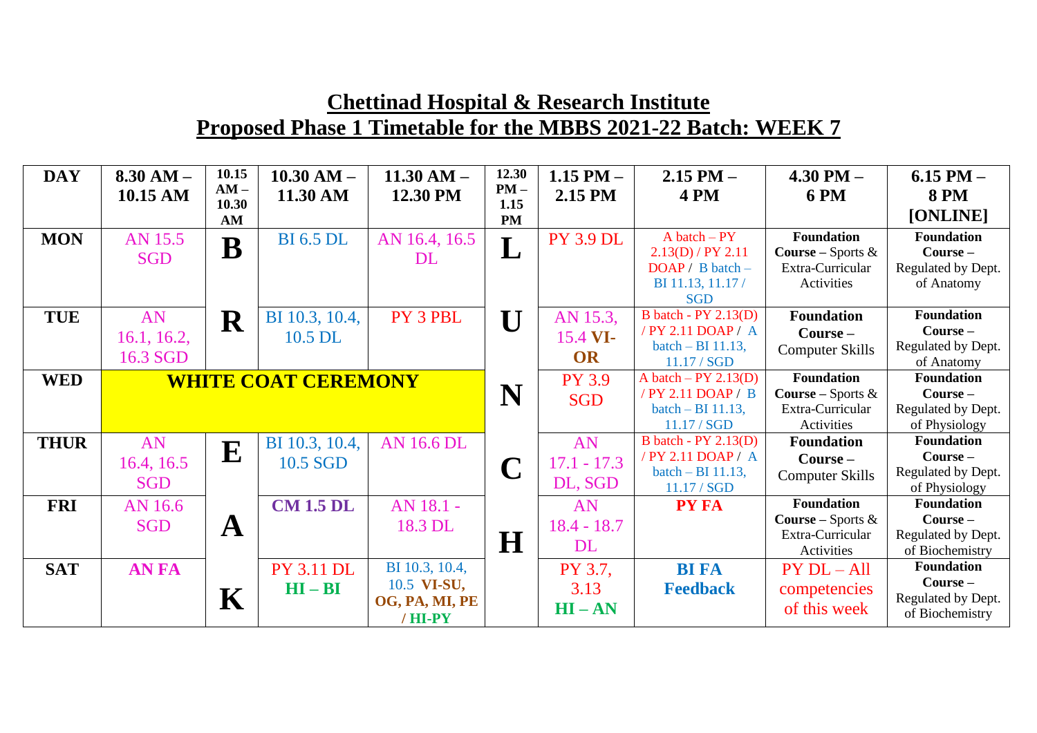# Chettinad Hospital & Research Institute

## Proposed Phase 1 Timetable for the MBBS 2021-22 Batch: WEEK 7

| DAY | 8.30 AM – 10.15 AM | 10.15 AM – 10.30 AM | 10.30 AM – 11.30 AM | 11.30 AM – 12.30 PM | 12.30 PM – 1.15 PM | 1.15 PM – 2.15 PM | 2.15 PM – 4 PM | 4.30 PM – 6 PM | 6.15 PM – 8 PM [ONLINE] |
|---|---|---|---|---|---|---|---|---|---|
| MON | AN 15.5 SGD | B | BI 6.5 DL | AN 16.4, 16.5 DL | L | PY 3.9 DL | A batch – PY 2.13(D) / PY 2.11 DOAP / B batch – BI 11.13, 11.17 / SGD | **Foundation Course** – Sports & Extra-Curricular Activities | **Foundation Course** – Regulated by Dept. of Anatomy |
| TUE | AN 16.1, 16.2, 16.3 SGD | R | BI 10.3, 10.4, 10.5 DL | PY 3 PBL | U | AN 15.3, 15.4 **VI-OR** | B batch - PY 2.13(D) / PY 2.11 DOAP / A batch – BI 11.13, 11.17 / SGD | **Foundation Course** – Computer Skills | **Foundation Course** – Regulated by Dept. of Anatomy |
| WED | **WHITE COAT CEREMONY** | | | | N | PY 3.9 SGD | A batch – PY 2.13(D) / PY 2.11 DOAP / B batch – BI 11.13, 11.17 / SGD | **Foundation Course** – Sports & Extra-Curricular Activities | **Foundation Course** – Regulated by Dept. of Physiology |
| THUR | AN 16.4, 16.5 SGD | E | BI 10.3, 10.4, 10.5 SGD | AN 16.6 DL | C | AN 17.1 - 17.3 DL, SGD | B batch - PY 2.13(D) / PY 2.11 DOAP / A batch – BI 11.13, 11.17 / SGD | **Foundation Course** – Computer Skills | **Foundation Course** – Regulated by Dept. of Physiology |
| FRI | AN 16.6 SGD | A | **CM 1.5 DL** | AN 18.1 - 18.3 DL | H | AN 18.4 - 18.7 DL | **PY FA** | **Foundation Course** – Sports & Extra-Curricular Activities | **Foundation Course** – Regulated by Dept. of Biochemistry |
| SAT | **AN FA** | K | PY 3.11 DL **HI – BI** | BI 10.3, 10.4, 10.5 **VI-SU, OG, PA, MI, PE / HI-PY** | | PY 3.7, 3.13 **HI – AN** | **BI FA Feedback** | PY DL – All competencies of this week | **Foundation Course** – Regulated by Dept. of Biochemistry |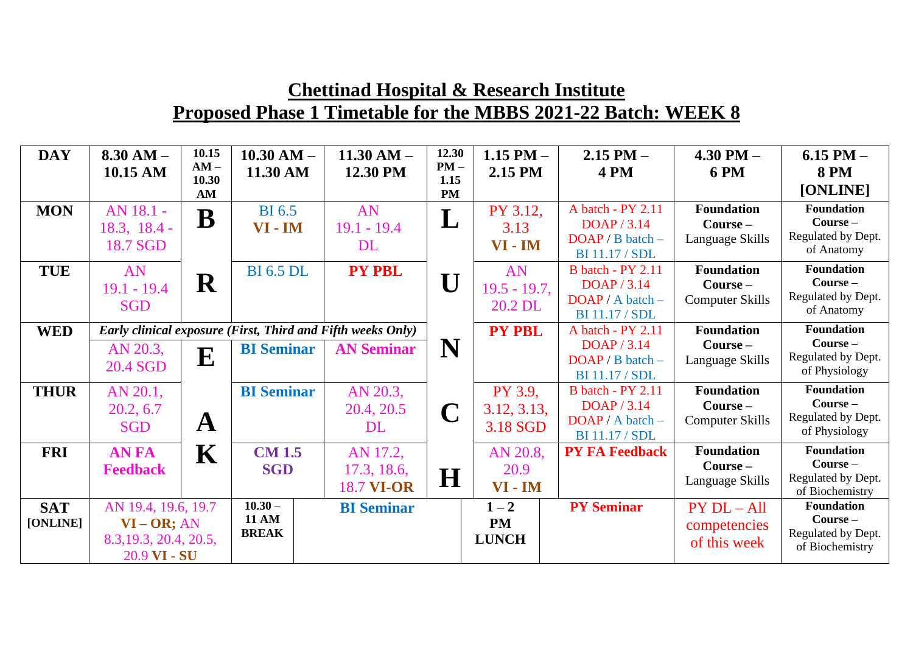# Chettinad Hospital & Research Institute

## Proposed Phase 1 Timetable for the MBBS 2021-22 Batch: WEEK 8

| DAY | 8.30 AM – 10.15 AM | 10.15 AM – 10.30 AM | 10.30 AM – 11.30 AM | 11.30 AM – 12.30 PM | 12.30 PM – 1.15 PM | 1.15 PM – 2.15 PM | 2.15 PM – 4 PM | 4.30 PM – 6 PM | 6.15 PM – 8 PM [ONLINE] |
|---|---|---|---|---|---|---|---|---|---|
| MON | AN 18.1 - 18.3, 18.4 - 18.7 SGD | B | BI 6.5 VI - IM | AN 19.1 - 19.4 DL | L | PY 3.12, 3.13 VI - IM | A batch - PY 2.11 DOAP / 3.14 DOAP / B batch – BI 11.17 / SDL | Foundation Course – Language Skills | Foundation Course – Regulated by Dept. of Anatomy |
| TUE | AN 19.1 - 19.4 SGD | R | BI 6.5 DL | **PY PBL** | U | AN 19.5 - 19.7, 20.2 DL | B batch - PY 2.11 DOAP / 3.14 DOAP / A batch – BI 11.17 / SDL | Foundation Course – Computer Skills | Foundation Course – Regulated by Dept. of Anatomy |
| WED | *Early clinical exposure (First, Third and Fifth weeks Only)* | | | | | **PY PBL** | A batch - PY 2.11 DOAP / 3.14 DOAP / B batch – BI 11.17 / SDL | Foundation Course – Language Skills | Foundation Course – Regulated by Dept. of Physiology |
| | AN 20.3, 20.4 SGD | E | **BI Seminar** | **AN Seminar** | N | | | | |
| THUR | AN 20.1, 20.2, 6.7 SGD | A | **BI Seminar** | AN 20.3, 20.4, 20.5 DL | C | PY 3.9, 3.12, 3.13, 3.18 SGD | B batch - PY 2.11 DOAP / 3.14 DOAP / A batch – BI 11.17 / SDL | Foundation Course – Computer Skills | Foundation Course – Regulated by Dept. of Physiology |
| FRI | **AN FA Feedback** | K | **CM 1.5 SGD** | AN 17.2, 17.3, 18.6, 18.7 VI-OR | H | AN 20.8, 20.9 VI - IM | **PY FA Feedback** | Foundation Course – Language Skills | Foundation Course – Regulated by Dept. of Biochemistry |
| SAT [ONLINE] | AN 19.4, 19.6, 19.7 VI – OR; AN 8.3,19.3, 20.4, 20.5, 20.9 VI - SU | 10.30 – 11 AM BREAK | **BI Seminar** | | 1 – 2 PM LUNCH | | **PY Seminar** | PY DL – All competencies of this week | Foundation Course – Regulated by Dept. of Biochemistry |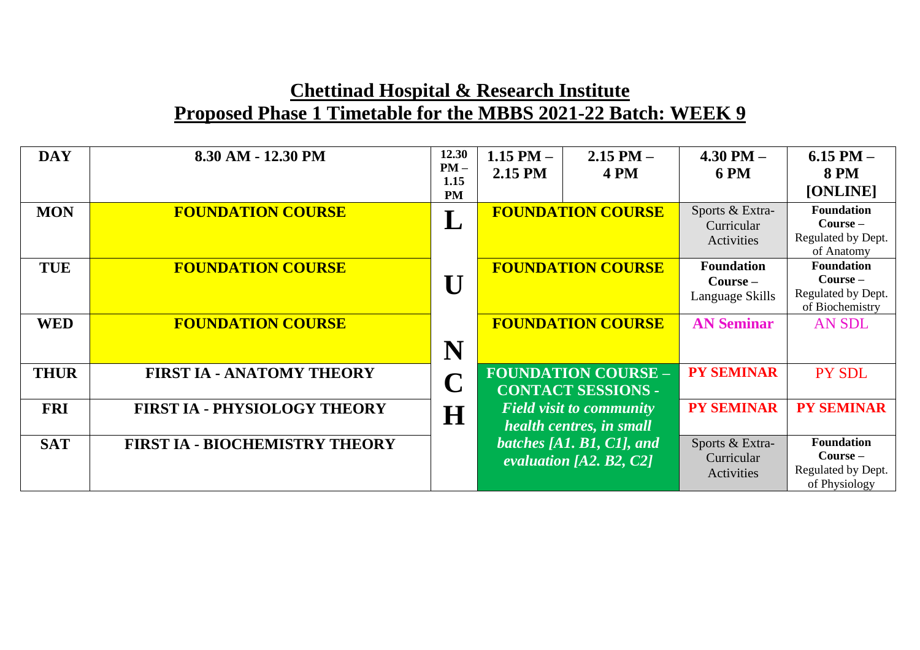# Chettinad Hospital & Research Institute

## Proposed Phase 1 Timetable for the MBBS 2021-22 Batch: WEEK 9

| DAY | 8.30 AM - 12.30 PM | 12.30 PM – 1.15 PM | 1.15 PM – 2.15 PM | 2.15 PM – 4 PM | 4.30 PM – 6 PM | 6.15 PM – 8 PM [ONLINE] |
|---|---|---|---|---|---|---|
| MON | FOUNDATION COURSE | L | FOUNDATION COURSE | | Sports & Extra-Curricular Activities | Foundation Course – Regulated by Dept. of Anatomy |
| TUE | FOUNDATION COURSE | U | FOUNDATION COURSE | | Foundation Course – Language Skills | Foundation Course – Regulated by Dept. of Biochemistry |
| WED | FOUNDATION COURSE | N | FOUNDATION COURSE | | AN Seminar | AN SDL |
| THUR | FIRST IA - ANATOMY THEORY | C | FOUNDATION COURSE – CONTACT SESSIONS - *Field visit to community health centres, in small batches [A1. B1, C1], and evaluation [A2. B2, C2]* | | PY SEMINAR | PY SDL |
| FRI | FIRST IA - PHYSIOLOGY THEORY | H | | | PY SEMINAR | PY SEMINAR |
| SAT | FIRST IA - BIOCHEMISTRY THEORY | | | | Sports & Extra-Curricular Activities | Foundation Course – Regulated by Dept. of Physiology |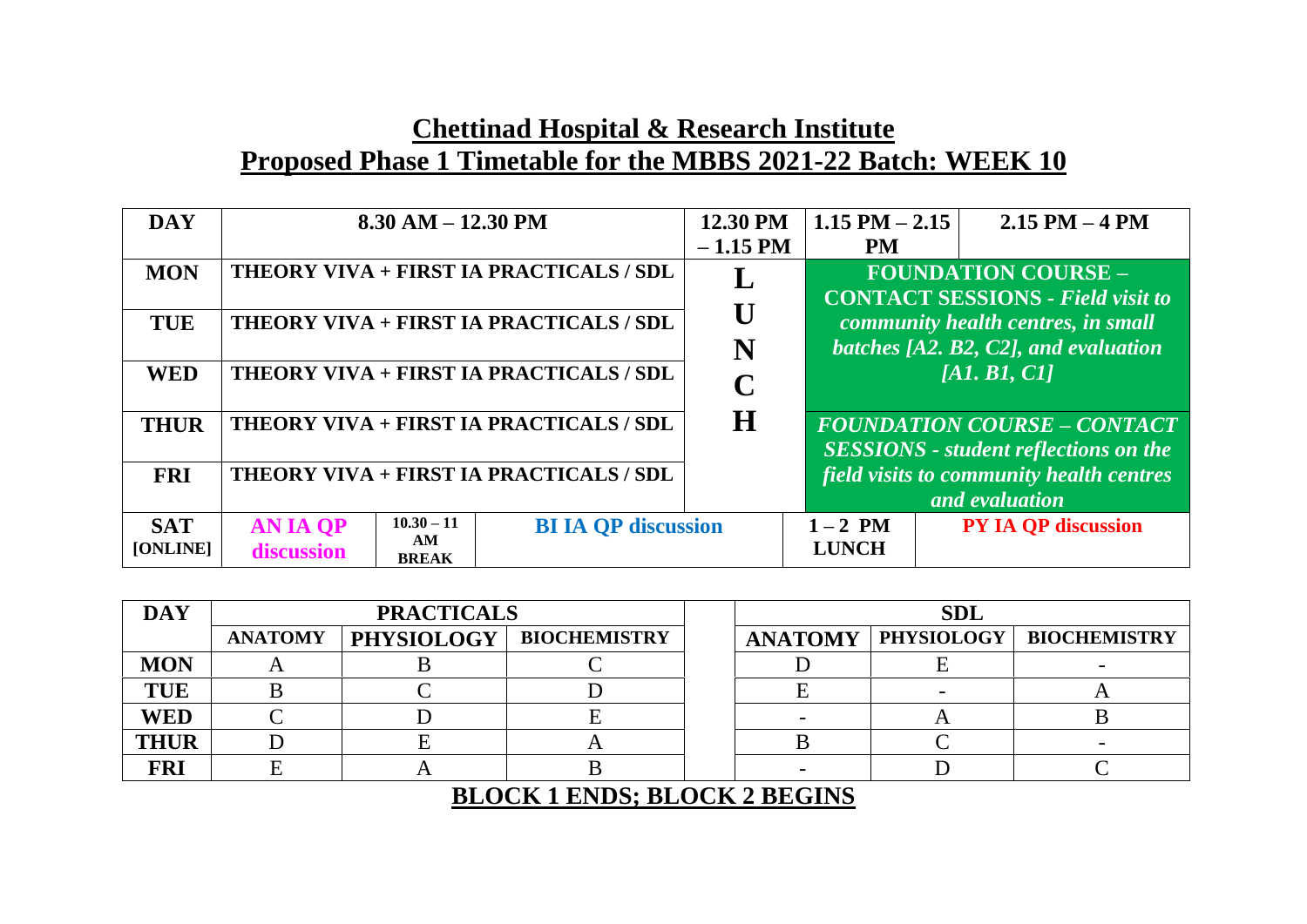# Chettinad Hospital & Research Institute

## Proposed Phase 1 Timetable for the MBBS 2021-22 Batch: WEEK 10

| DAY | 8.30 AM – 12.30 PM | | | 12.30 PM – 1.15 PM | 1.15 PM – 2.15 PM | 2.15 PM – 4 PM |
|---|---|---|---|---|---|---|
| MON | THEORY VIVA + FIRST IA PRACTICALS / SDL | | | LUNCH | FOUNDATION COURSE – CONTACT SESSIONS - *Field visit to community health centres, in small batches [A2. B2, C2], and evaluation [A1. B1, C1]* | |
| TUE | THEORY VIVA + FIRST IA PRACTICALS / SDL | | | | | |
| WED | THEORY VIVA + FIRST IA PRACTICALS / SDL | | | | | |
| THUR | THEORY VIVA + FIRST IA PRACTICALS / SDL | | | | *FOUNDATION COURSE – CONTACT SESSIONS - student reflections on the field visits to community health centres and evaluation* | |
| FRI | THEORY VIVA + FIRST IA PRACTICALS / SDL | | | | | |
| SAT [ONLINE] | AN IA QP discussion | 10.30 – 11 AM BREAK | BI IA QP discussion | | 1 – 2 PM LUNCH | PY IA QP discussion |

| DAY | PRACTICALS | | | SDL | | |
|---|---|---|---|---|---|---|
| | ANATOMY | PHYSIOLOGY | BIOCHEMISTRY | ANATOMY | PHYSIOLOGY | BIOCHEMISTRY |
| MON | A | B | C | D | E | - |
| TUE | B | C | D | E | - | A |
| WED | C | D | E | - | A | B |
| THUR | D | E | A | B | C | - |
| FRI | E | A | B | - | D | C |

**BLOCK 1 ENDS; BLOCK 2 BEGINS**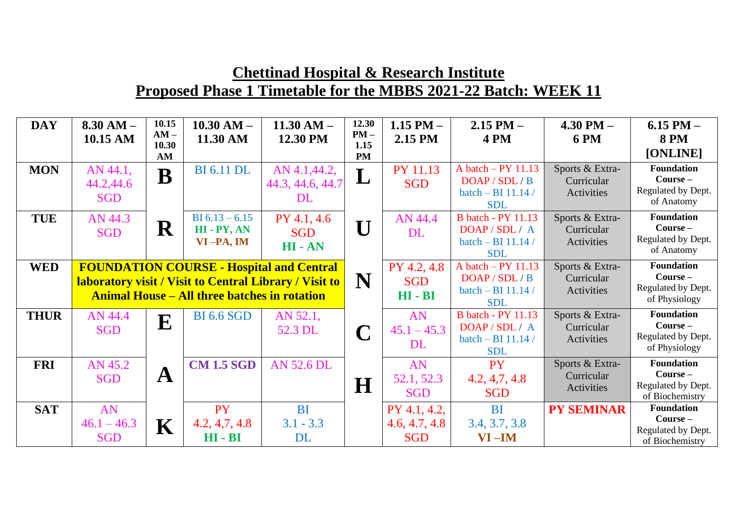# Chettinad Hospital & Research Institute

## Proposed Phase 1 Timetable for the MBBS 2021-22 Batch: WEEK 11

| DAY | 8.30 AM – 10.15 AM | 10.15 AM – 10.30 AM | 10.30 AM – 11.30 AM | 11.30 AM – 12.30 PM | 12.30 PM – 1.15 PM | 1.15 PM – 2.15 PM | 2.15 PM – 4 PM | 4.30 PM – 6 PM | 6.15 PM – 8 PM [ONLINE] |
|---|---|---|---|---|---|---|---|---|---|
| MON | AN 44.1, 44.2,44.6 SGD | B | BI 6.11 DL | AN 4.1,44.2, 44.3, 44.6, 44.7 DL | L | PY 11.13 SGD | A batch – PY 11.13 DOAP / SDL / B batch – BI 11.14 / SDL | Sports & Extra-Curricular Activities | **Foundation Course –** Regulated by Dept. of Anatomy |
| TUE | AN 44.3 SGD | R | BI 6.13 – 6.15 **HI - PY, AN** **VI –PA, IM** | PY 4.1, 4.6 SGD **HI - AN** | U | AN 44.4 DL | B batch - PY 11.13 DOAP / SDL / A batch – BI 11.14 / SDL | Sports & Extra-Curricular Activities | **Foundation Course –** Regulated by Dept. of Anatomy |
| WED | **FOUNDATION COURSE - Hospital and Central laboratory visit / Visit to Central Library / Visit to Animal House – All three batches in rotation** | | | | N | PY 4.2, 4.8 SGD **HI - BI** | A batch – PY 11.13 DOAP / SDL / B batch – BI 11.14 / SDL | Sports & Extra-Curricular Activities | **Foundation Course –** Regulated by Dept. of Physiology |
| THUR | AN 44.4 SGD | E | BI 6.6 SGD | AN 52.1, 52.3 DL | C | AN 45.1 – 45.3 DL | B batch - PY 11.13 DOAP / SDL / A batch – BI 11.14 / SDL | Sports & Extra-Curricular Activities | **Foundation Course –** Regulated by Dept. of Physiology |
| FRI | AN 45.2 SGD | A | **CM 1.5 SGD** | AN 52.6 DL | H | AN 52.1, 52.3 SGD | PY 4.2, 4,7, 4.8 SGD | Sports & Extra-Curricular Activities | **Foundation Course –** Regulated by Dept. of Biochemistry |
| SAT | AN 46.1 – 46.3 SGD | K | PY 4.2, 4,7, 4.8 **HI - BI** | BI 3.1 - 3.3 DL | | PY 4.1, 4.2, 4.6, 4.7, 4.8 SGD | BI 3.4, 3.7, 3.8 **VI –IM** | **PY SEMINAR** | **Foundation Course –** Regulated by Dept. of Biochemistry |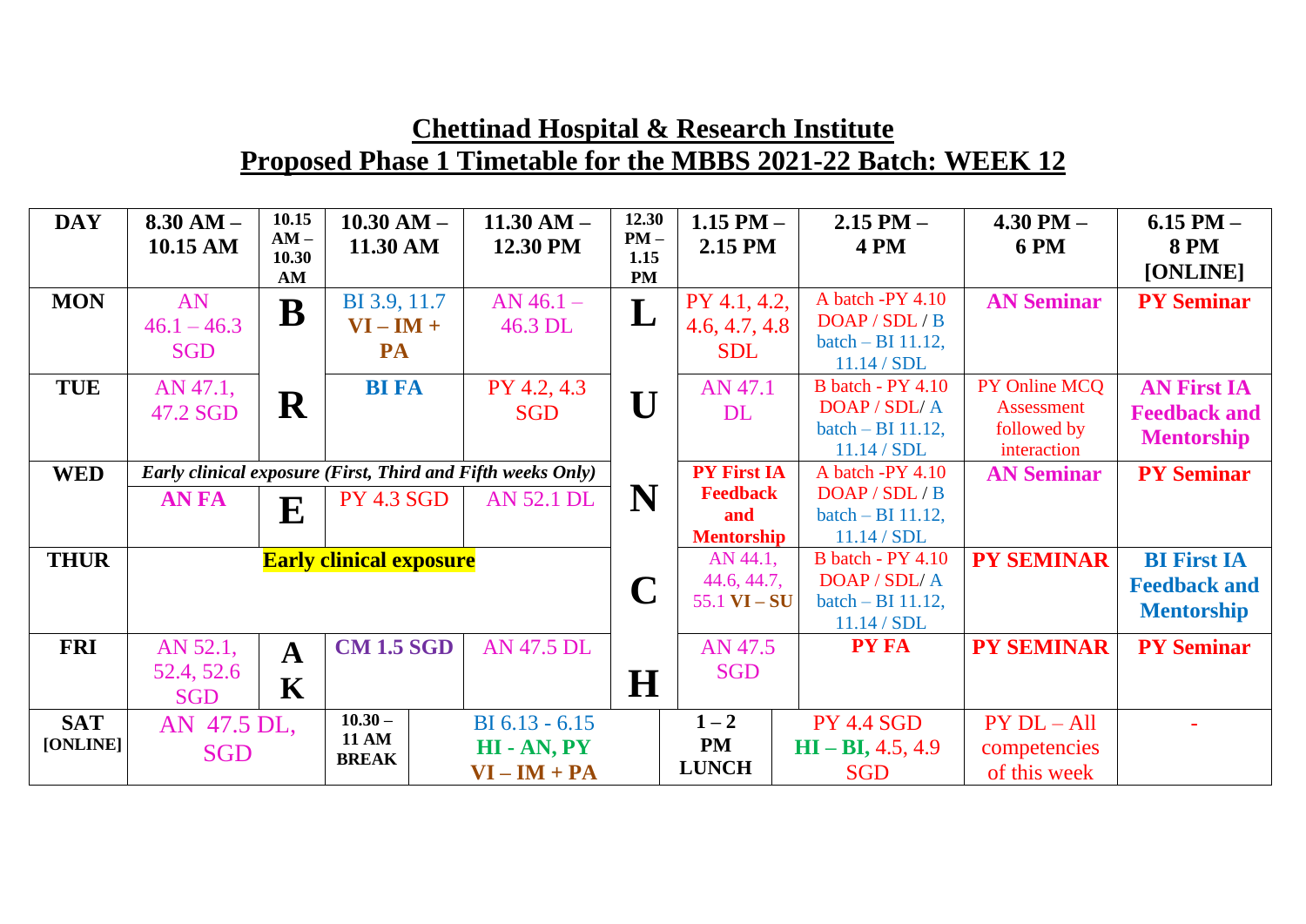# Chettinad Hospital & Research Institute

## Proposed Phase 1 Timetable for the MBBS 2021-22 Batch: WEEK 12

| DAY | 8.30 AM – 10.15 AM | 10.15 AM – 10.30 AM | 10.30 AM – 11.30 AM | 11.30 AM – 12.30 PM | 12.30 PM – 1.15 PM | 1.15 PM – 2.15 PM | 2.15 PM – 4 PM | 4.30 PM – 6 PM | 6.15 PM – 8 PM [ONLINE] |
|---|---|---|---|---|---|---|---|---|---|
| MON | AN 46.1 – 46.3 SGD | B | BI 3.9, 11.7 **VI – IM + PA** | AN 46.1 – 46.3 DL | L | PY 4.1, 4.2, 4.6, 4.7, 4.8 SDL | A batch -PY 4.10 DOAP / SDL / B batch – BI 11.12, 11.14 / SDL | **AN Seminar** | **PY Seminar** |
| TUE | AN 47.1, 47.2 SGD | R | **BI FA** | PY 4.2, 4.3 SGD | U | AN 47.1 DL | B batch - PY 4.10 DOAP / SDL/ A batch – BI 11.12, 11.14 / SDL | PY Online MCQ Assessment followed by interaction | **AN First IA Feedback and Mentorship** |
| WED | *Early clinical exposure (First, Third and Fifth weeks Only)* | | | | | | | | |
| | **AN FA** | E | PY 4.3 SGD | AN 52.1 DL | N | **PY First IA Feedback and Mentorship** | A batch -PY 4.10 DOAP / SDL / B batch – BI 11.12, 11.14 / SDL | **AN Seminar** | **PY Seminar** |
| THUR | **Early clinical exposure** | | | | C | AN 44.1, 44.6, 44.7, 55.1 **VI – SU** | B batch - PY 4.10 DOAP / SDL/ A batch – BI 11.12, 11.14 / SDL | **PY SEMINAR** | **BI First IA Feedback and Mentorship** |
| FRI | AN 52.1, 52.4, 52.6 SGD | A K | **CM 1.5 SGD** | AN 47.5 DL | H | AN 47.5 SGD | **PY FA** | **PY SEMINAR** | **PY Seminar** |
| SAT [ONLINE] | AN 47.5 DL, SGD | | **10.30 – 11 AM BREAK** | BI 6.13 - 6.15 **HI - AN, PY** **VI – IM + PA** | | **1 – 2 PM LUNCH** | PY 4.4 SGD **HI – BI,** 4.5, 4.9 SGD | PY DL – All competencies of this week | - |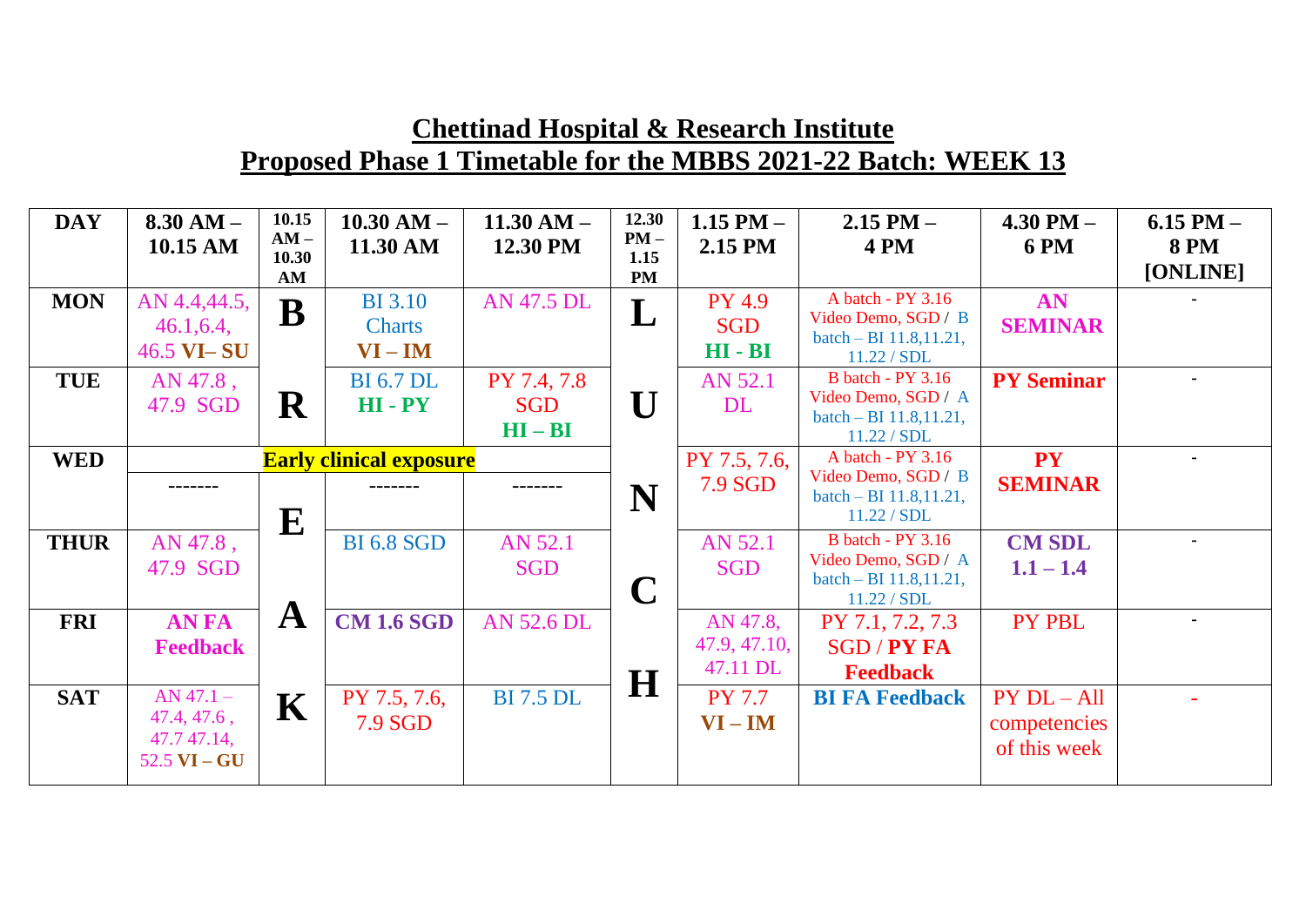## Chettinad Hospital & Research Institute

## Proposed Phase 1 Timetable for the MBBS 2021-22 Batch: WEEK 13

| DAY | 8.30 AM – 10.15 AM | 10.15 AM – 10.30 AM | 10.30 AM – 11.30 AM | 11.30 AM – 12.30 PM | 12.30 PM – 1.15 PM | 1.15 PM – 2.15 PM | 2.15 PM – 4 PM | 4.30 PM – 6 PM | 6.15 PM – 8 PM [ONLINE] |
|---|---|---|---|---|---|---|---|---|---|
| MON | AN 4.4,44.5, 46.1,6.4, 46.5 **VI– SU** | **B** | BI 3.10 Charts **VI – IM** | AN 47.5 DL | **L** | PY 4.9 SGD **HI - BI** | A batch - PY 3.16 Video Demo, SGD / B batch – BI 11.8,11.21, 11.22 / SDL | **AN SEMINAR** | - |
| TUE | AN 47.8 , 47.9 SGD | **R** | BI 6.7 DL **HI - PY** | PY 7.4, 7.8 SGD **HI – BI** | **U** | AN 52.1 DL | B batch - PY 3.16 Video Demo, SGD / A batch – BI 11.8,11.21, 11.22 / SDL | **PY Seminar** | - |
| WED | **Early clinical exposure** | | | | **N** | PY 7.5, 7.6, 7.9 SGD | A batch - PY 3.16 Video Demo, SGD / B batch – BI 11.8,11.21, 11.22 / SDL | **PY SEMINAR** | - |
| | ------- | **E** | ------- | ------- | | | | | |
| THUR | AN 47.8 , 47.9 SGD | | BI 6.8 SGD | AN 52.1 SGD | **C** | AN 52.1 SGD | B batch - PY 3.16 Video Demo, SGD / A batch – BI 11.8,11.21, 11.22 / SDL | **CM SDL 1.1 – 1.4** | - |
| FRI | **AN FA Feedback** | **A** | **CM 1.6 SGD** | AN 52.6 DL | | AN 47.8, 47.9, 47.10, 47.11 DL | PY 7.1, 7.2, 7.3 SGD / **PY FA Feedback** | PY PBL | - |
| SAT | AN 47.1 – 47.4, 47.6 , 47.7 47.14, 52.5 **VI – GU** | **K** | PY 7.5, 7.6, 7.9 SGD | BI 7.5 DL | **H** | PY 7.7 **VI – IM** | **BI FA Feedback** | PY DL – All competencies of this week | - |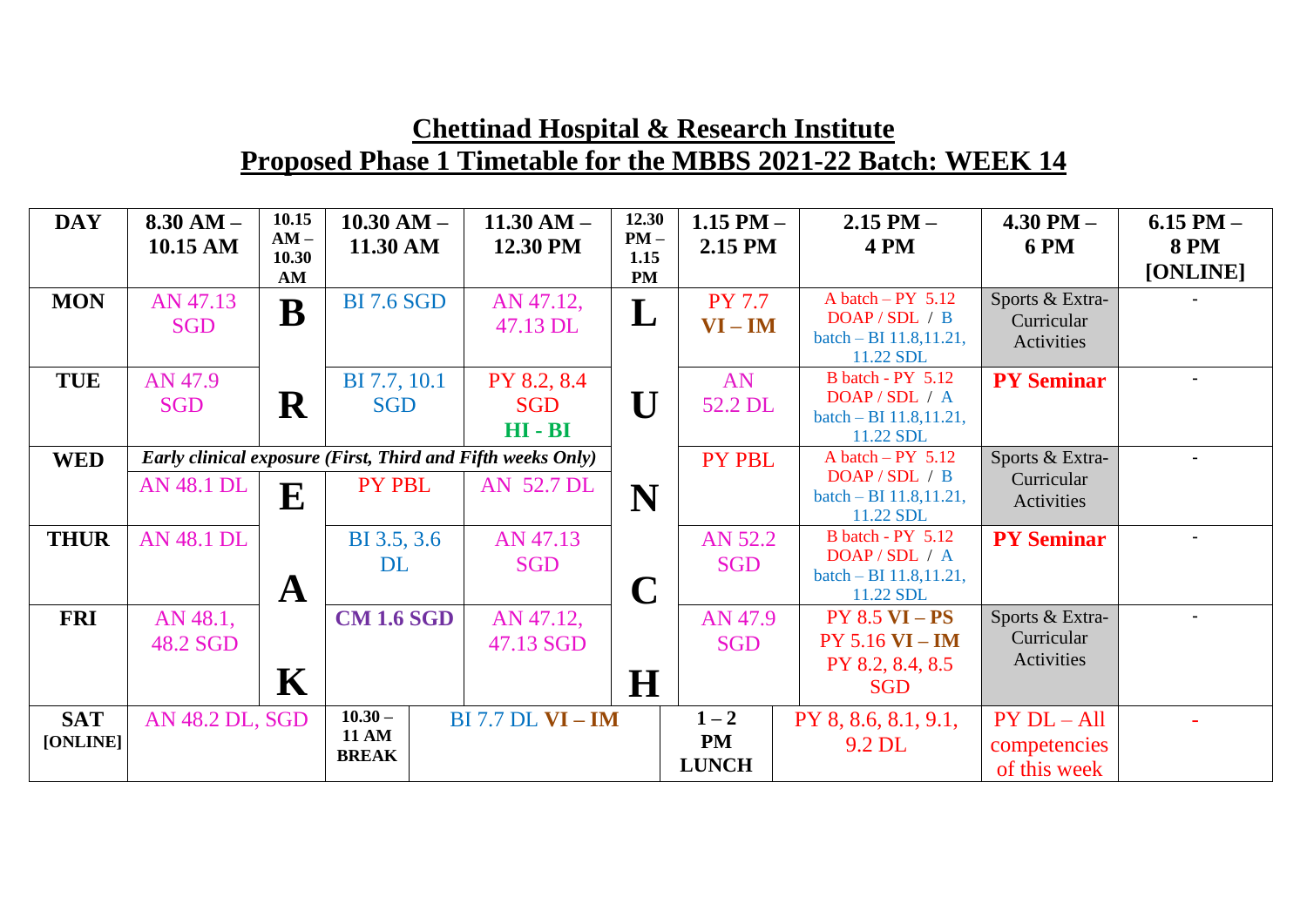# Chettinad Hospital & Research Institute

## Proposed Phase 1 Timetable for the MBBS 2021-22 Batch: WEEK 14

| DAY | 8.30 AM – 10.15 AM | 10.15 AM – 10.30 AM | 10.30 AM – 11.30 AM | 11.30 AM – 12.30 PM | 12.30 PM – 1.15 PM | 1.15 PM – 2.15 PM | 2.15 PM – 4 PM | 4.30 PM – 6 PM | 6.15 PM – 8 PM [ONLINE] |
|---|---|---|---|---|---|---|---|---|---|
| MON | AN 47.13 SGD | B | BI 7.6 SGD | AN 47.12, 47.13 DL | L | PY 7.7 **VI – IM** | A batch – PY 5.12 DOAP / SDL / B batch – BI 11.8,11.21, 11.22 SDL | Sports & Extra-Curricular Activities | - |
| TUE | AN 47.9 SGD | R | BI 7.7, 10.1 SGD | PY 8.2, 8.4 SGD **HI - BI** | U | AN 52.2 DL | B batch - PY 5.12 DOAP / SDL / A batch – BI 11.8,11.21, 11.22 SDL | **PY Seminar** | - |
| WED | *Early clinical exposure (First, Third and Fifth weeks Only)* | | | | | PY PBL | A batch – PY 5.12 DOAP / SDL / B batch – BI 11.8,11.21, 11.22 SDL | Sports & Extra-Curricular Activities | - |
| | AN 48.1 DL | E | PY PBL | AN 52.7 DL | N | | | | |
| THUR | AN 48.1 DL | A | BI 3.5, 3.6 DL | AN 47.13 SGD | C | AN 52.2 SGD | B batch - PY 5.12 DOAP / SDL / A batch – BI 11.8,11.21, 11.22 SDL | **PY Seminar** | - |
| FRI | AN 48.1, 48.2 SGD | K | **CM 1.6 SGD** | AN 47.12, 47.13 SGD | H | AN 47.9 SGD | PY 8.5 **VI – PS** PY 5.16 **VI – IM** PY 8.2, 8.4, 8.5 SGD | Sports & Extra-Curricular Activities | - |
| SAT [ONLINE] | AN 48.2 DL, SGD | | **10.30 – 11 AM BREAK** | BI 7.7 DL **VI – IM** | | **1 – 2 PM LUNCH** | PY 8, 8.6, 8.1, 9.1, 9.2 DL | PY DL – All competencies of this week | - |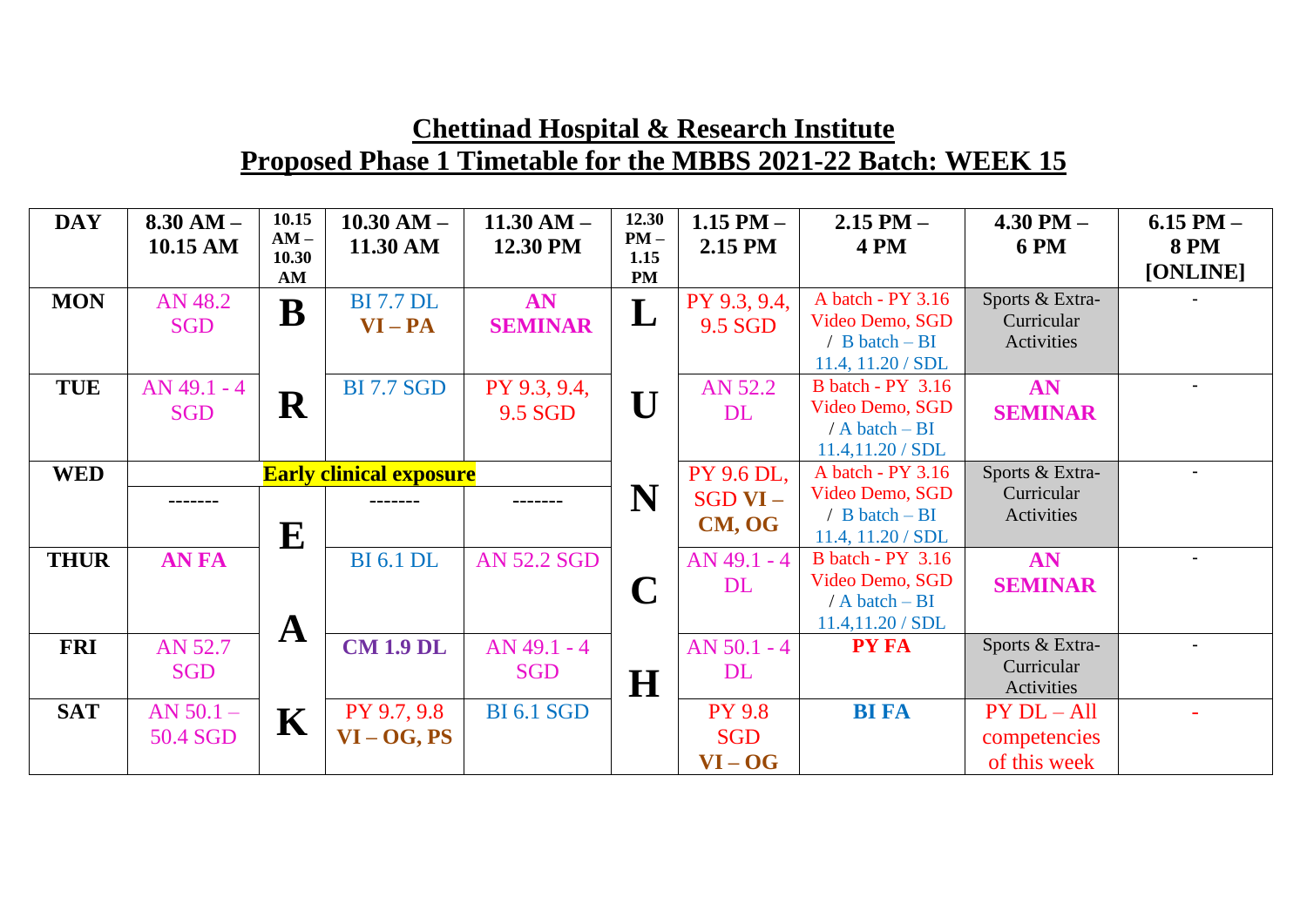## Chettinad Hospital & Research Institute

## Proposed Phase 1 Timetable for the MBBS 2021-22 Batch: WEEK 15

| DAY | 8.30 AM – 10.15 AM | 10.15 AM – 10.30 AM | 10.30 AM – 11.30 AM | 11.30 AM – 12.30 PM | 12.30 PM – 1.15 PM | 1.15 PM – 2.15 PM | 2.15 PM – 4 PM | 4.30 PM – 6 PM | 6.15 PM – 8 PM [ONLINE] |
|---|---|---|---|---|---|---|---|---|---|
| MON | AN 48.2 SGD | B | BI 7.7 DL **VI – PA** | **AN SEMINAR** | L | PY 9.3, 9.4, 9.5 SGD | A batch - PY 3.16 Video Demo, SGD / B batch – BI 11.4, 11.20 / SDL | Sports & Extra-Curricular Activities | - |
| TUE | AN 49.1 - 4 SGD | R | BI 7.7 SGD | PY 9.3, 9.4, 9.5 SGD | U | AN 52.2 DL | B batch - PY 3.16 Video Demo, SGD / A batch – BI 11.4,11.20 / SDL | **AN SEMINAR** | - |
| WED | **Early clinical exposure** | | | | N | PY 9.6 DL, SGD **VI – CM, OG** | A batch - PY 3.16 Video Demo, SGD / B batch – BI 11.4, 11.20 / SDL | Sports & Extra-Curricular Activities | - |
| | ------- | E | ------- | ------- | | | | | |
| THUR | **AN FA** | | BI 6.1 DL | AN 52.2 SGD | C | AN 49.1 - 4 DL | B batch - PY 3.16 Video Demo, SGD / A batch – BI 11.4,11.20 / SDL | **AN SEMINAR** | - |
| FRI | AN 52.7 SGD | A | **CM 1.9 DL** | AN 49.1 - 4 SGD | H | AN 50.1 - 4 DL | **PY FA** | Sports & Extra-Curricular Activities | - |
| SAT | AN 50.1 – 50.4 SGD | K | PY 9.7, 9.8 **VI – OG, PS** | BI 6.1 SGD | | PY 9.8 SGD **VI – OG** | **BI FA** | PY DL – All competencies of this week | - |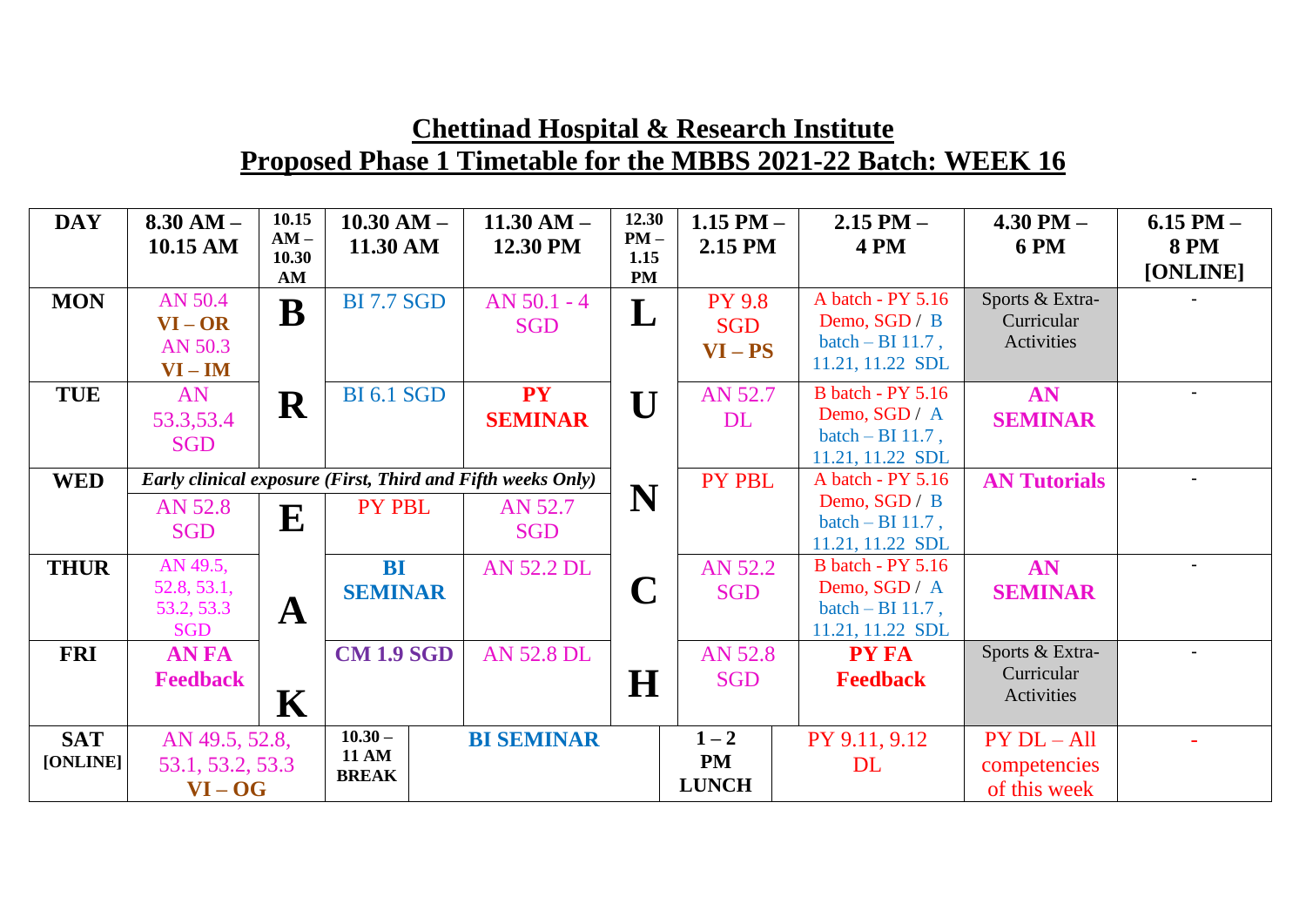# Chettinad Hospital & Research Institute

## Proposed Phase 1 Timetable for the MBBS 2021-22 Batch: WEEK 16

| DAY | 8.30 AM – 10.15 AM | 10.15 AM – 10.30 AM | 10.30 AM – 11.30 AM | 11.30 AM – 12.30 PM | 12.30 PM – 1.15 PM | 1.15 PM – 2.15 PM | 2.15 PM – 4 PM | 4.30 PM – 6 PM | 6.15 PM – 8 PM [ONLINE] |
|---|---|---|---|---|---|---|---|---|---|
| MON | AN 50.4 **VI – OR** AN 50.3 **VI – IM** | **B** | BI 7.7 SGD | AN 50.1 - 4 SGD | **L** | PY 9.8 SGD **VI – PS** | A batch - PY 5.16 Demo, SGD / B batch – BI 11.7 , 11.21, 11.22 SDL | Sports & Extra-Curricular Activities | - |
| TUE | AN 53.3,53.4 SGD | **R** | BI 6.1 SGD | **PY SEMINAR** | **U** | AN 52.7 DL | B batch - PY 5.16 Demo, SGD / A batch – BI 11.7 , 11.21, 11.22 SDL | **AN SEMINAR** | - |
| WED | *Early clinical exposure (First, Third and Fifth weeks Only)* | | | | **N** | PY PBL | A batch - PY 5.16 Demo, SGD / B batch – BI 11.7 , 11.21, 11.22 SDL | **AN Tutorials** | - |
| | AN 52.8 SGD | **E** | PY PBL | AN 52.7 SGD | | | | | |
| THUR | AN 49.5, 52.8, 53.1, 53.2, 53.3 SGD | **A** | **BI SEMINAR** | AN 52.2 DL | **C** | AN 52.2 SGD | B batch - PY 5.16 Demo, SGD / A batch – BI 11.7 , 11.21, 11.22 SDL | **AN SEMINAR** | - |
| FRI | **AN FA Feedback** | **K** | **CM 1.9 SGD** | AN 52.8 DL | **H** | AN 52.8 SGD | **PY FA Feedback** | Sports & Extra-Curricular Activities | - |
| SAT [ONLINE] | AN 49.5, 52.8, 53.1, 53.2, 53.3 **VI – OG** | **10.30 – 11 AM BREAK** | **BI SEMINAR** | | **1 – 2 PM LUNCH** | | PY 9.11, 9.12 DL | PY DL – All competencies of this week | - |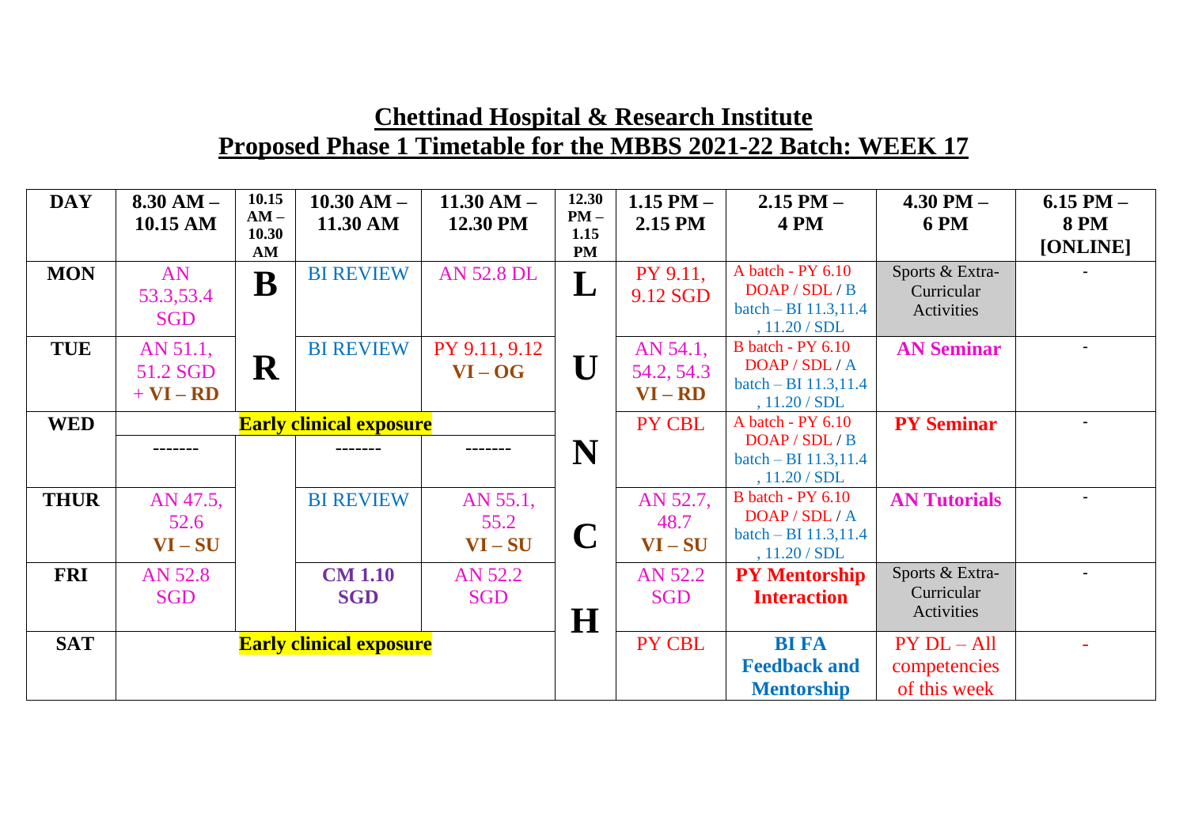# Chettinad Hospital & Research Institute

## Proposed Phase 1 Timetable for the MBBS 2021-22 Batch: WEEK 17

| DAY | 8.30 AM – 10.15 AM | 10.15 AM – 10.30 AM | 10.30 AM – 11.30 AM | 11.30 AM – 12.30 PM | 12.30 PM – 1.15 PM | 1.15 PM – 2.15 PM | 2.15 PM – 4 PM | 4.30 PM – 6 PM | 6.15 PM – 8 PM [ONLINE] |
|---|---|---|---|---|---|---|---|---|---|
| MON | AN 53.3,53.4 SGD | B | BI REVIEW | AN 52.8 DL | L | PY 9.11, 9.12 SGD | A batch - PY 6.10 DOAP / SDL / B batch – BI 11.3,11.4 , 11.20 / SDL | Sports & Extra-Curricular Activities | - |
| TUE | AN 51.1, 51.2 SGD + **VI – RD** | R | BI REVIEW | PY 9.11, 9.12 **VI – OG** | U | AN 54.1, 54.2, 54.3 **VI – RD** | B batch - PY 6.10 DOAP / SDL / A batch – BI 11.3,11.4 , 11.20 / SDL | **AN Seminar** | - |
| WED | **Early clinical exposure** | | | | N | PY CBL | A batch - PY 6.10 DOAP / SDL / B batch – BI 11.3,11.4 , 11.20 / SDL | **PY Seminar** | - |
| | ------- | | ------- | ------- | | | | | |
| THUR | AN 47.5, 52.6 **VI – SU** | | BI REVIEW | AN 55.1, 55.2 **VI – SU** | C | AN 52.7, 48.7 **VI – SU** | B batch - PY 6.10 DOAP / SDL / A batch – BI 11.3,11.4 , 11.20 / SDL | **AN Tutorials** | - |
| FRI | AN 52.8 SGD | | **CM 1.10 SGD** | AN 52.2 SGD | H | AN 52.2 SGD | **PY Mentorship Interaction** | Sports & Extra-Curricular Activities | - |
| SAT | **Early clinical exposure** | | | | | PY CBL | **BI FA Feedback and Mentorship** | PY DL – All competencies of this week | - |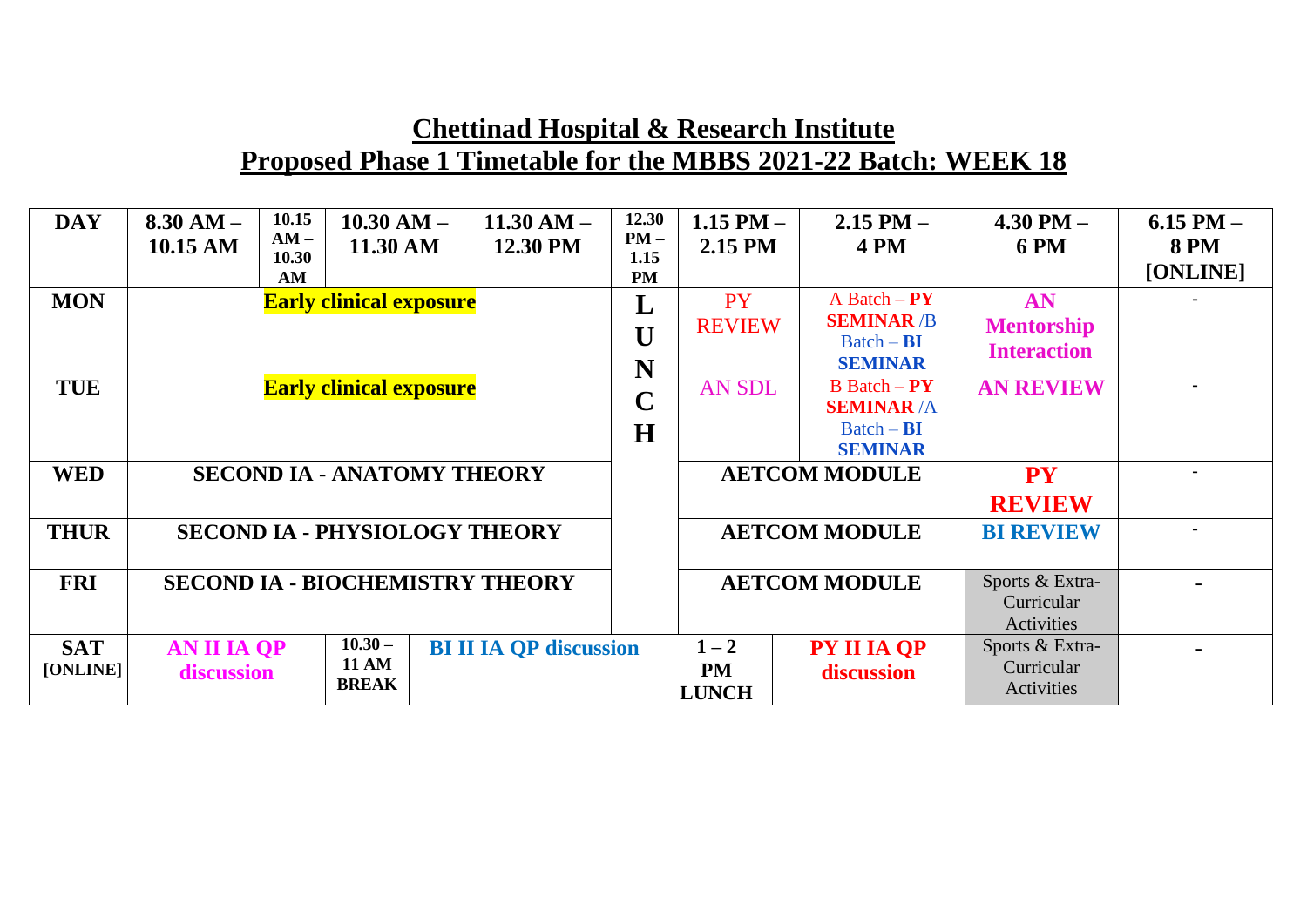# Chettinad Hospital & Research Institute

## Proposed Phase 1 Timetable for the MBBS 2021-22 Batch: WEEK 18

| DAY | 8.30 AM – 10.15 AM | 10.15 AM – 10.30 AM | 10.30 AM – 11.30 AM | 11.30 AM – 12.30 PM | 12.30 PM – 1.15 PM | 1.15 PM – 2.15 PM | 2.15 PM – 4 PM | 4.30 PM – 6 PM | 6.15 PM – 8 PM [ONLINE] |
|---|---|---|---|---|---|---|---|---|---|
| MON | Early clinical exposure | | | | LUNCH | PY REVIEW | A Batch – PY SEMINAR /B Batch – BI SEMINAR | AN Mentorship Interaction | - |
| TUE | Early clinical exposure | | | | | AN SDL | B Batch – PY SEMINAR /A Batch – BI SEMINAR | AN REVIEW | - |
| WED | SECOND IA - ANATOMY THEORY | | | | | AETCOM MODULE | | PY REVIEW | - |
| THUR | SECOND IA - PHYSIOLOGY THEORY | | | | | AETCOM MODULE | | BI REVIEW | - |
| FRI | SECOND IA - BIOCHEMISTRY THEORY | | | | | AETCOM MODULE | | Sports & Extra-Curricular Activities | - |
| SAT [ONLINE] | AN II IA QP discussion | | 10.30 – 11 AM BREAK | BI II IA QP discussion | | 1 – 2 PM LUNCH | PY II IA QP discussion | Sports & Extra-Curricular Activities | - |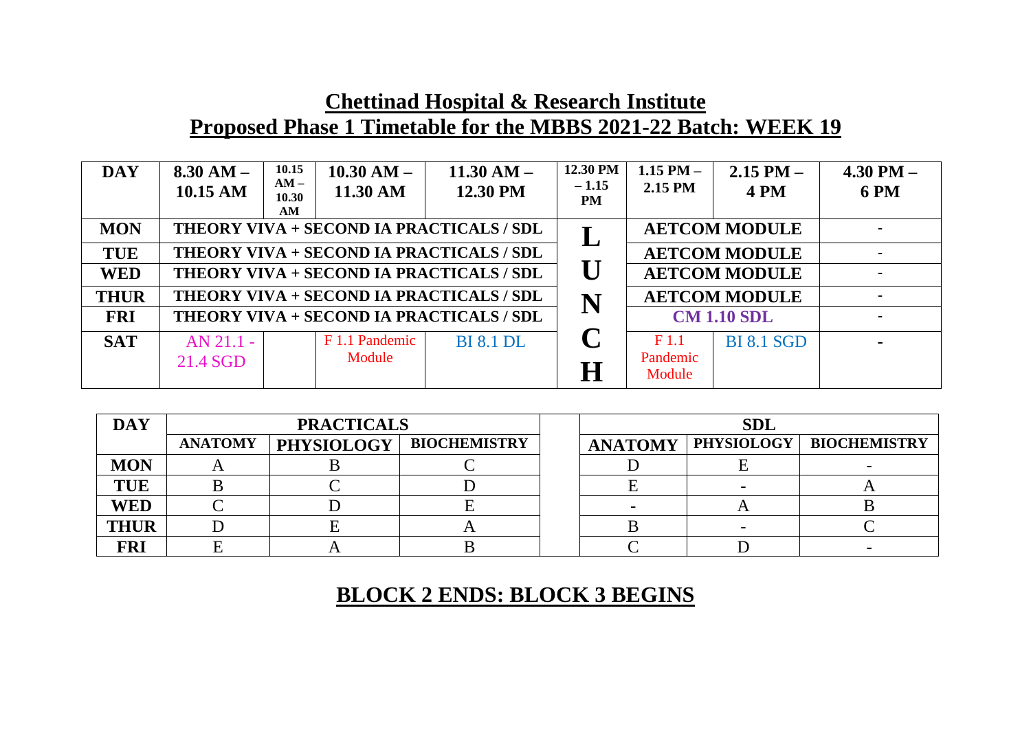# Chettinad Hospital & Research Institute

## Proposed Phase 1 Timetable for the MBBS 2021-22 Batch: WEEK 19

| DAY | 8.30 AM – 10.15 AM | 10.15 AM – 10.30 AM | 10.30 AM – 11.30 AM | 11.30 AM – 12.30 PM | 12.30 PM – 1.15 PM | 1.15 PM – 2.15 PM | 2.15 PM – 4 PM | 4.30 PM – 6 PM |
|---|---|---|---|---|---|---|---|---|
| MON | THEORY VIVA + SECOND IA PRACTICALS / SDL | | | | L | AETCOM MODULE | | - |
| TUE | THEORY VIVA + SECOND IA PRACTICALS / SDL | | | | U | AETCOM MODULE | | - |
| WED | THEORY VIVA + SECOND IA PRACTICALS / SDL | | | | N | AETCOM MODULE | | - |
| THUR | THEORY VIVA + SECOND IA PRACTICALS / SDL | | | | C | AETCOM MODULE | | - |
| FRI | THEORY VIVA + SECOND IA PRACTICALS / SDL | | | | H | CM 1.10 SDL | | - |
| SAT | AN 21.1 - 21.4 SGD | | F 1.1 Pandemic Module | BI 8.1 DL | | F 1.1 Pandemic Module | BI 8.1 SGD | - |

| DAY | PRACTICALS | | | SDL | | |
|---|---|---|---|---|---|---|
| | ANATOMY | PHYSIOLOGY | BIOCHEMISTRY | ANATOMY | PHYSIOLOGY | BIOCHEMISTRY |
| MON | A | B | C | D | E | - |
| TUE | B | C | D | E | - | A |
| WED | C | D | E | - | A | B |
| THUR | D | E | A | B | - | C |
| FRI | E | A | B | C | D | - |

## BLOCK 2 ENDS: BLOCK 3 BEGINS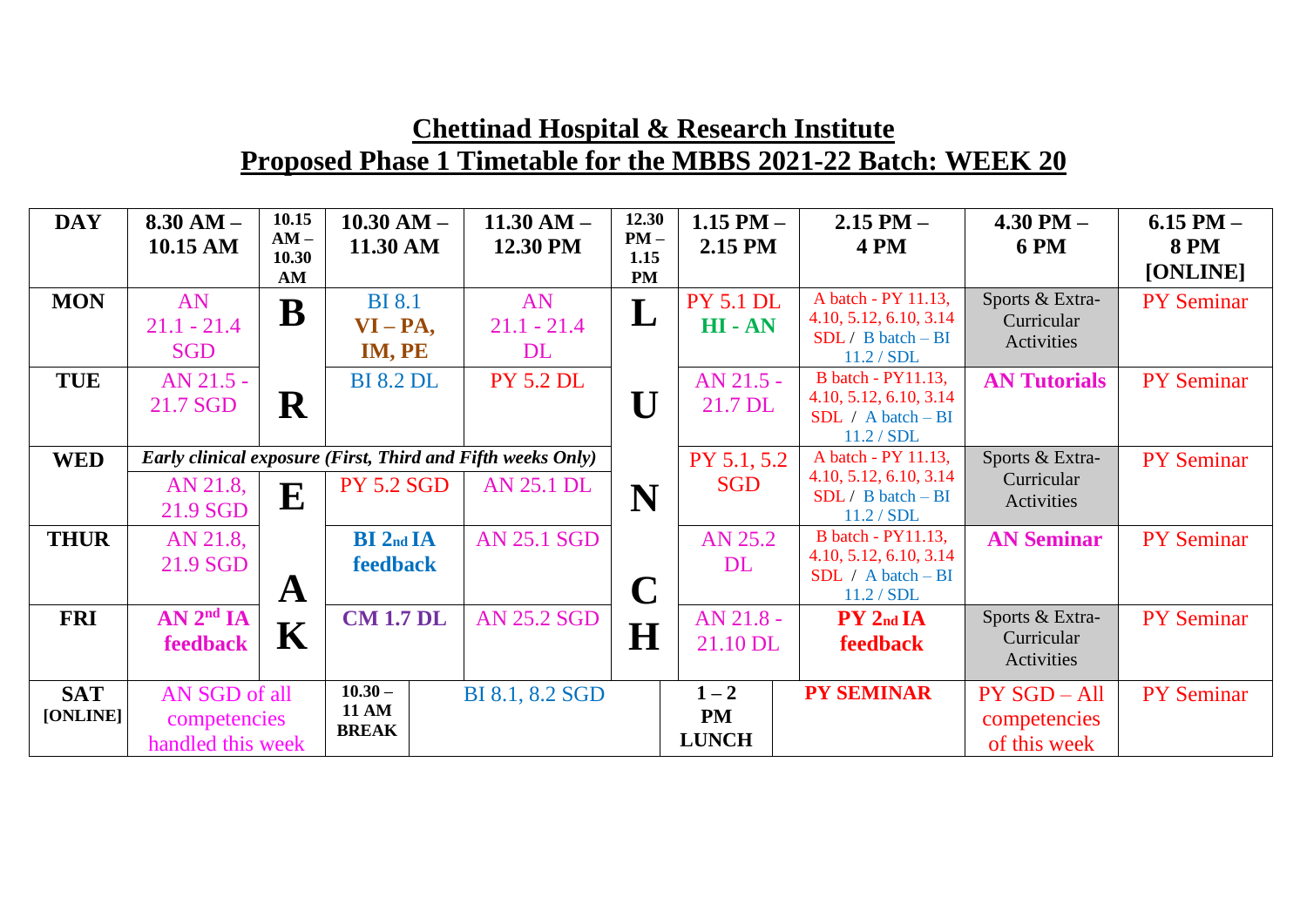# Chettinad Hospital & Research Institute
## Proposed Phase 1 Timetable for the MBBS 2021-22 Batch: WEEK 20

| DAY | 8.30 AM – 10.15 AM | 10.15 AM – 10.30 AM | 10.30 AM – 11.30 AM | 11.30 AM – 12.30 PM | 12.30 PM – 1.15 PM | 1.15 PM – 2.15 PM | 2.15 PM – 4 PM | 4.30 PM – 6 PM | 6.15 PM – 8 PM [ONLINE] |
|---|---|---|---|---|---|---|---|---|---|
| MON | AN 21.1 - 21.4 SGD | B | BI 8.1 VI – PA, IM, PE | AN 21.1 - 21.4 DL | L | PY 5.1 DL HI - AN | A batch - PY 11.13, 4.10, 5.12, 6.10, 3.14 SDL / B batch – BI 11.2 / SDL | Sports & Extra-Curricular Activities | PY Seminar |
| TUE | AN 21.5 - 21.7 SGD | R | BI 8.2 DL | PY 5.2 DL | U | AN 21.5 - 21.7 DL | B batch - PY11.13, 4.10, 5.12, 6.10, 3.14 SDL / A batch – BI 11.2 / SDL | AN Tutorials | PY Seminar |
| WED | *Early clinical exposure (First, Third and Fifth weeks Only)* | | | | | PY 5.1, 5.2 SGD | A batch - PY 11.13, 4.10, 5.12, 6.10, 3.14 SDL / B batch – BI 11.2 / SDL | Sports & Extra-Curricular Activities | PY Seminar |
| | AN 21.8, 21.9 SGD | E | PY 5.2 SGD | AN 25.1 DL | N | | | | |
| THUR | AN 21.8, 21.9 SGD | A | BI 2nd IA feedback | AN 25.1 SGD | C | AN 25.2 DL | B batch - PY11.13, 4.10, 5.12, 6.10, 3.14 SDL / A batch – BI 11.2 / SDL | AN Seminar | PY Seminar |
| FRI | AN 2nd IA feedback | K | CM 1.7 DL | AN 25.2 SGD | H | AN 21.8 - 21.10 DL | PY 2nd IA feedback | Sports & Extra-Curricular Activities | PY Seminar |
| SAT [ONLINE] | AN SGD of all competencies handled this week | | 10.30 – 11 AM BREAK | BI 8.1, 8.2 SGD | | 1 – 2 PM LUNCH | PY SEMINAR | PY SGD – All competencies of this week | PY Seminar |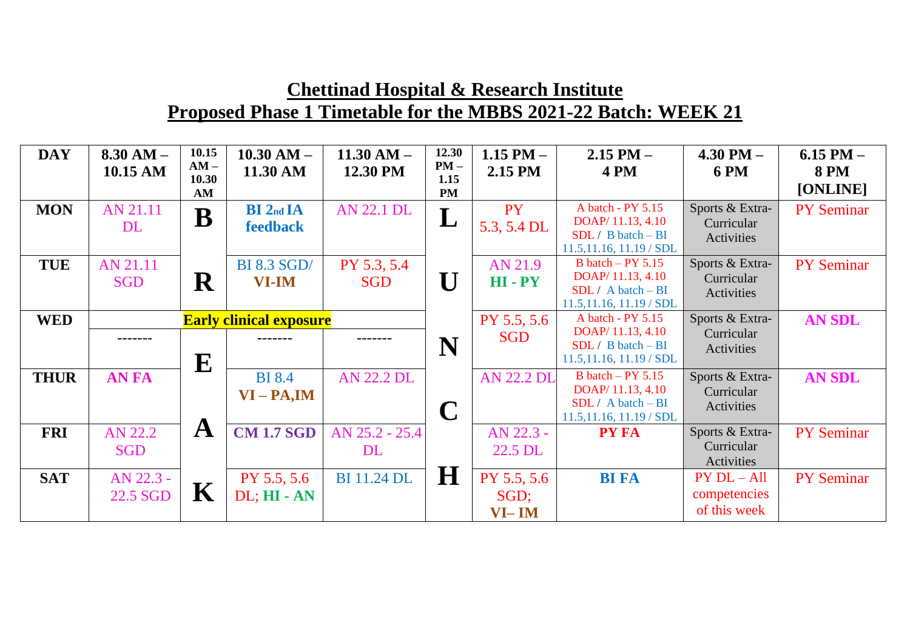# Chettinad Hospital & Research Institute

## Proposed Phase 1 Timetable for the MBBS 2021-22 Batch: WEEK 21

| DAY | 8.30 AM – 10.15 AM | 10.15 AM – 10.30 AM | 10.30 AM – 11.30 AM | 11.30 AM – 12.30 PM | 12.30 PM – 1.15 PM | 1.15 PM – 2.15 PM | 2.15 PM – 4 PM | 4.30 PM – 6 PM | 6.15 PM – 8 PM [ONLINE] |
|---|---|---|---|---|---|---|---|---|---|
| MON | AN 21.11 DL | B | **BI 2nd IA feedback** | AN 22.1 DL | L | PY 5.3, 5.4 DL | A batch - PY 5.15 DOAP/ 11.13, 4.10 SDL / B batch – BI 11.5,11.16, 11.19 / SDL | Sports & Extra-Curricular Activities | PY Seminar |
| TUE | AN 21.11 SGD | R | BI 8.3 SGD/ **VI-IM** | PY 5.3, 5.4 SGD | U | AN 21.9 **HI - PY** | B batch – PY 5.15 DOAP/ 11.13, 4.10 SDL / A batch – BI 11.5,11.16, 11.19 / SDL | Sports & Extra-Curricular Activities | PY Seminar |
| WED | **Early clinical exposure** | | | | | PY 5.5, 5.6 SGD | A batch - PY 5.15 DOAP/ 11.13, 4.10 SDL / B batch – BI 11.5,11.16, 11.19 / SDL | Sports & Extra-Curricular Activities | **AN SDL** |
| | ------- | E | ------- | ------- | N | | | | |
| THUR | **AN FA** | | BI 8.4 **VI – PA,IM** | AN 22.2 DL | | AN 22.2 DL | B batch – PY 5.15 DOAP/ 11.13, 4.10 SDL / A batch – BI 11.5,11.16, 11.19 / SDL | Sports & Extra-Curricular Activities | **AN SDL** |
| FRI | AN 22.2 SGD | A | **CM 1.7 SGD** | AN 25.2 - 25.4 DL | C | AN 22.3 - 22.5 DL | **PY FA** | Sports & Extra-Curricular Activities | PY Seminar |
| SAT | AN 22.3 - 22.5 SGD | K | PY 5.5, 5.6 DL; **HI - AN** | BI 11.24 DL | H | PY 5.5, 5.6 SGD; **VI– IM** | **BI FA** | PY DL – All competencies of this week | PY Seminar |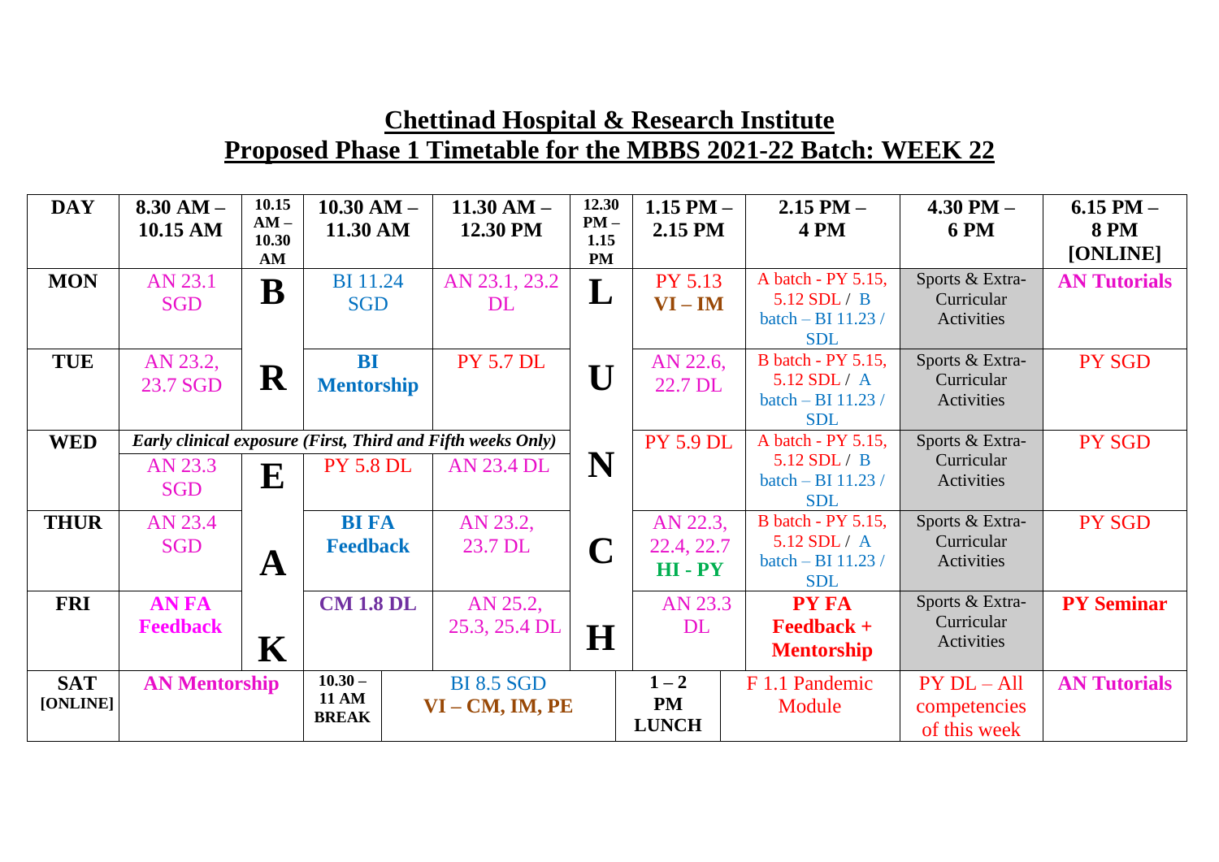# Chettinad Hospital & Research Institute

## Proposed Phase 1 Timetable for the MBBS 2021-22 Batch: WEEK 22

| DAY | 8.30 AM – 10.15 AM | 10.15 AM – 10.30 AM | 10.30 AM – 11.30 AM | 11.30 AM – 12.30 PM | 12.30 PM – 1.15 PM | 1.15 PM – 2.15 PM | 2.15 PM – 4 PM | 4.30 PM – 6 PM | 6.15 PM – 8 PM [ONLINE] |
|---|---|---|---|---|---|---|---|---|---|
| MON | AN 23.1 SGD | B | BI 11.24 SGD | AN 23.1, 23.2 DL | L | PY 5.13 **VI – IM** | A batch - PY 5.15, 5.12 SDL / B batch – BI 11.23 / SDL | Sports & Extra-Curricular Activities | **AN Tutorials** |
| TUE | AN 23.2, 23.7 SGD | R | **BI Mentorship** | PY 5.7 DL | U | AN 22.6, 22.7 DL | B batch - PY 5.15, 5.12 SDL / A batch – BI 11.23 / SDL | Sports & Extra-Curricular Activities | PY SGD |
| WED | ***Early clinical exposure (First, Third and Fifth weeks Only)*** | | | | N | PY 5.9 DL | A batch - PY 5.15, 5.12 SDL / B batch – BI 11.23 / SDL | Sports & Extra-Curricular Activities | PY SGD |
| | AN 23.3 SGD | E | PY 5.8 DL | AN 23.4 DL | | | | | |
| THUR | AN 23.4 SGD | A | **BI FA Feedback** | AN 23.2, 23.7 DL | C | AN 22.3, 22.4, 22.7 **HI - PY** | B batch - PY 5.15, 5.12 SDL / A batch – BI 11.23 / SDL | Sports & Extra-Curricular Activities | PY SGD |
| FRI | **AN FA Feedback** | K | **CM 1.8 DL** | AN 25.2, 25.3, 25.4 DL | H | AN 23.3 DL | **PY FA Feedback + Mentorship** | Sports & Extra-Curricular Activities | **PY Seminar** |
| SAT [ONLINE] | **AN Mentorship** | | **10.30 – 11 AM BREAK** | BI 8.5 SGD **VI – CM, IM, PE** | **1 – 2 PM LUNCH** | | F 1.1 Pandemic Module | PY DL – All competencies of this week | **AN Tutorials** |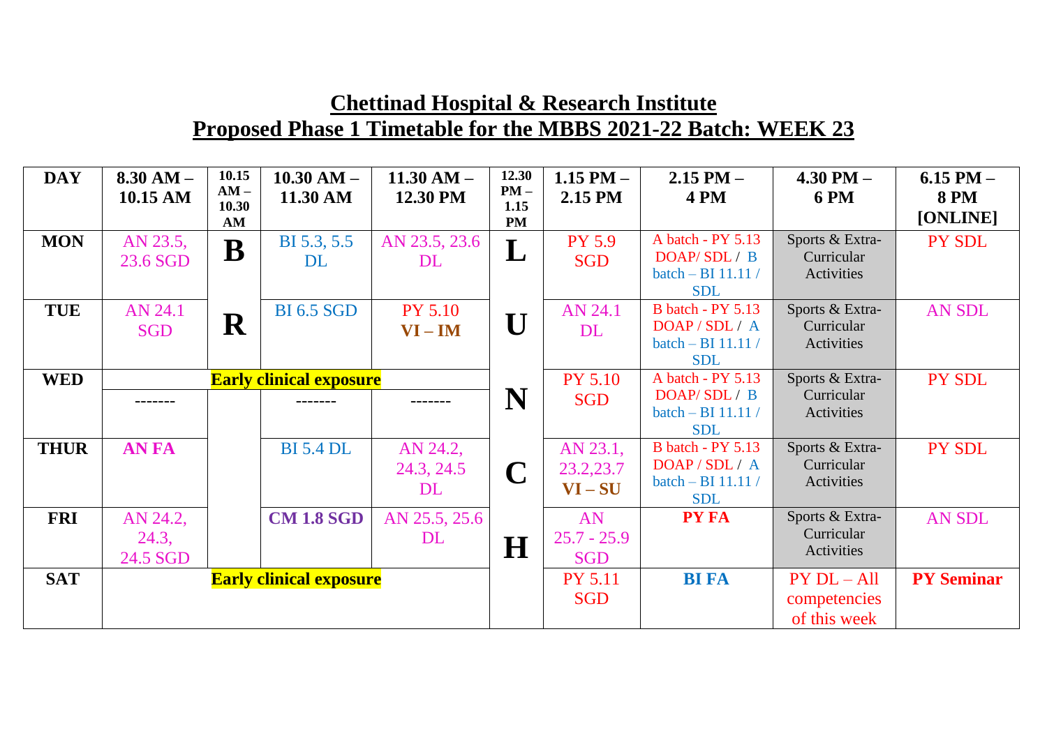# Chettinad Hospital & Research Institute

## Proposed Phase 1 Timetable for the MBBS 2021-22 Batch: WEEK 23

| DAY | 8.30 AM – 10.15 AM | 10.15 AM – 10.30 AM | 10.30 AM – 11.30 AM | 11.30 AM – 12.30 PM | 12.30 PM – 1.15 PM | 1.15 PM – 2.15 PM | 2.15 PM – 4 PM | 4.30 PM – 6 PM | 6.15 PM – 8 PM [ONLINE] |
|---|---|---|---|---|---|---|---|---|---|
| MON | AN 23.5, 23.6 SGD | B | BI 5.3, 5.5 DL | AN 23.5, 23.6 DL | L | PY 5.9 SGD | A batch - PY 5.13 DOAP/ SDL / B batch – BI 11.11 / SDL | Sports & Extra-Curricular Activities | PY SDL |
| TUE | AN 24.1 SGD | R | BI 6.5 SGD | PY 5.10 **VI – IM** | U | AN 24.1 DL | B batch - PY 5.13 DOAP / SDL / A batch – BI 11.11 / SDL | Sports & Extra-Curricular Activities | AN SDL |
| WED | **Early clinical exposure** | | | | N | PY 5.10 SGD | A batch - PY 5.13 DOAP/ SDL / B batch – BI 11.11 / SDL | Sports & Extra-Curricular Activities | PY SDL |
| | ------- | | ------- | ------- | | | | | |
| THUR | **AN FA** | | BI 5.4 DL | AN 24.2, 24.3, 24.5 DL | C | AN 23.1, 23.2,23.7 **VI – SU** | B batch - PY 5.13 DOAP / SDL / A batch – BI 11.11 / SDL | Sports & Extra-Curricular Activities | PY SDL |
| FRI | AN 24.2, 24.3, 24.5 SGD | | **CM 1.8 SGD** | AN 25.5, 25.6 DL | H | AN 25.7 - 25.9 SGD | **PY FA** | Sports & Extra-Curricular Activities | AN SDL |
| SAT | **Early clinical exposure** | | | | | PY 5.11 SGD | **BI FA** | PY DL – All competencies of this week | **PY Seminar** |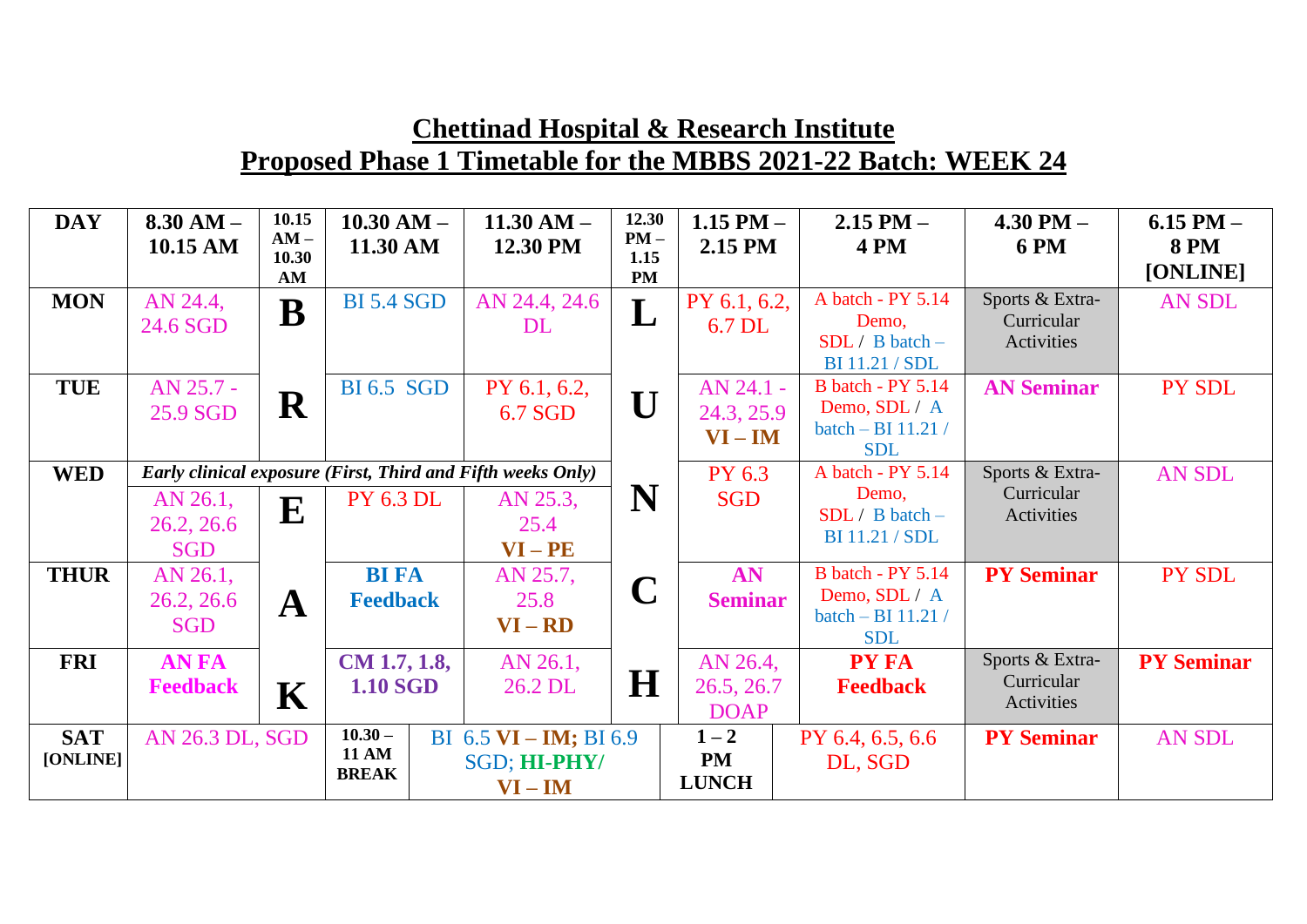# Chettinad Hospital & Research Institute

## Proposed Phase 1 Timetable for the MBBS 2021-22 Batch: WEEK 24

| DAY | 8.30 AM – 10.15 AM | 10.15 AM – 10.30 AM | 10.30 AM – 11.30 AM | 11.30 AM – 12.30 PM | 12.30 PM – 1.15 PM | 1.15 PM – 2.15 PM | 2.15 PM – 4 PM | 4.30 PM – 6 PM | 6.15 PM – 8 PM [ONLINE] |
|---|---|---|---|---|---|---|---|---|---|
| MON | AN 24.4, 24.6 SGD | B | BI 5.4 SGD | AN 24.4, 24.6 DL | L | PY 6.1, 6.2, 6.7 DL | A batch - PY 5.14 Demo, SDL / B batch – BI 11.21 / SDL | Sports & Extra-Curricular Activities | AN SDL |
| TUE | AN 25.7 - 25.9 SGD | R | BI 6.5 SGD | PY 6.1, 6.2, 6.7 SGD | U | AN 24.1 - 24.3, 25.9 **VI – IM** | B batch - PY 5.14 Demo, SDL / A batch – BI 11.21 / SDL | **AN Seminar** | PY SDL |
| WED | *Early clinical exposure (First, Third and Fifth weeks Only)* | | | | | PY 6.3 SGD | A batch - PY 5.14 Demo, SDL / B batch – BI 11.21 / SDL | Sports & Extra-Curricular Activities | AN SDL |
| | AN 26.1, 26.2, 26.6 SGD | E | PY 6.3 DL | AN 25.3, 25.4 **VI – PE** | N | | | | |
| THUR | AN 26.1, 26.2, 26.6 SGD | A | **BI FA Feedback** | AN 25.7, 25.8 **VI – RD** | C | **AN Seminar** | B batch - PY 5.14 Demo, SDL / A batch – BI 11.21 / SDL | **PY Seminar** | PY SDL |
| FRI | **AN FA Feedback** | K | **CM 1.7, 1.8, 1.10 SGD** | AN 26.1, 26.2 DL | H | AN 26.4, 26.5, 26.7 DOAP | **PY FA Feedback** | Sports & Extra-Curricular Activities | **PY Seminar** |
| SAT [ONLINE] | AN 26.3 DL, SGD | | **10.30 – 11 AM BREAK** | BI 6.5 **VI – IM**; BI 6.9 SGD; **HI-PHY/ VI – IM** | **1 – 2 PM LUNCH** | | PY 6.4, 6.5, 6.6 DL, SGD | **PY Seminar** | AN SDL |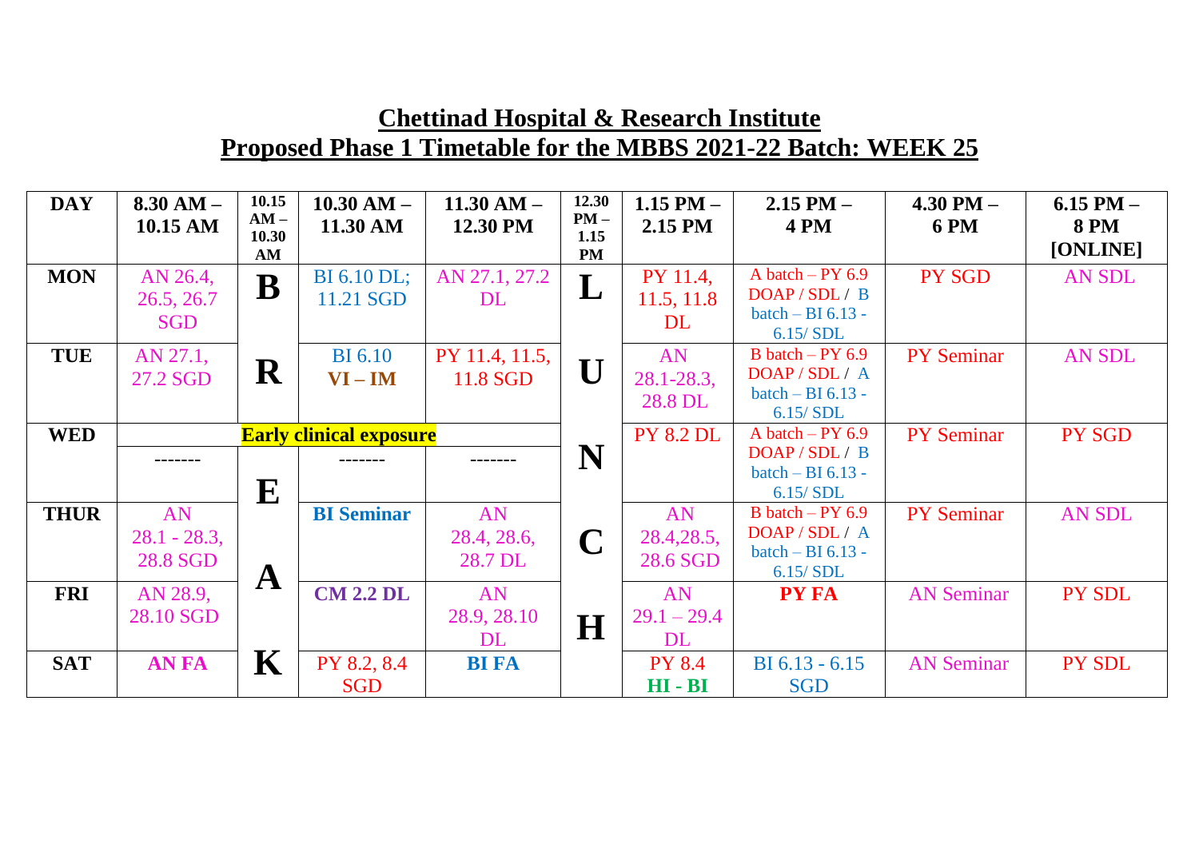## Chettinad Hospital & Research Institute
## Proposed Phase 1 Timetable for the MBBS 2021-22 Batch: WEEK 25

| DAY | 8.30 AM – 10.15 AM | 10.15 AM – 10.30 AM | 10.30 AM – 11.30 AM | 11.30 AM – 12.30 PM | 12.30 PM – 1.15 PM | 1.15 PM – 2.15 PM | 2.15 PM – 4 PM | 4.30 PM – 6 PM | 6.15 PM – 8 PM [ONLINE] |
|---|---|---|---|---|---|---|---|---|---|
| MON | AN 26.4, 26.5, 26.7 SGD | B | BI 6.10 DL; 11.21 SGD | AN 27.1, 27.2 DL | L | PY 11.4, 11.5, 11.8 DL | A batch – PY 6.9 DOAP / SDL / B batch – BI 6.13 - 6.15/ SDL | PY SGD | AN SDL |
| TUE | AN 27.1, 27.2 SGD | R | BI 6.10 **VI – IM** | PY 11.4, 11.5, 11.8 SGD | U | AN 28.1-28.3, 28.8 DL | B batch – PY 6.9 DOAP / SDL / A batch – BI 6.13 - 6.15/ SDL | PY Seminar | AN SDL |
| WED | **Early clinical exposure** ------- | E | ------- | ------- | N | PY 8.2 DL | A batch – PY 6.9 DOAP / SDL / B batch – BI 6.13 - 6.15/ SDL | PY Seminar | PY SGD |
| THUR | AN 28.1 - 28.3, 28.8 SGD | A | **BI Seminar** | AN 28.4, 28.6, 28.7 DL | C | AN 28.4,28.5, 28.6 SGD | B batch – PY 6.9 DOAP / SDL / A batch – BI 6.13 - 6.15/ SDL | PY Seminar | AN SDL |
| FRI | AN 28.9, 28.10 SGD | | **CM 2.2 DL** | AN 28.9, 28.10 DL | H | AN 29.1 – 29.4 DL | **PY FA** | AN Seminar | PY SDL |
| SAT | **AN FA** | K | PY 8.2, 8.4 SGD | **BI FA** | | PY 8.4 **HI - BI** | BI 6.13 - 6.15 SGD | AN Seminar | PY SDL |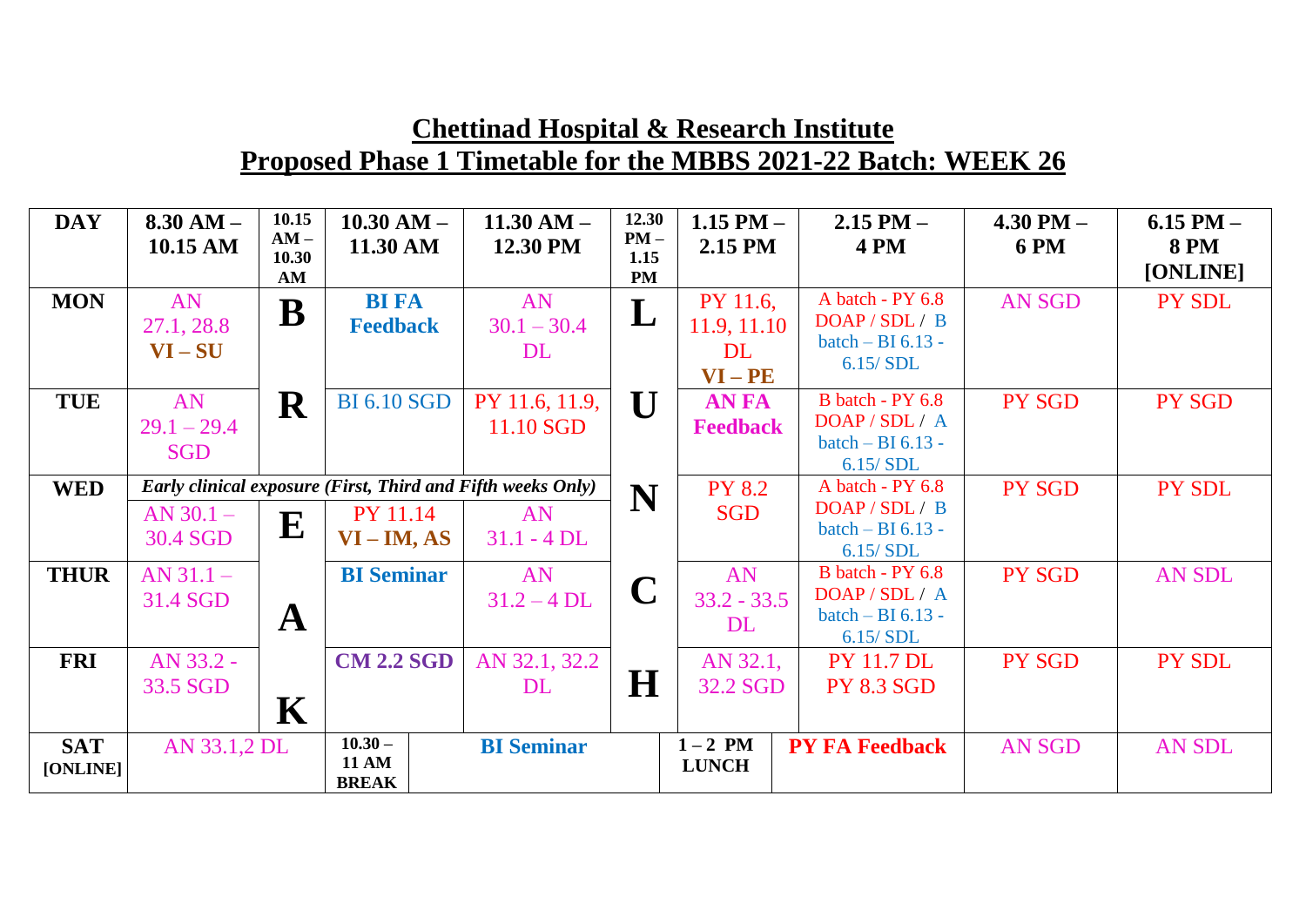# Chettinad Hospital & Research Institute

## Proposed Phase 1 Timetable for the MBBS 2021-22 Batch: WEEK 26

| DAY | 8.30 AM – 10.15 AM | 10.15 AM – 10.30 AM | 10.30 AM – 11.30 AM | 11.30 AM – 12.30 PM | 12.30 PM – 1.15 PM | 1.15 PM – 2.15 PM | 2.15 PM – 4 PM | 4.30 PM – 6 PM | 6.15 PM – 8 PM [ONLINE] |
|---|---|---|---|---|---|---|---|---|---|
| MON | AN 27.1, 28.8 **VI – SU** | **B** | **BI FA Feedback** | AN 30.1 – 30.4 DL | **L** | PY 11.6, 11.9, 11.10 DL **VI – PE** | A batch - PY 6.8 DOAP / SDL / B batch – BI 6.13 - 6.15/ SDL | AN SGD | PY SDL |
| TUE | AN 29.1 – 29.4 SGD | **R** | BI 6.10 SGD | PY 11.6, 11.9, 11.10 SGD | **U** | **AN FA Feedback** | B batch - PY 6.8 DOAP / SDL / A batch – BI 6.13 - 6.15/ SDL | PY SGD | PY SGD |
| WED | ***Early clinical exposure (First, Third and Fifth weeks Only)*** | | | | **N** | PY 8.2 SGD | A batch - PY 6.8 DOAP / SDL / B batch – BI 6.13 - 6.15/ SDL | PY SGD | PY SDL |
| | AN 30.1 – 30.4 SGD | **E** | PY 11.14 **VI – IM, AS** | AN 31.1 - 4 DL | | | | | |
| THUR | AN 31.1 – 31.4 SGD | **A** | **BI Seminar** | AN 31.2 – 4 DL | **C** | AN 33.2 - 33.5 DL | B batch - PY 6.8 DOAP / SDL / A batch – BI 6.13 - 6.15/ SDL | PY SGD | AN SDL |
| FRI | AN 33.2 - 33.5 SGD | **K** | **CM 2.2 SGD** | AN 32.1, 32.2 DL | **H** | AN 32.1, 32.2 SGD | PY 11.7 DL PY 8.3 SGD | PY SGD | PY SDL |
| SAT [ONLINE] | AN 33.1,2 DL | | 10.30 – 11 AM BREAK | **BI Seminar** | | 1 – 2 PM LUNCH | **PY FA Feedback** | AN SGD | AN SDL |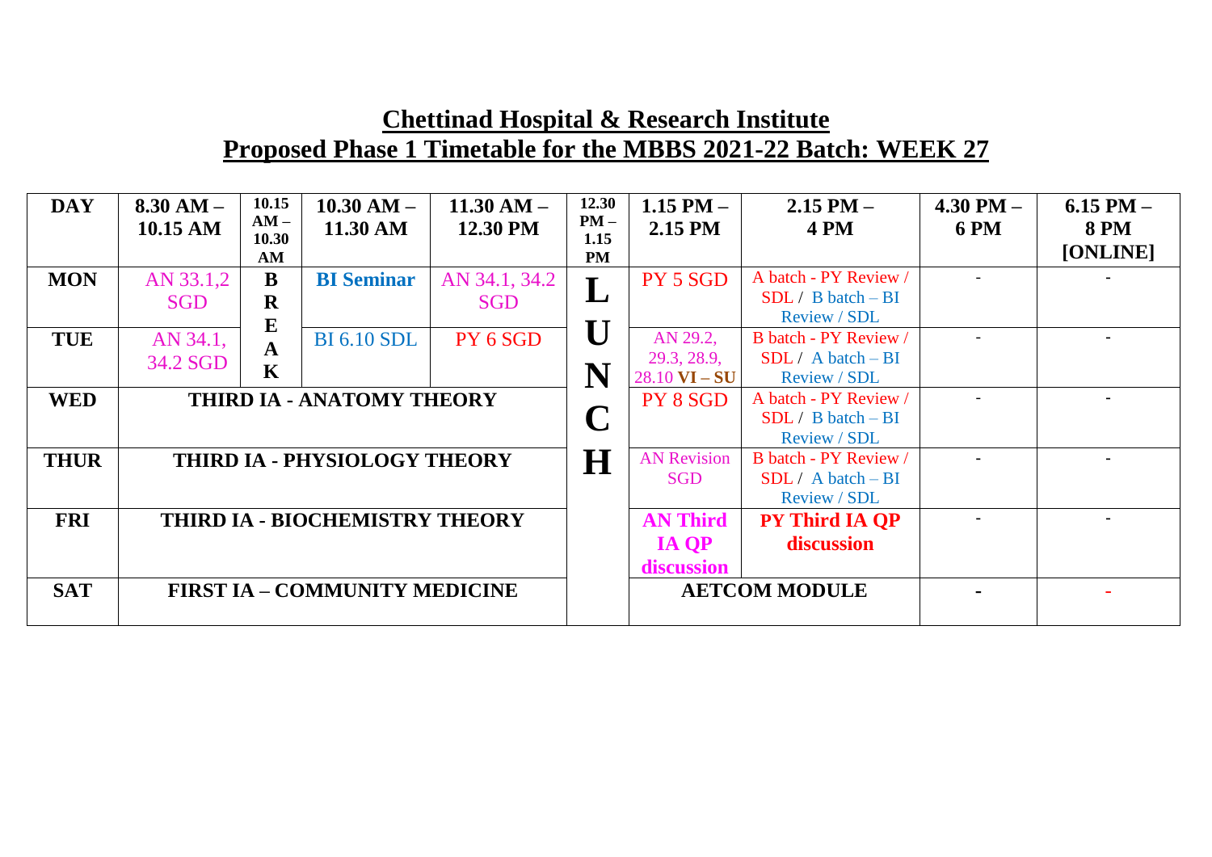# Chettinad Hospital & Research Institute

## Proposed Phase 1 Timetable for the MBBS 2021-22 Batch: WEEK 27

| DAY | 8.30 AM – 10.15 AM | 10.15 AM – 10.30 AM | 10.30 AM – 11.30 AM | 11.30 AM – 12.30 PM | 12.30 PM – 1.15 PM | 1.15 PM – 2.15 PM | 2.15 PM – 4 PM | 4.30 PM – 6 PM | 6.15 PM – 8 PM [ONLINE] |
|---|---|---|---|---|---|---|---|---|---|
| MON | AN 33.1,2 SGD | BREAK | **BI Seminar** | AN 34.1, 34.2 SGD | LUNCH | PY 5 SGD | A batch - PY Review / SDL / B batch – BI Review / SDL | - | - |
| TUE | AN 34.1, 34.2 SGD | | BI 6.10 SDL | PY 6 SGD | | AN 29.2, 29.3, 28.9, 28.10 **VI – SU** | B batch - PY Review / SDL / A batch – BI Review / SDL | - | - |
| WED | **THIRD IA - ANATOMY THEORY** | | | | | PY 8 SGD | A batch - PY Review / SDL / B batch – BI Review / SDL | - | - |
| THUR | **THIRD IA - PHYSIOLOGY THEORY** | | | | | AN Revision SGD | B batch - PY Review / SDL / A batch – BI Review / SDL | - | - |
| FRI | **THIRD IA - BIOCHEMISTRY THEORY** | | | | | **AN Third IA QP discussion** | **PY Third IA QP discussion** | - | - |
| SAT | **FIRST IA – COMMUNITY MEDICINE** | | | | | **AETCOM MODULE** | | - | - |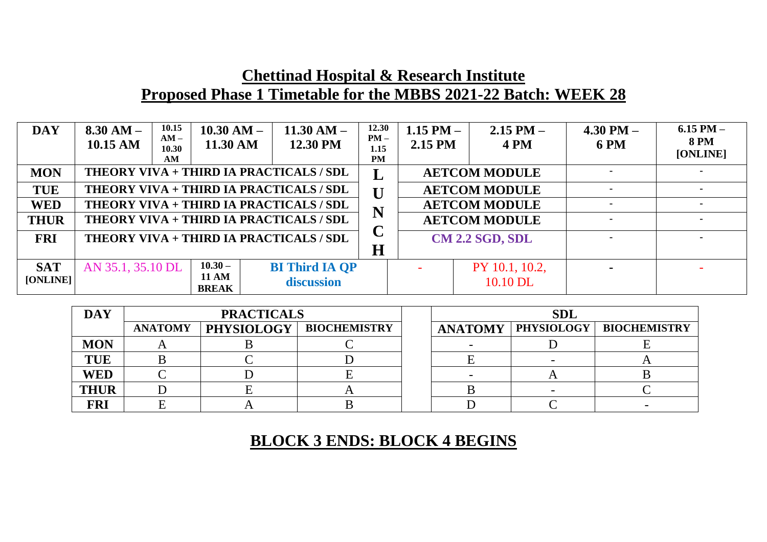# Chettinad Hospital & Research Institute

## Proposed Phase 1 Timetable for the MBBS 2021-22 Batch: WEEK 28

| DAY | 8.30 AM – 10.15 AM | 10.15 AM – 10.30 AM | 10.30 AM – 11.30 AM | 11.30 AM – 12.30 PM | 12.30 PM – 1.15 PM | 1.15 PM – 2.15 PM | 2.15 PM – 4 PM | 4.30 PM – 6 PM | 6.15 PM – 8 PM [ONLINE] |
|---|---|---|---|---|---|---|---|---|---|
| MON | THEORY VIVA + THIRD IA PRACTICALS / SDL | | | | L | AETCOM MODULE | | - | - |
| TUE | THEORY VIVA + THIRD IA PRACTICALS / SDL | | | | U | AETCOM MODULE | | - | - |
| WED | THEORY VIVA + THIRD IA PRACTICALS / SDL | | | | N | AETCOM MODULE | | - | - |
| THUR | THEORY VIVA + THIRD IA PRACTICALS / SDL | | | | C | AETCOM MODULE | | - | - |
| FRI | THEORY VIVA + THIRD IA PRACTICALS / SDL | | | | H | CM 2.2 SGD, SDL | | - | - |
| SAT [ONLINE] | AN 35.1, 35.10 DL | | 10.30 – 11 AM BREAK | BI Third IA QP discussion | | - | PY 10.1, 10.2, 10.10 DL | - | - |

| DAY | PRACTICALS | | | SDL | | |
|---|---|---|---|---|---|---|
| | ANATOMY | PHYSIOLOGY | BIOCHEMISTRY | ANATOMY | PHYSIOLOGY | BIOCHEMISTRY |
| MON | A | B | C | - | D | E |
| TUE | B | C | D | E | - | A |
| WED | C | D | E | - | A | B |
| THUR | D | E | A | B | - | C |
| FRI | E | A | B | D | C | - |

## BLOCK 3 ENDS: BLOCK 4 BEGINS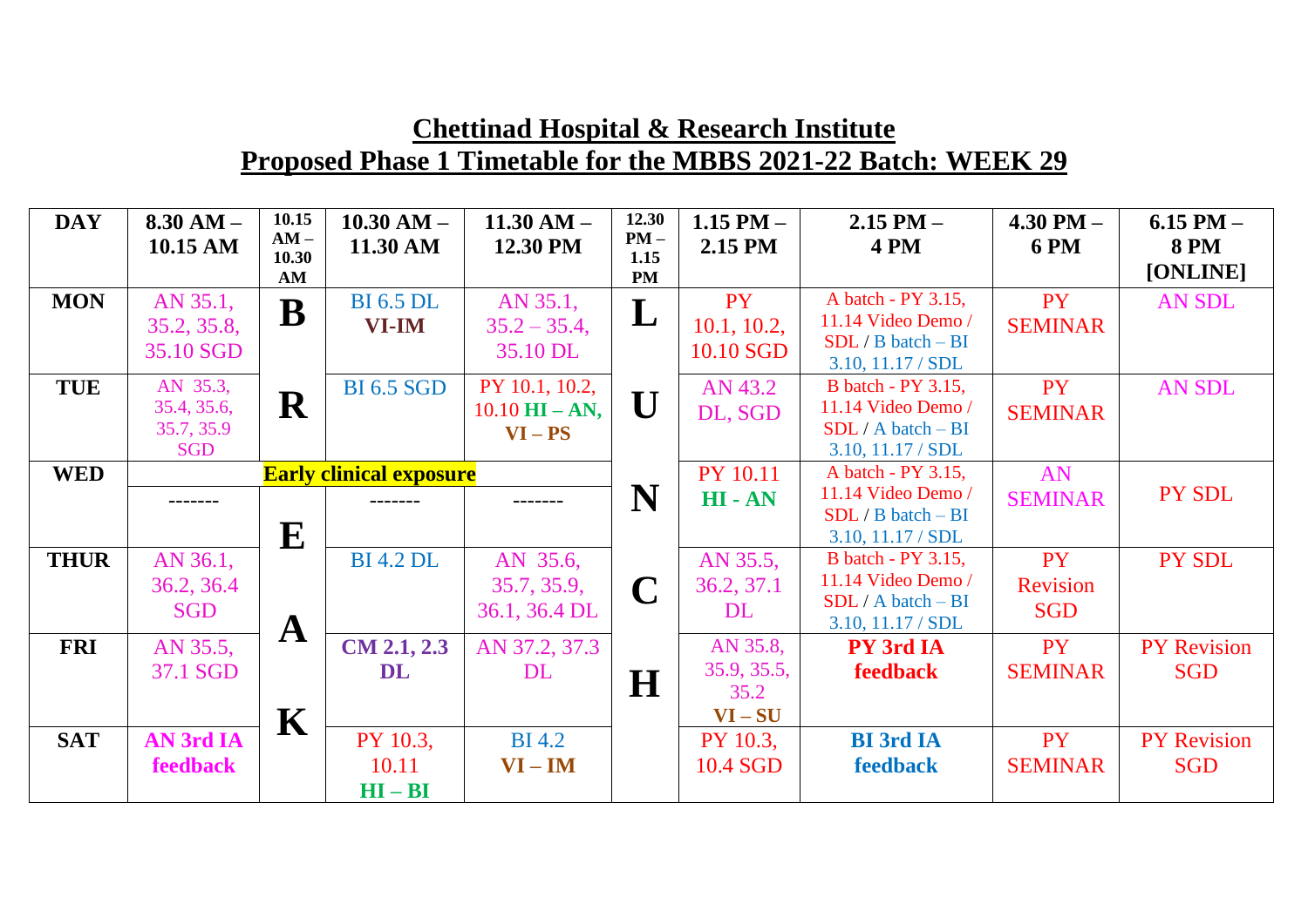# Chettinad Hospital & Research Institute
## Proposed Phase 1 Timetable for the MBBS 2021-22 Batch: WEEK 29

| DAY | 8.30 AM – 10.15 AM | 10.15 AM – 10.30 AM | 10.30 AM – 11.30 AM | 11.30 AM – 12.30 PM | 12.30 PM – 1.15 PM | 1.15 PM – 2.15 PM | 2.15 PM – 4 PM | 4.30 PM – 6 PM | 6.15 PM – 8 PM [ONLINE] |
|---|---|---|---|---|---|---|---|---|---|
| MON | AN 35.1, 35.2, 35.8, 35.10 SGD | B | BI 6.5 DL **VI-IM** | AN 35.1, 35.2 – 35.4, 35.10 DL | L | PY 10.1, 10.2, 10.10 SGD | A batch - PY 3.15, 11.14 Video Demo / SDL / B batch – BI 3.10, 11.17 / SDL | PY SEMINAR | AN SDL |
| TUE | AN 35.3, 35.4, 35.6, 35.7, 35.9 SGD | R | BI 6.5 SGD | PY 10.1, 10.2, 10.10 **HI – AN, VI – PS** | U | AN 43.2 DL, SGD | B batch - PY 3.15, 11.14 Video Demo / SDL / A batch – BI 3.10, 11.17 / SDL | PY SEMINAR | AN SDL |
| WED | **Early clinical exposure** | | | | N | PY 10.11 **HI - AN** | A batch - PY 3.15, 11.14 Video Demo / SDL / B batch – BI 3.10, 11.17 / SDL | AN SEMINAR | PY SDL |
| | ------- | E | ------- | ------- | | | | | |
| THUR | AN 36.1, 36.2, 36.4 SGD | | BI 4.2 DL | AN 35.6, 35.7, 35.9, 36.1, 36.4 DL | C | AN 35.5, 36.2, 37.1 DL | B batch - PY 3.15, 11.14 Video Demo / SDL / A batch – BI 3.10, 11.17 / SDL | PY Revision SGD | PY SDL |
| FRI | AN 35.5, 37.1 SGD | A | **CM 2.1, 2.3 DL** | AN 37.2, 37.3 DL | H | AN 35.8, 35.9, 35.5, 35.2 **VI – SU** | **PY 3rd IA feedback** | PY SEMINAR | PY Revision SGD |
| SAT | **AN 3rd IA feedback** | K | PY 10.3, 10.11 **HI – BI** | BI 4.2 **VI – IM** | | PY 10.3, 10.4 SGD | **BI 3rd IA feedback** | PY SEMINAR | PY Revision SGD |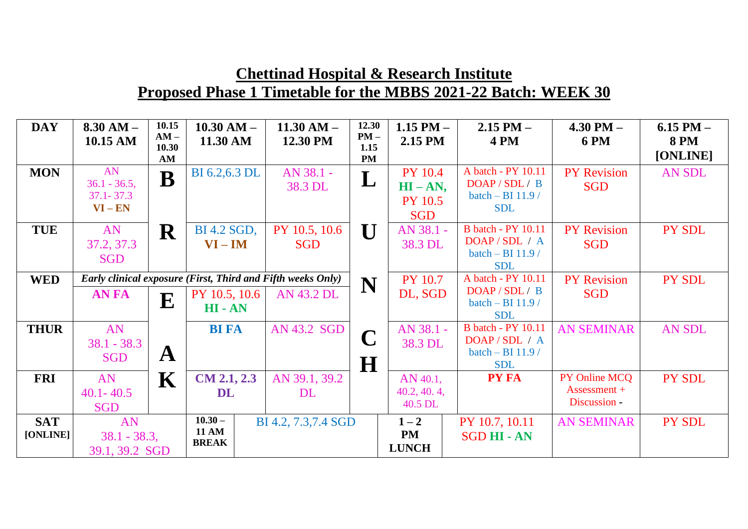# Chettinad Hospital & Research Institute

## Proposed Phase 1 Timetable for the MBBS 2021-22 Batch: WEEK 30

| DAY | 8.30 AM – 10.15 AM | 10.15 AM – 10.30 AM | 10.30 AM – 11.30 AM | 11.30 AM – 12.30 PM | 12.30 PM – 1.15 PM | 1.15 PM – 2.15 PM | 2.15 PM – 4 PM | 4.30 PM – 6 PM | 6.15 PM – 8 PM [ONLINE] |
|---|---|---|---|---|---|---|---|---|---|
| MON | AN 36.1 - 36.5, 37.1- 37.3 VI – EN | B | BI 6.2,6.3 DL | AN 38.1 - 38.3 DL | L | PY 10.4 HI – AN, PY 10.5 SGD | A batch - PY 10.11 DOAP / SDL / B batch – BI 11.9 / SDL | PY Revision SGD | AN SDL |
| TUE | AN 37.2, 37.3 SGD | R | BI 4.2 SGD, VI – IM | PY 10.5, 10.6 SGD | U | AN 38.1 - 38.3 DL | B batch - PY 10.11 DOAP / SDL / A batch – BI 11.9 / SDL | PY Revision SGD | PY SDL |
| WED | *Early clinical exposure (First, Third and Fifth weeks Only)* | | | | N | PY 10.7 DL, SGD | A batch - PY 10.11 DOAP / SDL / B batch – BI 11.9 / SDL | PY Revision SGD | PY SDL |
| | **AN FA** | E | PY 10.5, 10.6 HI - AN | AN 43.2 DL | | | | | |
| THUR | AN 38.1 - 38.3 SGD | A | **BI FA** | AN 43.2 SGD | C H | AN 38.1 - 38.3 DL | B batch - PY 10.11 DOAP / SDL / A batch – BI 11.9 / SDL | AN SEMINAR | AN SDL |
| FRI | AN 40.1- 40.5 SGD | K | **CM 2.1, 2.3 DL** | AN 39.1, 39.2 DL | | AN 40.1, 40.2, 40. 4, 40.5 DL | **PY FA** | PY Online MCQ Assessment + Discussion - | PY SDL |
| SAT [ONLINE] | AN 38.1 - 38.3, 39.1, 39.2 SGD | | 10.30 – 11 AM BREAK | BI 4.2, 7.3,7.4 SGD | | 1 – 2 PM LUNCH | PY 10.7, 10.11 SGD HI - AN | AN SEMINAR | PY SDL |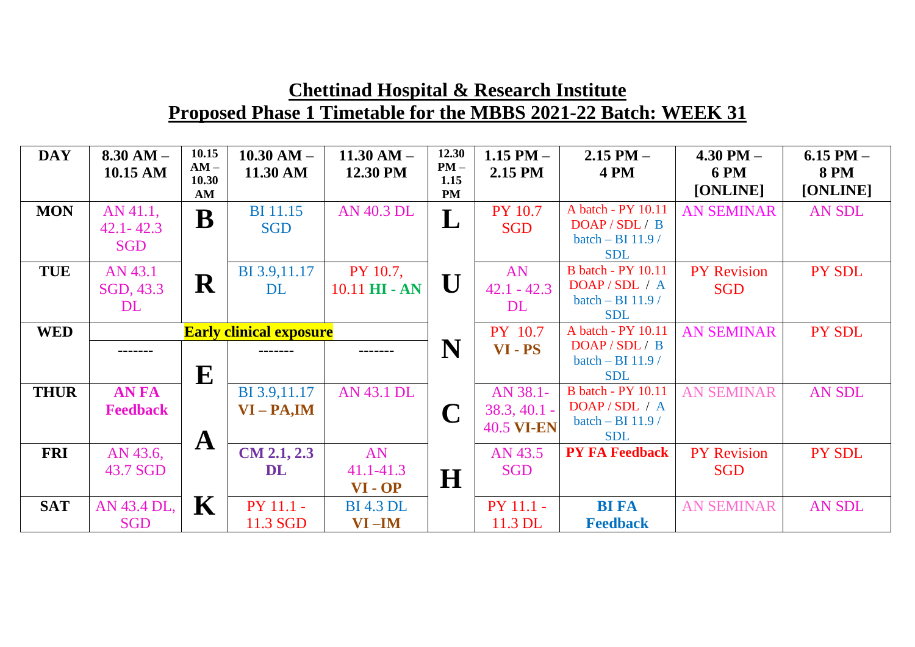## Chettinad Hospital & Research Institute

## Proposed Phase 1 Timetable for the MBBS 2021-22 Batch: WEEK 31

| DAY | 8.30 AM – 10.15 AM | 10.15 AM – 10.30 AM | 10.30 AM – 11.30 AM | 11.30 AM – 12.30 PM | 12.30 PM – 1.15 PM | 1.15 PM – 2.15 PM | 2.15 PM – 4 PM | 4.30 PM – 6 PM [ONLINE] | 6.15 PM – 8 PM [ONLINE] |
|---|---|---|---|---|---|---|---|---|---|
| MON | AN 41.1, 42.1- 42.3 SGD | B | BI 11.15 SGD | AN 40.3 DL | L | PY 10.7 SGD | A batch - PY 10.11 DOAP / SDL / B batch – BI 11.9 / SDL | AN SEMINAR | AN SDL |
| TUE | AN 43.1 SGD, 43.3 DL | R | BI 3.9,11.17 DL | PY 10.7, 10.11 **HI - AN** | U | AN 42.1 - 42.3 DL | B batch - PY 10.11 DOAP / SDL / A batch – BI 11.9 / SDL | PY Revision SGD | PY SDL |
| WED | **Early clinical exposure** | | | | N | PY 10.7 **VI - PS** | A batch - PY 10.11 DOAP / SDL / B batch – BI 11.9 / SDL | AN SEMINAR | PY SDL |
| | ------- | E | ------- | ------- | | | | | |
| THUR | **AN FA Feedback** | | BI 3.9,11.17 **VI – PA,IM** | AN 43.1 DL | C | AN 38.1- 38.3, 40.1 - 40.5 **VI-EN** | B batch - PY 10.11 DOAP / SDL / A batch – BI 11.9 / SDL | AN SEMINAR | AN SDL |
| FRI | AN 43.6, 43.7 SGD | A | **CM 2.1, 2.3 DL** | AN 41.1-41.3 **VI - OP** | H | AN 43.5 SGD | **PY FA Feedback** | PY Revision SGD | PY SDL |
| SAT | AN 43.4 DL, SGD | K | PY 11.1 - 11.3 SGD | BI 4.3 DL **VI –IM** | | PY 11.1 - 11.3 DL | **BI FA Feedback** | AN SEMINAR | AN SDL |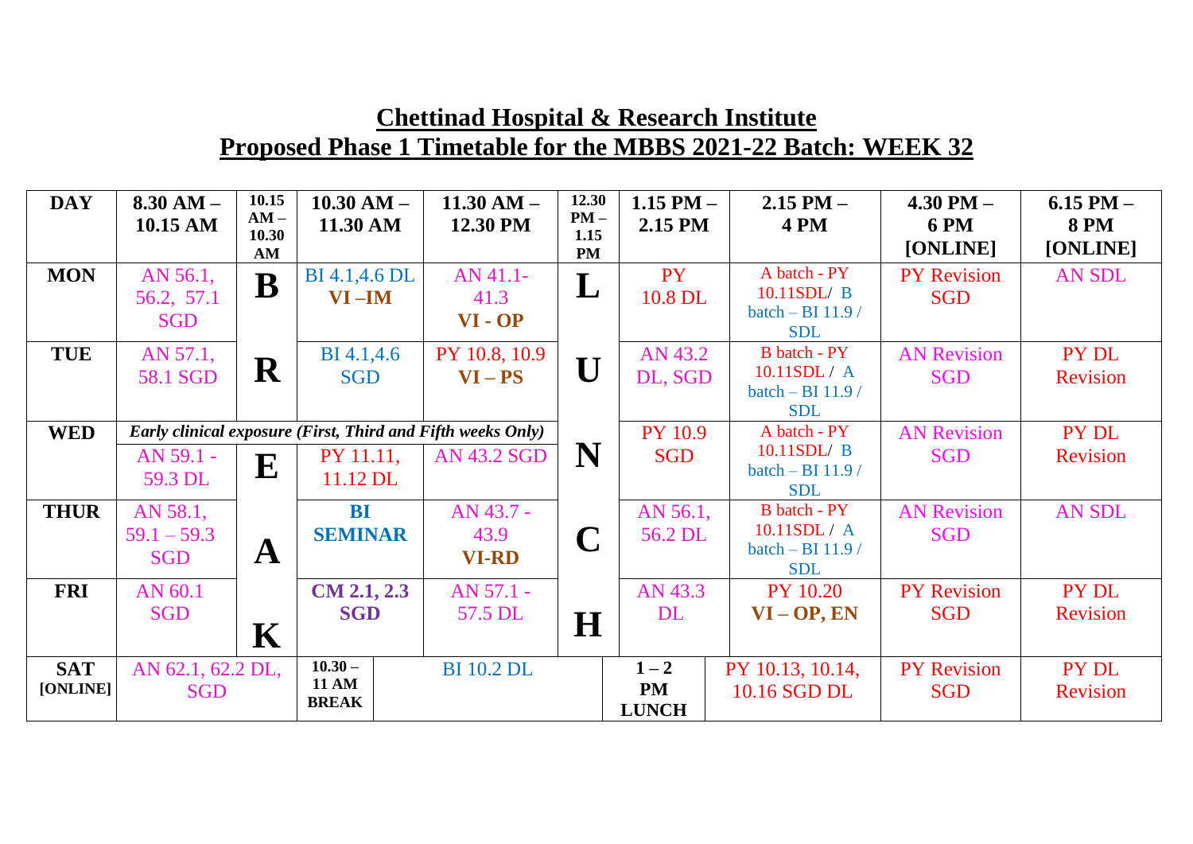## Chettinad Hospital & Research Institute
## Proposed Phase 1 Timetable for the MBBS 2021-22 Batch: WEEK 32

| DAY | 8.30 AM – 10.15 AM | 10.15 AM – 10.30 AM | 10.30 AM – 11.30 AM | 11.30 AM – 12.30 PM | 12.30 PM – 1.15 PM | 1.15 PM – 2.15 PM | 2.15 PM – 4 PM | 4.30 PM – 6 PM [ONLINE] | 6.15 PM – 8 PM [ONLINE] |
|---|---|---|---|---|---|---|---|---|---|
| MON | AN 56.1, 56.2, 57.1 SGD | B | BI 4.1,4.6 DL **VI –IM** | AN 41.1-41.3 **VI - OP** | L | PY 10.8 DL | A batch - PY 10.11SDL/ B batch – BI 11.9 / SDL | PY Revision SGD | AN SDL |
| TUE | AN 57.1, 58.1 SGD | R | BI 4.1,4.6 SGD | PY 10.8, 10.9 **VI – PS** | U | AN 43.2 DL, SGD | B batch - PY 10.11SDL / A batch – BI 11.9 / SDL | AN Revision SGD | PY DL Revision |
| WED | *Early clinical exposure (First, Third and Fifth weeks Only)* AN 59.1 - 59.3 DL | E | PY 11.11, 11.12 DL | AN 43.2 SGD | N | PY 10.9 SGD | A batch - PY 10.11SDL/ B batch – BI 11.9 / SDL | AN Revision SGD | PY DL Revision |
| THUR | AN 58.1, 59.1 – 59.3 SGD | A | **BI SEMINAR** | AN 43.7 - 43.9 **VI-RD** | C | AN 56.1, 56.2 DL | B batch - PY 10.11SDL / A batch – BI 11.9 / SDL | AN Revision SGD | AN SDL |
| FRI | AN 60.1 SGD | K | **CM 2.1, 2.3 SGD** | AN 57.1 - 57.5 DL | H | AN 43.3 DL | PY 10.20 **VI – OP, EN** | PY Revision SGD | PY DL Revision |
| SAT [ONLINE] | AN 62.1, 62.2 DL, SGD | | **10.30 – 11 AM BREAK** | BI 10.2 DL | | **1 – 2 PM LUNCH** | PY 10.13, 10.14, 10.16 SGD DL | PY Revision SGD | PY DL Revision |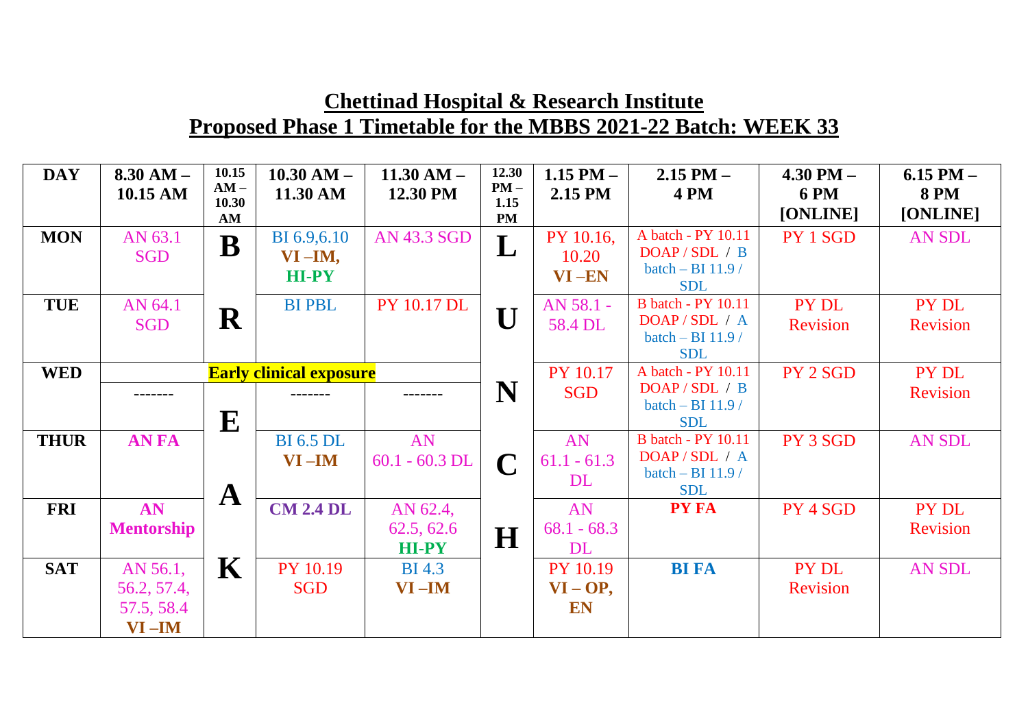## Chettinad Hospital & Research Institute
## Proposed Phase 1 Timetable for the MBBS 2021-22 Batch: WEEK 33

| DAY | 8.30 AM – 10.15 AM | 10.15 AM – 10.30 AM | 10.30 AM – 11.30 AM | 11.30 AM – 12.30 PM | 12.30 PM – 1.15 PM | 1.15 PM – 2.15 PM | 2.15 PM – 4 PM | 4.30 PM – 6 PM [ONLINE] | 6.15 PM – 8 PM [ONLINE] |
|---|---|---|---|---|---|---|---|---|---|
| MON | AN 63.1 SGD | B | BI 6.9,6.10 **VI –IM, HI-PY** | AN 43.3 SGD | L | PY 10.16, 10.20 **VI –EN** | A batch - PY 10.11 DOAP / SDL / B batch – BI 11.9 / SDL | PY 1 SGD | AN SDL |
| TUE | AN 64.1 SGD | R | BI PBL | PY 10.17 DL | U | AN 58.1 - 58.4 DL | B batch - PY 10.11 DOAP / SDL / A batch – BI 11.9 / SDL | PY DL Revision | PY DL Revision |
| WED | **Early clinical exposure** | | | | N | PY 10.17 SGD | A batch - PY 10.11 DOAP / SDL / B batch – BI 11.9 / SDL | PY 2 SGD | PY DL Revision |
| | ------- | E | ------- | ------- | | | | | |
| THUR | **AN FA** | | BI 6.5 DL **VI –IM** | AN 60.1 - 60.3 DL | C | AN 61.1 - 61.3 DL | B batch - PY 10.11 DOAP / SDL / A batch – BI 11.9 / SDL | PY 3 SGD | AN SDL |
| FRI | **AN Mentorship** | A | **CM 2.4 DL** | AN 62.4, 62.5, 62.6 **HI-PY** | H | AN 68.1 - 68.3 DL | **PY FA** | PY 4 SGD | PY DL Revision |
| SAT | AN 56.1, 56.2, 57.4, 57.5, 58.4 **VI –IM** | K | PY 10.19 SGD | BI 4.3 **VI –IM** | | PY 10.19 **VI – OP, EN** | **BI FA** | PY DL Revision | AN SDL |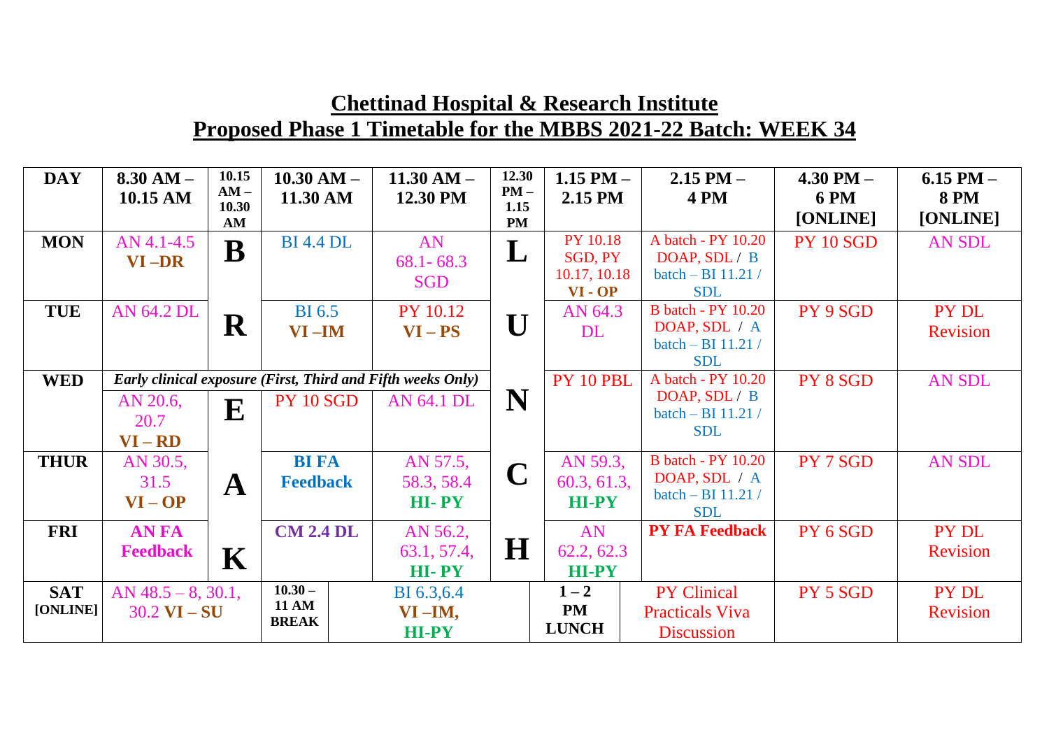# Chettinad Hospital & Research Institute

## Proposed Phase 1 Timetable for the MBBS 2021-22 Batch: WEEK 34

| DAY | 8.30 AM – 10.15 AM | 10.15 AM – 10.30 AM | 10.30 AM – 11.30 AM | 11.30 AM – 12.30 PM | 12.30 PM – 1.15 PM | 1.15 PM – 2.15 PM | 2.15 PM – 4 PM | 4.30 PM – 6 PM [ONLINE] | 6.15 PM – 8 PM [ONLINE] |
|---|---|---|---|---|---|---|---|---|---|
| MON | AN 4.1-4.5 **VI –DR** | **B** | BI 4.4 DL | AN 68.1- 68.3 SGD | **L** | PY 10.18 SGD, PY 10.17, 10.18 **VI - OP** | A batch - PY 10.20 DOAP, SDL / B batch – BI 11.21 / SDL | PY 10 SGD | AN SDL |
| TUE | AN 64.2 DL | **R** | BI 6.5 **VI –IM** | PY 10.12 **VI – PS** | **U** | AN 64.3 DL | B batch - PY 10.20 DOAP, SDL / A batch – BI 11.21 / SDL | PY 9 SGD | PY DL Revision |
| WED | *Early clinical exposure (First, Third and Fifth weeks Only)* AN 20.6, 20.7 **VI – RD** | **E** | PY 10 SGD | AN 64.1 DL | **N** | PY 10 PBL | A batch - PY 10.20 DOAP, SDL / B batch – BI 11.21 / SDL | PY 8 SGD | AN SDL |
| THUR | AN 30.5, 31.5 **VI – OP** | **A** | **BI FA Feedback** | AN 57.5, 58.3, 58.4 **HI- PY** | **C** | AN 59.3, 60.3, 61.3, **HI-PY** | B batch - PY 10.20 DOAP, SDL / A batch – BI 11.21 / SDL | PY 7 SGD | AN SDL |
| FRI | **AN FA Feedback** | **K** | **CM 2.4 DL** | AN 56.2, 63.1, 57.4, **HI- PY** | **H** | AN 62.2, 62.3 **HI-PY** | **PY FA Feedback** | PY 6 SGD | PY DL Revision |
| SAT [ONLINE] | AN 48.5 – 8, 30.1, 30.2 **VI – SU** | | **10.30 – 11 AM BREAK** | BI 6.3,6.4 **VI –IM, HI-PY** | | **1 – 2 PM LUNCH** | PY Clinical Practicals Viva Discussion | PY 5 SGD | PY DL Revision |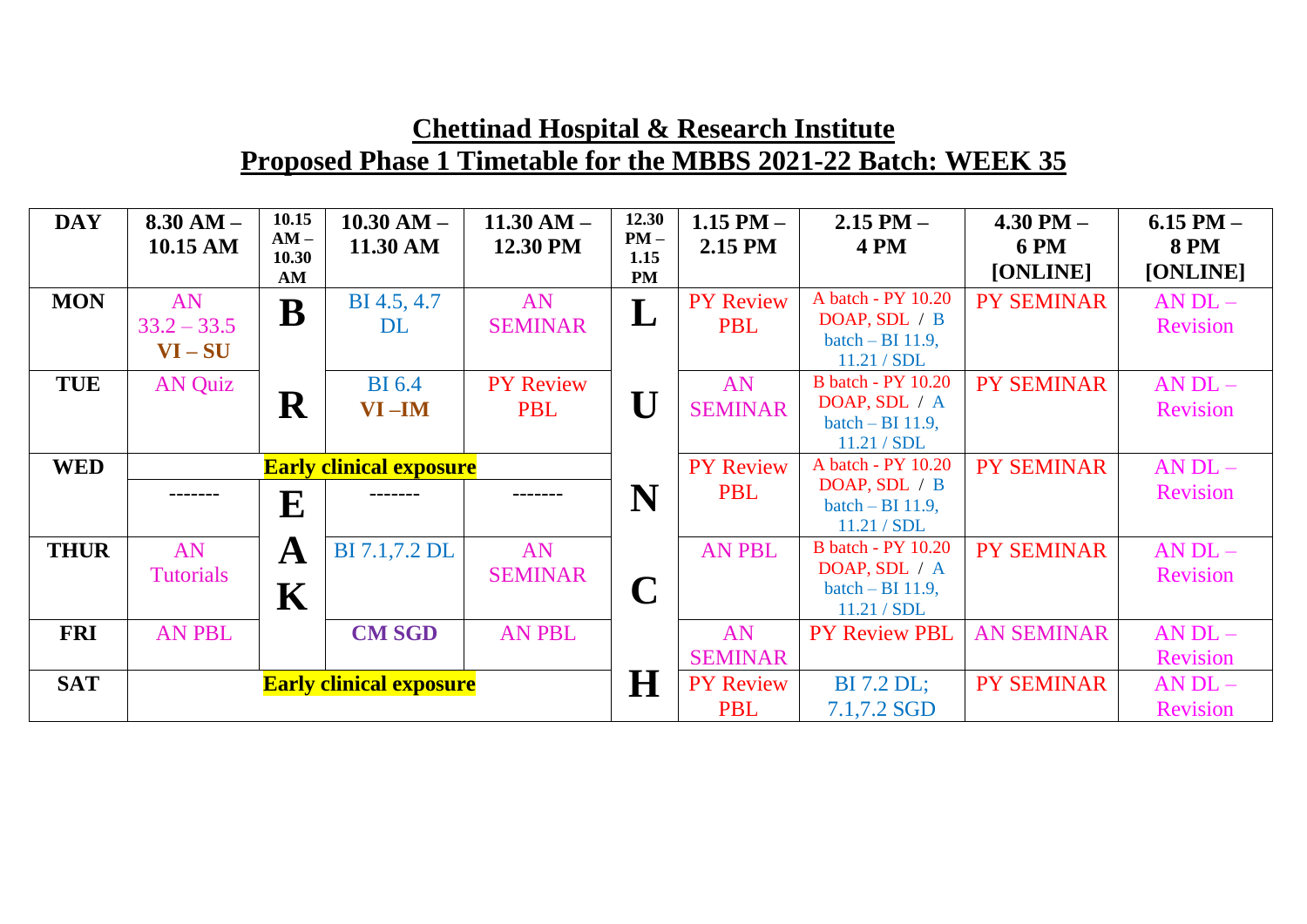## Chettinad Hospital & Research Institute

## Proposed Phase 1 Timetable for the MBBS 2021-22 Batch: WEEK 35

| DAY | 8.30 AM – 10.15 AM | 10.15 AM – 10.30 AM | 10.30 AM – 11.30 AM | 11.30 AM – 12.30 PM | 12.30 PM – 1.15 PM | 1.15 PM – 2.15 PM | 2.15 PM – 4 PM | 4.30 PM – 6 PM [ONLINE] | 6.15 PM – 8 PM [ONLINE] |
|---|---|---|---|---|---|---|---|---|---|
| MON | AN 33.2 – 33.5 **VI – SU** | **B** | BI 4.5, 4.7 DL | AN SEMINAR | **L** | PY Review PBL | A batch - PY 10.20 DOAP, SDL / B batch – BI 11.9, 11.21 / SDL | PY SEMINAR | AN DL – Revision |
| TUE | AN Quiz | **R** | BI 6.4 **VI –IM** | PY Review PBL | **U** | AN SEMINAR | B batch - PY 10.20 DOAP, SDL / A batch – BI 11.9, 11.21 / SDL | PY SEMINAR | AN DL – Revision |
| WED | **Early clinical exposure** | | | | **N** | PY Review PBL | A batch - PY 10.20 DOAP, SDL / B batch – BI 11.9, 11.21 / SDL | PY SEMINAR | AN DL – Revision |
| | ------- | **E** | ------- | ------- | | | | | |
| THUR | AN Tutorials | **A K** | BI 7.1,7.2 DL | AN SEMINAR | **C** | AN PBL | B batch - PY 10.20 DOAP, SDL / A batch – BI 11.9, 11.21 / SDL | PY SEMINAR | AN DL – Revision |
| FRI | AN PBL | | **CM SGD** | AN PBL | | AN SEMINAR | PY Review PBL | AN SEMINAR | AN DL – Revision |
| SAT | **Early clinical exposure** | | | | **H** | PY Review PBL | BI 7.2 DL; 7.1,7.2 SGD | PY SEMINAR | AN DL – Revision |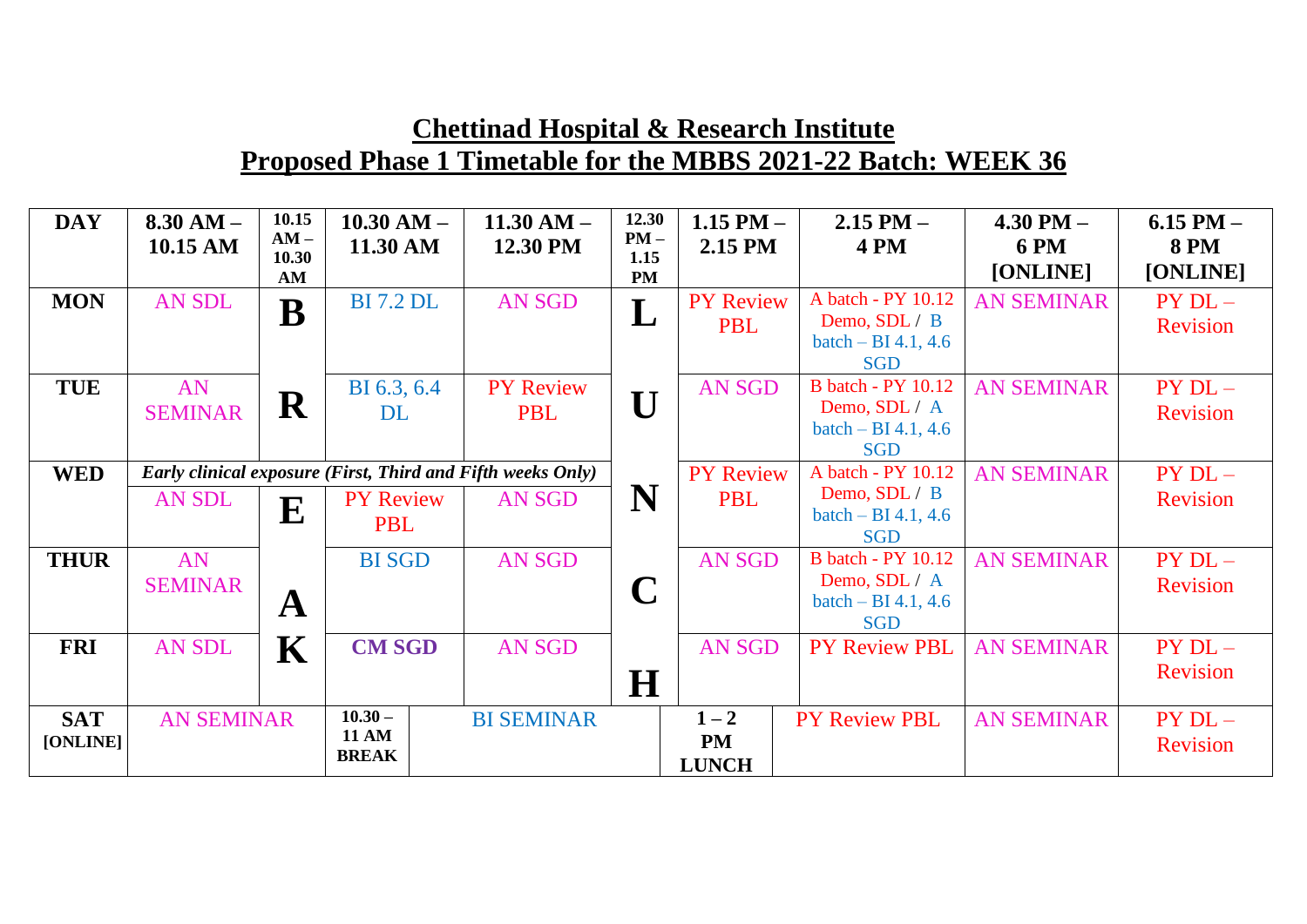# Chettinad Hospital & Research Institute

## Proposed Phase 1 Timetable for the MBBS 2021-22 Batch: WEEK 36

| DAY | 8.30 AM – 10.15 AM | 10.15 AM – 10.30 AM | 10.30 AM – 11.30 AM | 11.30 AM – 12.30 PM | 12.30 PM – 1.15 PM | 1.15 PM – 2.15 PM | 2.15 PM – 4 PM | 4.30 PM – 6 PM [ONLINE] | 6.15 PM – 8 PM [ONLINE] |
|---|---|---|---|---|---|---|---|---|---|
| MON | AN SDL | B | BI 7.2 DL | AN SGD | L | PY Review PBL | A batch - PY 10.12 Demo, SDL / B batch – BI 4.1, 4.6 SGD | AN SEMINAR | PY DL – Revision |
| TUE | AN SEMINAR | R | BI 6.3, 6.4 DL | PY Review PBL | U | AN SGD | B batch - PY 10.12 Demo, SDL / A batch – BI 4.1, 4.6 SGD | AN SEMINAR | PY DL – Revision |
| WED | *Early clinical exposure (First, Third and Fifth weeks Only)* | | | | N | PY Review PBL | A batch - PY 10.12 Demo, SDL / B batch – BI 4.1, 4.6 SGD | AN SEMINAR | PY DL – Revision |
| | AN SDL | E | PY Review PBL | AN SGD | | | | | |
| THUR | AN SEMINAR | A | BI SGD | AN SGD | C | AN SGD | B batch - PY 10.12 Demo, SDL / A batch – BI 4.1, 4.6 SGD | AN SEMINAR | PY DL – Revision |
| FRI | AN SDL | K | **CM SGD** | AN SGD | H | AN SGD | PY Review PBL | AN SEMINAR | PY DL – Revision |
| SAT [ONLINE] | AN SEMINAR | | 10.30 – 11 AM BREAK | BI SEMINAR | | 1 – 2 PM LUNCH | PY Review PBL | AN SEMINAR | PY DL – Revision |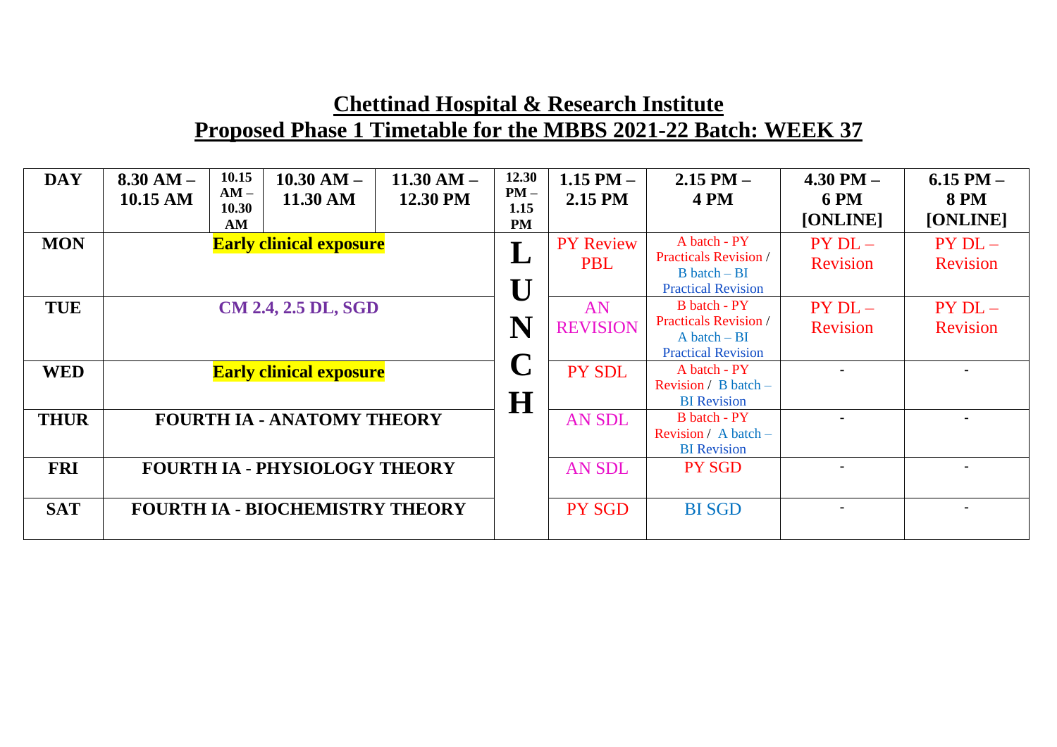# Chettinad Hospital & Research Institute

## Proposed Phase 1 Timetable for the MBBS 2021-22 Batch: WEEK 37

| DAY | 8.30 AM – 10.15 AM | 10.15 AM – 10.30 AM | 10.30 AM – 11.30 AM | 11.30 AM – 12.30 PM | 12.30 PM – 1.15 PM | 1.15 PM – 2.15 PM | 2.15 PM – 4 PM | 4.30 PM – 6 PM [ONLINE] | 6.15 PM – 8 PM [ONLINE] |
|---|---|---|---|---|---|---|---|---|---|
| MON | Early clinical exposure | | | | LUNCH | PY Review PBL | A batch - PY Practicals Revision / B batch – BI Practical Revision | PY DL – Revision | PY DL – Revision |
| TUE | CM 2.4, 2.5 DL, SGD | | | | | AN REVISION | B batch - PY Practicals Revision / A batch – BI Practical Revision | PY DL – Revision | PY DL – Revision |
| WED | Early clinical exposure | | | | | PY SDL | A batch - PY Revision / B batch – BI Revision | - | - |
| THUR | FOURTH IA - ANATOMY THEORY | | | | | AN SDL | B batch - PY Revision / A batch – BI Revision | - | - |
| FRI | FOURTH IA - PHYSIOLOGY THEORY | | | | | AN SDL | PY SGD | - | - |
| SAT | FOURTH IA - BIOCHEMISTRY THEORY | | | | | PY SGD | BI SGD | - | - |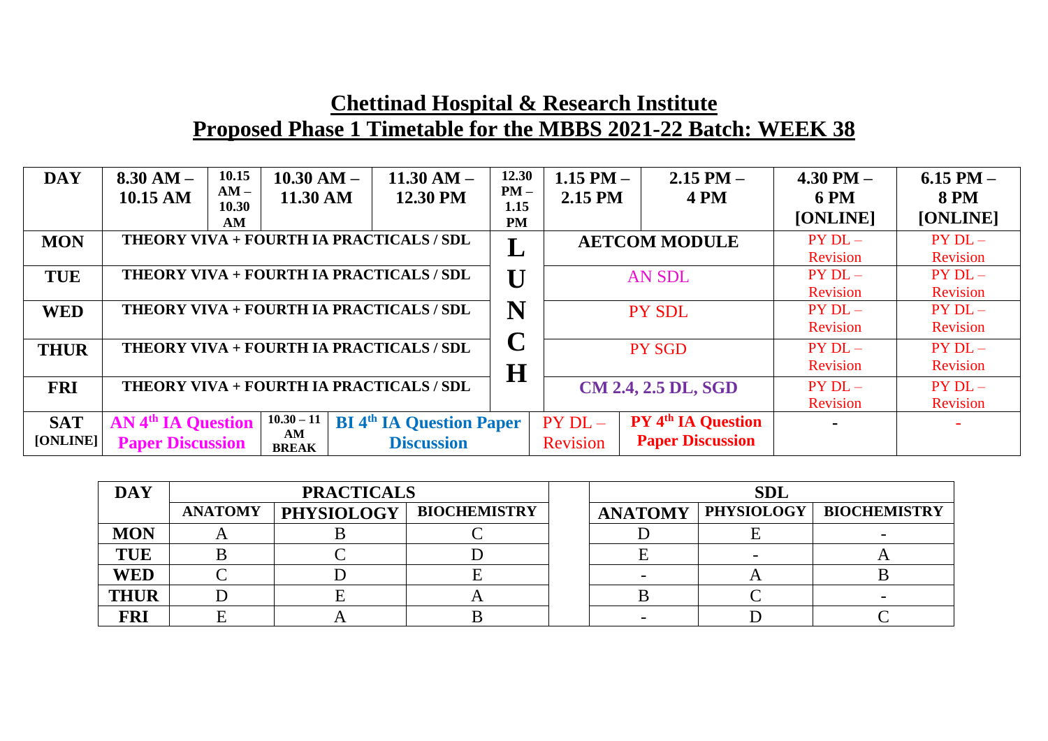# Chettinad Hospital & Research Institute

## Proposed Phase 1 Timetable for the MBBS 2021-22 Batch: WEEK 38

| DAY | 8.30 AM – 10.15 AM | 10.15 AM – 10.30 AM | 10.30 AM – 11.30 AM | 11.30 AM – 12.30 PM | 12.30 PM – 1.15 PM | 1.15 PM – 2.15 PM | 2.15 PM – 4 PM | 4.30 PM – 6 PM [ONLINE] | 6.15 PM – 8 PM [ONLINE] |
|---|---|---|---|---|---|---|---|---|---|
| MON | THEORY VIVA + FOURTH IA PRACTICALS / SDL | | | | L | AETCOM MODULE | | PY DL – Revision | PY DL – Revision |
| TUE | THEORY VIVA + FOURTH IA PRACTICALS / SDL | | | | U | AN SDL | | PY DL – Revision | PY DL – Revision |
| WED | THEORY VIVA + FOURTH IA PRACTICALS / SDL | | | | N | PY SDL | | PY DL – Revision | PY DL – Revision |
| THUR | THEORY VIVA + FOURTH IA PRACTICALS / SDL | | | | C | PY SGD | | PY DL – Revision | PY DL – Revision |
| FRI | THEORY VIVA + FOURTH IA PRACTICALS / SDL | | | | H | CM 2.4, 2.5 DL, SGD | | PY DL – Revision | PY DL – Revision |
| SAT [ONLINE] | AN 4th IA Question Paper Discussion | 10.30 – 11 AM BREAK | BI 4th IA Question Paper Discussion | | | PY DL – Revision | PY 4th IA Question Paper Discussion | - | - |

| DAY | PRACTICALS | | | SDL | | |
|---|---|---|---|---|---|---|
| | ANATOMY | PHYSIOLOGY | BIOCHEMISTRY | ANATOMY | PHYSIOLOGY | BIOCHEMISTRY |
| MON | A | B | C | D | E | - |
| TUE | B | C | D | E | - | A |
| WED | C | D | E | - | A | B |
| THUR | D | E | A | B | C | - |
| FRI | E | A | B | - | D | C |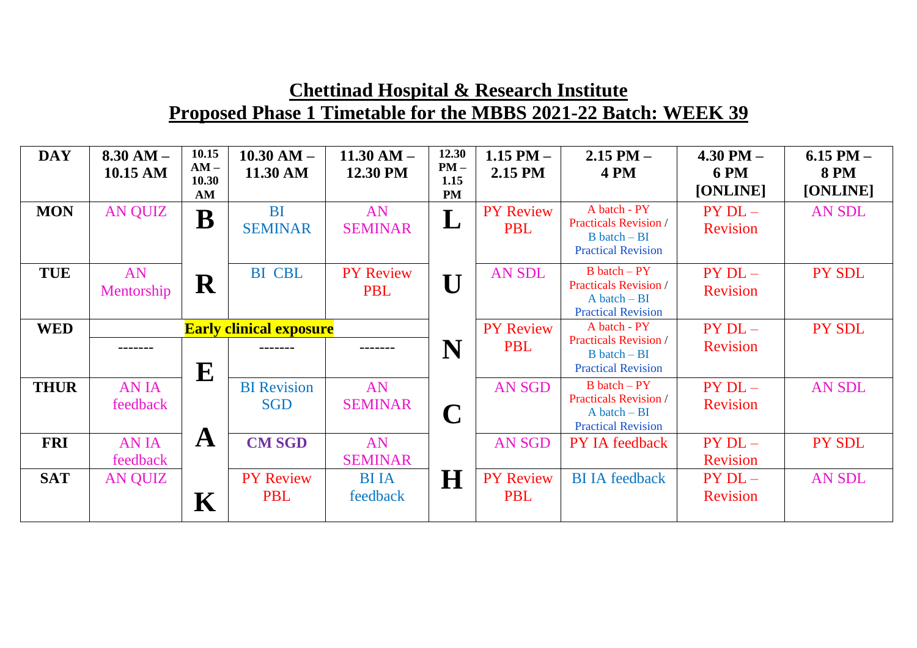## Chettinad Hospital & Research Institute

## Proposed Phase 1 Timetable for the MBBS 2021-22 Batch: WEEK 39

| DAY | 8.30 AM – 10.15 AM | 10.15 AM – 10.30 AM | 10.30 AM – 11.30 AM | 11.30 AM – 12.30 PM | 12.30 PM – 1.15 PM | 1.15 PM – 2.15 PM | 2.15 PM – 4 PM | 4.30 PM – 6 PM [ONLINE] | 6.15 PM – 8 PM [ONLINE] |
|---|---|---|---|---|---|---|---|---|---|
| MON | AN QUIZ | B | BI SEMINAR | AN SEMINAR | L | PY Review PBL | A batch - PY Practicals Revision / B batch – BI Practical Revision | PY DL – Revision | AN SDL |
| TUE | AN Mentorship | R | BI CBL | PY Review PBL | U | AN SDL | B batch – PY Practicals Revision / A batch – BI Practical Revision | PY DL – Revision | PY SDL |
| WED | **Early clinical exposure** | | | | | PY Review PBL | A batch - PY Practicals Revision / B batch – BI Practical Revision | PY DL – Revision | PY SDL |
| | ------- | E | ------- | ------- | N | | | | |
| THUR | AN IA feedback | | BI Revision SGD | AN SEMINAR | C | AN SGD | B batch – PY Practicals Revision / A batch – BI Practical Revision | PY DL – Revision | AN SDL |
| FRI | AN IA feedback | A | **CM SGD** | AN SEMINAR | | AN SGD | PY IA feedback | PY DL – Revision | PY SDL |
| SAT | AN QUIZ | K | PY Review PBL | BI IA feedback | H | PY Review PBL | BI IA feedback | PY DL – Revision | AN SDL |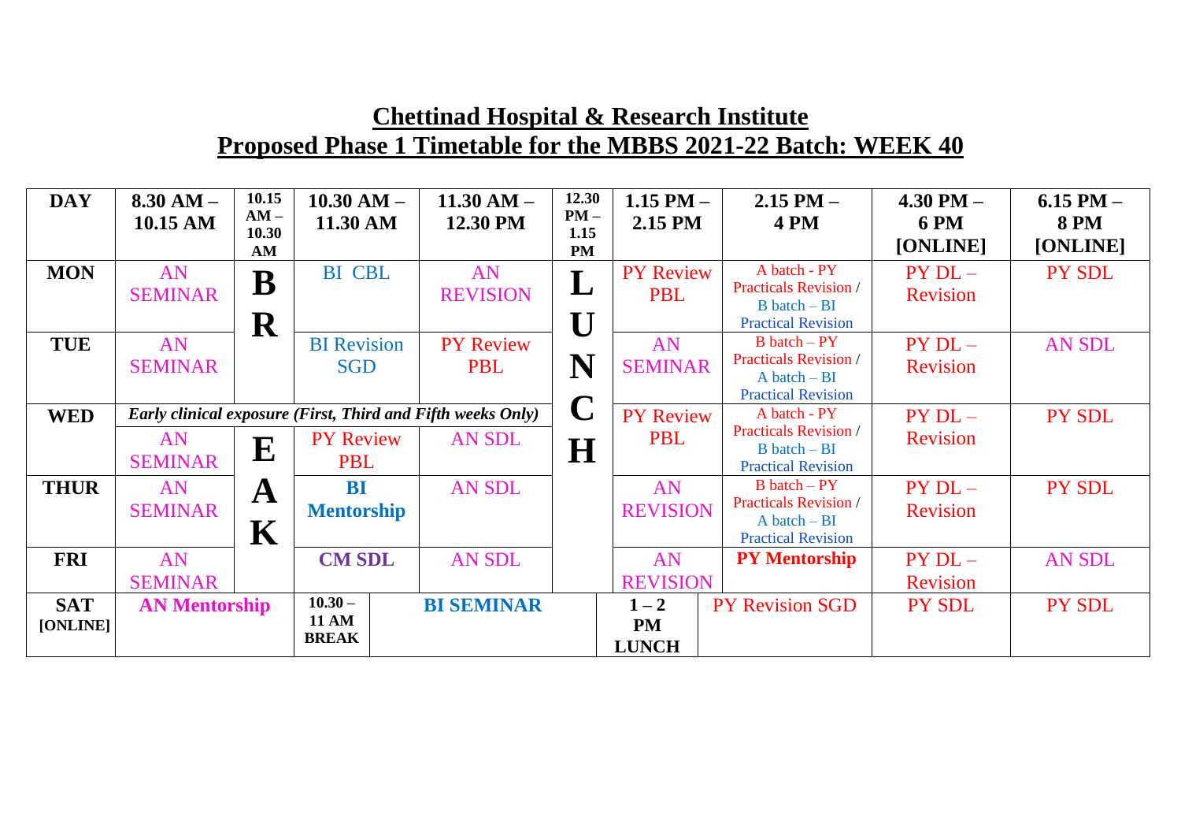## Chettinad Hospital & Research Institute

## Proposed Phase 1 Timetable for the MBBS 2021-22 Batch: WEEK 40

| DAY | 8.30 AM – 10.15 AM | 10.15 AM – 10.30 AM | 10.30 AM – 11.30 AM | 11.30 AM – 12.30 PM | 12.30 PM – 1.15 PM | 1.15 PM – 2.15 PM | 2.15 PM – 4 PM | 4.30 PM – 6 PM [ONLINE] | 6.15 PM – 8 PM [ONLINE] |
|---|---|---|---|---|---|---|---|---|---|
| MON | AN SEMINAR | BREAK | BI CBL | AN REVISION | LUNCH | PY Review PBL | A batch - PY Practicals Revision / B batch – BI Practical Revision | PY DL – Revision | PY SDL |
| TUE | AN SEMINAR | | BI Revision SGD | PY Review PBL | | AN SEMINAR | B batch – PY Practicals Revision / A batch – BI Practical Revision | PY DL – Revision | AN SDL |
| WED | *Early clinical exposure (First, Third and Fifth weeks Only)* | | | | | PY Review PBL | A batch - PY Practicals Revision / B batch – BI Practical Revision | PY DL – Revision | PY SDL |
| | AN SEMINAR | | PY Review PBL | AN SDL | | | | | |
| THUR | AN SEMINAR | | **BI Mentorship** | AN SDL | | AN REVISION | B batch – PY Practicals Revision / A batch – BI Practical Revision | PY DL – Revision | PY SDL |
| FRI | AN SEMINAR | | **CM SDL** | AN SDL | | AN REVISION | **PY Mentorship** | PY DL – Revision | AN SDL |
| SAT [ONLINE] | **AN Mentorship** | | 10.30 – 11 AM BREAK | **BI SEMINAR** | | 1 – 2 PM LUNCH | PY Revision SGD | PY SDL | PY SDL |